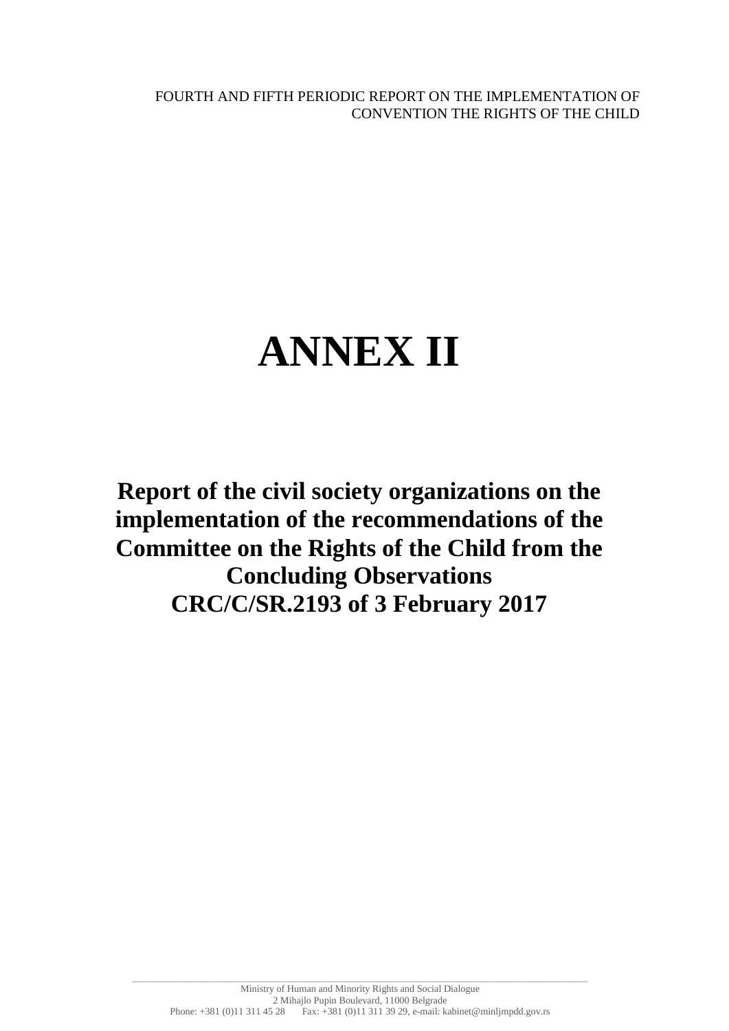FOURTH AND FIFTH PERIODIC REPORT ON THE IMPLEMENTATION OF CONVENTION THE RIGHTS OF THE CHILD

# ANNEX II

## Report of the civil society organizations on the implementation of the recommendations of the Committee on the Rights of the Child from the Concluding Observations CRC/C/SR.2193 of 3 February 2017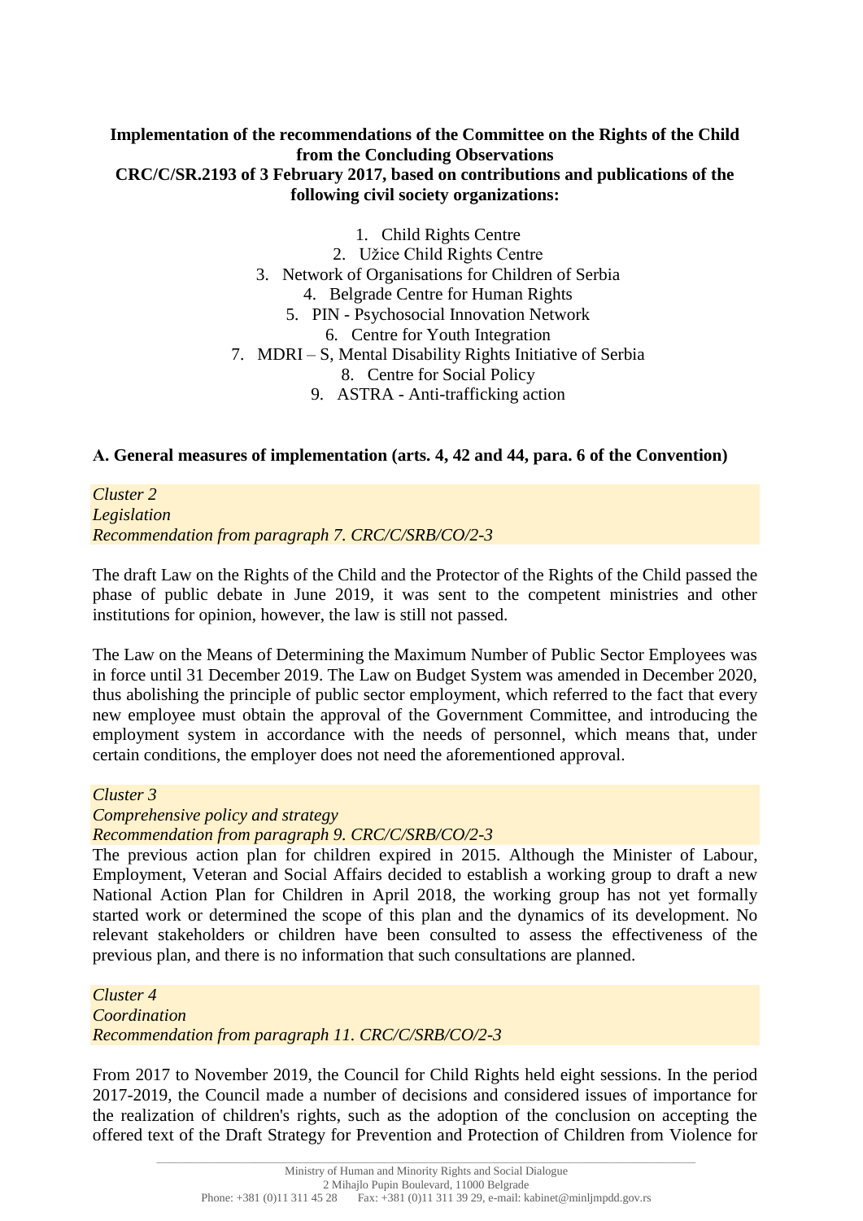**Implementation of the recommendations of the Committee on the Rights of the Child from the Concluding Observations CRC/C/SR.2193 of 3 February 2017, based on contributions and publications of the following civil society organizations:**

1. Child Rights Centre
2. Užice Child Rights Centre
3. Network of Organisations for Children of Serbia
4. Belgrade Centre for Human Rights
5. PIN - Psychosocial Innovation Network
6. Centre for Youth Integration
7. MDRI – S, Mental Disability Rights Initiative of Serbia
8. Centre for Social Policy
9. ASTRA - Anti-trafficking action

## A. General measures of implementation (arts. 4, 42 and 44, para. 6 of the Convention)

*Cluster 2*
*Legislation*
*Recommendation from paragraph 7. CRC/C/SRB/CO/2-3*

The draft Law on the Rights of the Child and the Protector of the Rights of the Child passed the phase of public debate in June 2019, it was sent to the competent ministries and other institutions for opinion, however, the law is still not passed.

The Law on the Means of Determining the Maximum Number of Public Sector Employees was in force until 31 December 2019. The Law on Budget System was amended in December 2020, thus abolishing the principle of public sector employment, which referred to the fact that every new employee must obtain the approval of the Government Committee, and introducing the employment system in accordance with the needs of personnel, which means that, under certain conditions, the employer does not need the aforementioned approval.

*Cluster 3*
*Comprehensive policy and strategy*
*Recommendation from paragraph 9. CRC/C/SRB/CO/2-3*

The previous action plan for children expired in 2015. Although the Minister of Labour, Employment, Veteran and Social Affairs decided to establish a working group to draft a new National Action Plan for Children in April 2018, the working group has not yet formally started work or determined the scope of this plan and the dynamics of its development. No relevant stakeholders or children have been consulted to assess the effectiveness of the previous plan, and there is no information that such consultations are planned.

*Cluster 4*
*Coordination*
*Recommendation from paragraph 11. CRC/C/SRB/CO/2-3*

From 2017 to November 2019, the Council for Child Rights held eight sessions. In the period 2017-2019, the Council made a number of decisions and considered issues of importance for the realization of children's rights, such as the adoption of the conclusion on accepting the offered text of the Draft Strategy for Prevention and Protection of Children from Violence for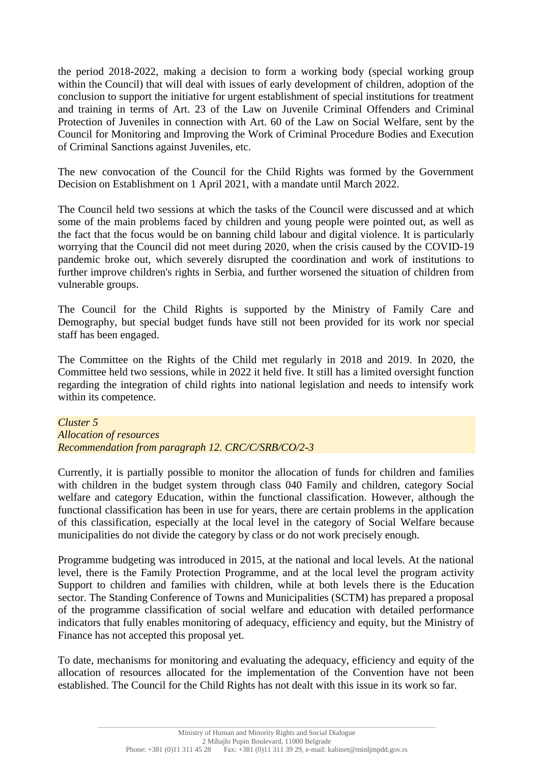the period 2018-2022, making a decision to form a working body (special working group within the Council) that will deal with issues of early development of children, adoption of the conclusion to support the initiative for urgent establishment of special institutions for treatment and training in terms of Art. 23 of the Law on Juvenile Criminal Offenders and Criminal Protection of Juveniles in connection with Art. 60 of the Law on Social Welfare, sent by the Council for Monitoring and Improving the Work of Criminal Procedure Bodies and Execution of Criminal Sanctions against Juveniles, etc.

The new convocation of the Council for the Child Rights was formed by the Government Decision on Establishment on 1 April 2021, with a mandate until March 2022.

The Council held two sessions at which the tasks of the Council were discussed and at which some of the main problems faced by children and young people were pointed out, as well as the fact that the focus would be on banning child labour and digital violence. It is particularly worrying that the Council did not meet during 2020, when the crisis caused by the COVID-19 pandemic broke out, which severely disrupted the coordination and work of institutions to further improve children's rights in Serbia, and further worsened the situation of children from vulnerable groups.

The Council for the Child Rights is supported by the Ministry of Family Care and Demography, but special budget funds have still not been provided for its work nor special staff has been engaged.

The Committee on the Rights of the Child met regularly in 2018 and 2019. In 2020, the Committee held two sessions, while in 2022 it held five. It still has a limited oversight function regarding the integration of child rights into national legislation and needs to intensify work within its competence.

*Cluster 5*
*Allocation of resources*
*Recommendation from paragraph 12. CRC/C/SRB/CO/2-3*

Currently, it is partially possible to monitor the allocation of funds for children and families with children in the budget system through class 040 Family and children, category Social welfare and category Education, within the functional classification. However, although the functional classification has been in use for years, there are certain problems in the application of this classification, especially at the local level in the category of Social Welfare because municipalities do not divide the category by class or do not work precisely enough.

Programme budgeting was introduced in 2015, at the national and local levels. At the national level, there is the Family Protection Programme, and at the local level the program activity Support to children and families with children, while at both levels there is the Education sector. The Standing Conference of Towns and Municipalities (SCTM) has prepared a proposal of the programme classification of social welfare and education with detailed performance indicators that fully enables monitoring of adequacy, efficiency and equity, but the Ministry of Finance has not accepted this proposal yet.

To date, mechanisms for monitoring and evaluating the adequacy, efficiency and equity of the allocation of resources allocated for the implementation of the Convention have not been established. The Council for the Child Rights has not dealt with this issue in its work so far.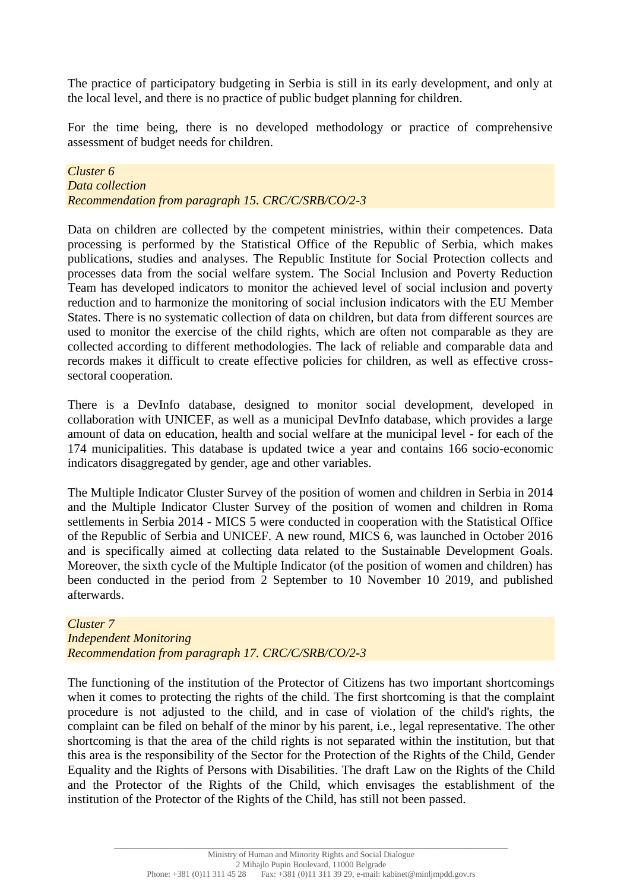The practice of participatory budgeting in Serbia is still in its early development, and only at the local level, and there is no practice of public budget planning for children.

For the time being, there is no developed methodology or practice of comprehensive assessment of budget needs for children.

*Cluster 6*
*Data collection*
*Recommendation from paragraph 15. CRC/C/SRB/CO/2-3*

Data on children are collected by the competent ministries, within their competences. Data processing is performed by the Statistical Office of the Republic of Serbia, which makes publications, studies and analyses. The Republic Institute for Social Protection collects and processes data from the social welfare system. The Social Inclusion and Poverty Reduction Team has developed indicators to monitor the achieved level of social inclusion and poverty reduction and to harmonize the monitoring of social inclusion indicators with the EU Member States. There is no systematic collection of data on children, but data from different sources are used to monitor the exercise of the child rights, which are often not comparable as they are collected according to different methodologies. The lack of reliable and comparable data and records makes it difficult to create effective policies for children, as well as effective cross-sectoral cooperation.

There is a DevInfo database, designed to monitor social development, developed in collaboration with UNICEF, as well as a municipal DevInfo database, which provides a large amount of data on education, health and social welfare at the municipal level - for each of the 174 municipalities. This database is updated twice a year and contains 166 socio-economic indicators disaggregated by gender, age and other variables.

The Multiple Indicator Cluster Survey of the position of women and children in Serbia in 2014 and the Multiple Indicator Cluster Survey of the position of women and children in Roma settlements in Serbia 2014 - MICS 5 were conducted in cooperation with the Statistical Office of the Republic of Serbia and UNICEF. A new round, MICS 6, was launched in October 2016 and is specifically aimed at collecting data related to the Sustainable Development Goals. Moreover, the sixth cycle of the Multiple Indicator (of the position of women and children) has been conducted in the period from 2 September to 10 November 10 2019, and published afterwards.

*Cluster 7*
*Independent Monitoring*
*Recommendation from paragraph 17. CRC/C/SRB/CO/2-3*

The functioning of the institution of the Protector of Citizens has two important shortcomings when it comes to protecting the rights of the child. The first shortcoming is that the complaint procedure is not adjusted to the child, and in case of violation of the child's rights, the complaint can be filed on behalf of the minor by his parent, i.e., legal representative. The other shortcoming is that the area of the child rights is not separated within the institution, but that this area is the responsibility of the Sector for the Protection of the Rights of the Child, Gender Equality and the Rights of Persons with Disabilities. The draft Law on the Rights of the Child and the Protector of the Rights of the Child, which envisages the establishment of the institution of the Protector of the Rights of the Child, has still not been passed.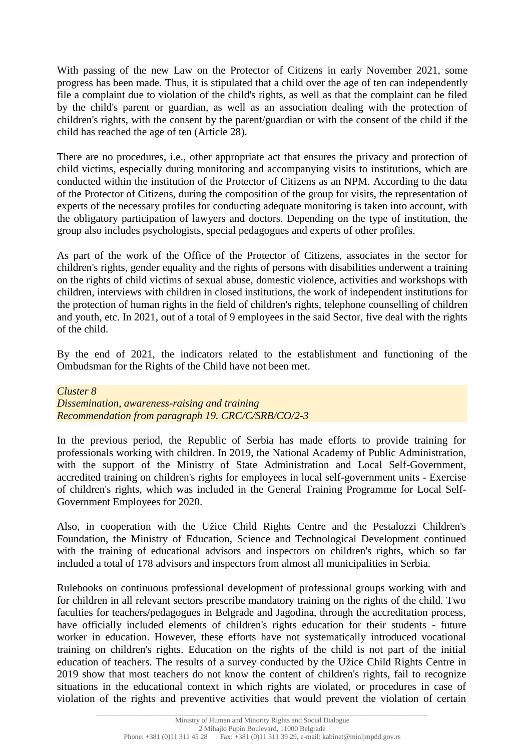With passing of the new Law on the Protector of Citizens in early November 2021, some progress has been made. Thus, it is stipulated that a child over the age of ten can independently file a complaint due to violation of the child's rights, as well as that the complaint can be filed by the child's parent or guardian, as well as an association dealing with the protection of children's rights, with the consent by the parent/guardian or with the consent of the child if the child has reached the age of ten (Article 28).

There are no procedures, i.e., other appropriate act that ensures the privacy and protection of child victims, especially during monitoring and accompanying visits to institutions, which are conducted within the institution of the Protector of Citizens as an NPM. According to the data of the Protector of Citizens, during the composition of the group for visits, the representation of experts of the necessary profiles for conducting adequate monitoring is taken into account, with the obligatory participation of lawyers and doctors. Depending on the type of institution, the group also includes psychologists, special pedagogues and experts of other profiles.

As part of the work of the Office of the Protector of Citizens, associates in the sector for children's rights, gender equality and the rights of persons with disabilities underwent a training on the rights of child victims of sexual abuse, domestic violence, activities and workshops with children, interviews with children in closed institutions, the work of independent institutions for the protection of human rights in the field of children's rights, telephone counselling of children and youth, etc. In 2021, out of a total of 9 employees in the said Sector, five deal with the rights of the child.

By the end of 2021, the indicators related to the establishment and functioning of the Ombudsman for the Rights of the Child have not been met.

*Cluster 8*
*Dissemination, awareness-raising and training*
*Recommendation from paragraph 19. CRC/C/SRB/CO/2-3*

In the previous period, the Republic of Serbia has made efforts to provide training for professionals working with children. In 2019, the National Academy of Public Administration, with the support of the Ministry of State Administration and Local Self-Government, accredited training on children's rights for employees in local self-government units - Exercise of children's rights, which was included in the General Training Programme for Local Self-Government Employees for 2020.

Also, in cooperation with the Užice Child Rights Centre and the Pestalozzi Children's Foundation, the Ministry of Education, Science and Technological Development continued with the training of educational advisors and inspectors on children's rights, which so far included a total of 178 advisors and inspectors from almost all municipalities in Serbia.

Rulebooks on continuous professional development of professional groups working with and for children in all relevant sectors prescribe mandatory training on the rights of the child. Two faculties for teachers/pedagogues in Belgrade and Jagodina, through the accreditation process, have officially included elements of children's rights education for their students - future worker in education. However, these efforts have not systematically introduced vocational training on children's rights. Education on the rights of the child is not part of the initial education of teachers. The results of a survey conducted by the Užice Child Rights Centre in 2019 show that most teachers do not know the content of children's rights, fail to recognize situations in the educational context in which rights are violated, or procedures in case of violation of the rights and preventive activities that would prevent the violation of certain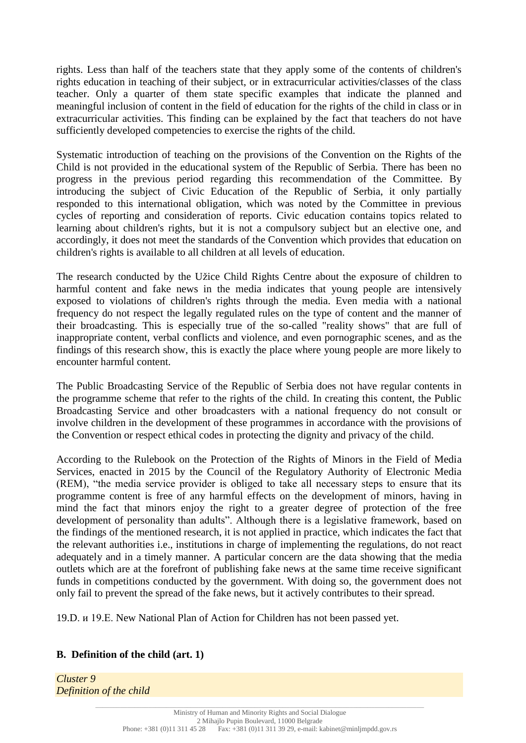rights. Less than half of the teachers state that they apply some of the contents of children's rights education in teaching of their subject, or in extracurricular activities/classes of the class teacher. Only a quarter of them state specific examples that indicate the planned and meaningful inclusion of content in the field of education for the rights of the child in class or in extracurricular activities. This finding can be explained by the fact that teachers do not have sufficiently developed competencies to exercise the rights of the child.

Systematic introduction of teaching on the provisions of the Convention on the Rights of the Child is not provided in the educational system of the Republic of Serbia. There has been no progress in the previous period regarding this recommendation of the Committee. By introducing the subject of Civic Education of the Republic of Serbia, it only partially responded to this international obligation, which was noted by the Committee in previous cycles of reporting and consideration of reports. Civic education contains topics related to learning about children's rights, but it is not a compulsory subject but an elective one, and accordingly, it does not meet the standards of the Convention which provides that education on children's rights is available to all children at all levels of education.

The research conducted by the Užice Child Rights Centre about the exposure of children to harmful content and fake news in the media indicates that young people are intensively exposed to violations of children's rights through the media. Even media with a national frequency do not respect the legally regulated rules on the type of content and the manner of their broadcasting. This is especially true of the so-called "reality shows" that are full of inappropriate content, verbal conflicts and violence, and even pornographic scenes, and as the findings of this research show, this is exactly the place where young people are more likely to encounter harmful content.

The Public Broadcasting Service of the Republic of Serbia does not have regular contents in the programme scheme that refer to the rights of the child. In creating this content, the Public Broadcasting Service and other broadcasters with a national frequency do not consult or involve children in the development of these programmes in accordance with the provisions of the Convention or respect ethical codes in protecting the dignity and privacy of the child.

According to the Rulebook on the Protection of the Rights of Minors in the Field of Media Services, enacted in 2015 by the Council of the Regulatory Authority of Electronic Media (REM), "the media service provider is obliged to take all necessary steps to ensure that its programme content is free of any harmful effects on the development of minors, having in mind the fact that minors enjoy the right to a greater degree of protection of the free development of personality than adults". Although there is a legislative framework, based on the findings of the mentioned research, it is not applied in practice, which indicates the fact that the relevant authorities i.e., institutions in charge of implementing the regulations, do not react adequately and in a timely manner. A particular concern are the data showing that the media outlets which are at the forefront of publishing fake news at the same time receive significant funds in competitions conducted by the government. With doing so, the government does not only fail to prevent the spread of the fake news, but it actively contributes to their spread.

19.D. и 19.E. New National Plan of Action for Children has not been passed yet.

## B. Definition of the child (art. 1)

*Cluster 9*
*Definition of the child*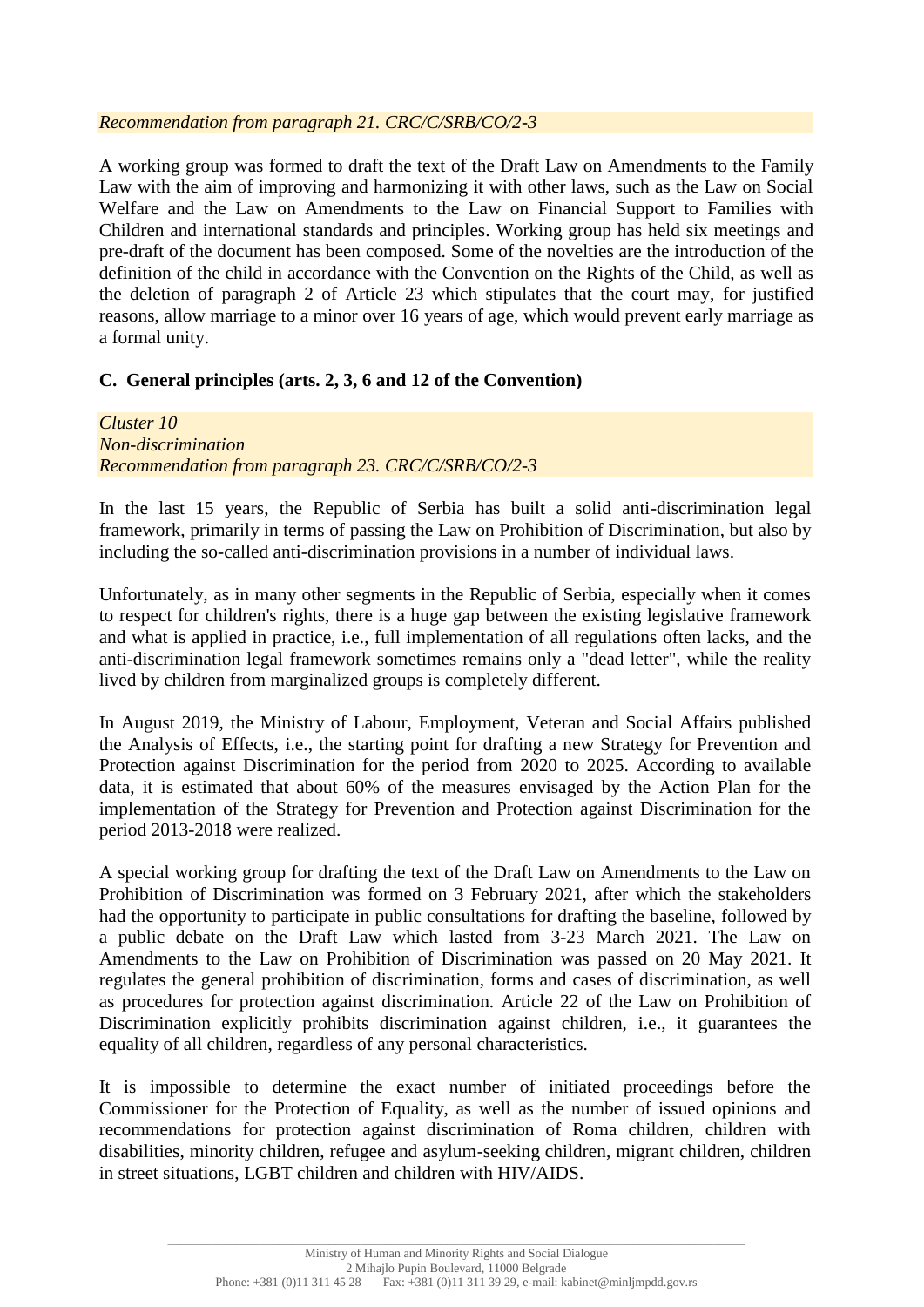*Recommendation from paragraph 21. CRC/C/SRB/CO/2-3*

A working group was formed to draft the text of the Draft Law on Amendments to the Family Law with the aim of improving and harmonizing it with other laws, such as the Law on Social Welfare and the Law on Amendments to the Law on Financial Support to Families with Children and international standards and principles. Working group has held six meetings and pre-draft of the document has been composed. Some of the novelties are the introduction of the definition of the child in accordance with the Convention on the Rights of the Child, as well as the deletion of paragraph 2 of Article 23 which stipulates that the court may, for justified reasons, allow marriage to a minor over 16 years of age, which would prevent early marriage as a formal unity.

## C. General principles (arts. 2, 3, 6 and 12 of the Convention)

*Cluster 10*
*Non-discrimination*
*Recommendation from paragraph 23. CRC/C/SRB/CO/2-3*

In the last 15 years, the Republic of Serbia has built a solid anti-discrimination legal framework, primarily in terms of passing the Law on Prohibition of Discrimination, but also by including the so-called anti-discrimination provisions in a number of individual laws.

Unfortunately, as in many other segments in the Republic of Serbia, especially when it comes to respect for children's rights, there is a huge gap between the existing legislative framework and what is applied in practice, i.e., full implementation of all regulations often lacks, and the anti-discrimination legal framework sometimes remains only a "dead letter", while the reality lived by children from marginalized groups is completely different.

In August 2019, the Ministry of Labour, Employment, Veteran and Social Affairs published the Analysis of Effects, i.e., the starting point for drafting a new Strategy for Prevention and Protection against Discrimination for the period from 2020 to 2025. According to available data, it is estimated that about 60% of the measures envisaged by the Action Plan for the implementation of the Strategy for Prevention and Protection against Discrimination for the period 2013-2018 were realized.

A special working group for drafting the text of the Draft Law on Amendments to the Law on Prohibition of Discrimination was formed on 3 February 2021, after which the stakeholders had the opportunity to participate in public consultations for drafting the baseline, followed by a public debate on the Draft Law which lasted from 3-23 March 2021. The Law on Amendments to the Law on Prohibition of Discrimination was passed on 20 May 2021. It regulates the general prohibition of discrimination, forms and cases of discrimination, as well as procedures for protection against discrimination. Article 22 of the Law on Prohibition of Discrimination explicitly prohibits discrimination against children, i.e., it guarantees the equality of all children, regardless of any personal characteristics.

It is impossible to determine the exact number of initiated proceedings before the Commissioner for the Protection of Equality, as well as the number of issued opinions and recommendations for protection against discrimination of Roma children, children with disabilities, minority children, refugee and asylum-seeking children, migrant children, children in street situations, LGBT children and children with HIV/AIDS.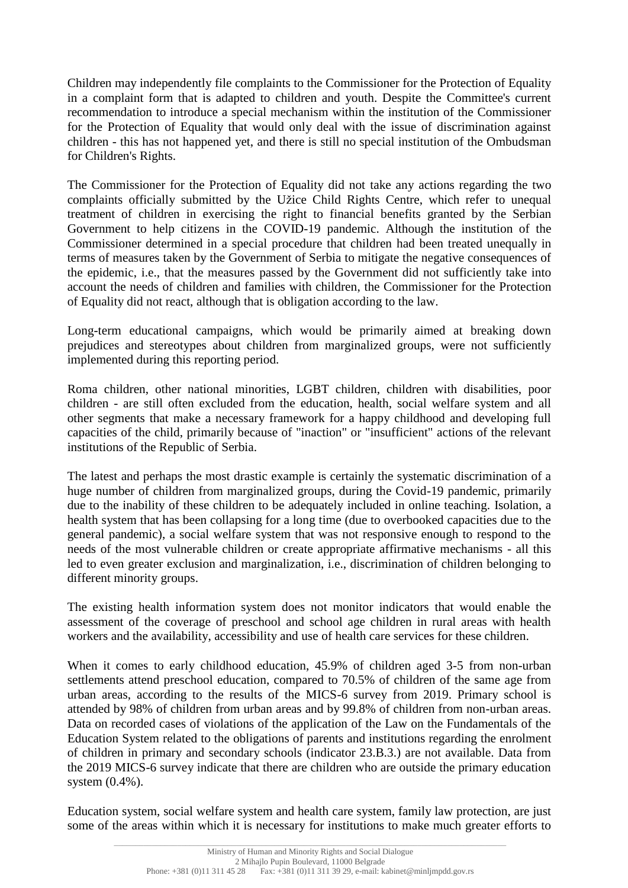Children may independently file complaints to the Commissioner for the Protection of Equality in a complaint form that is adapted to children and youth. Despite the Committee's current recommendation to introduce a special mechanism within the institution of the Commissioner for the Protection of Equality that would only deal with the issue of discrimination against children - this has not happened yet, and there is still no special institution of the Ombudsman for Children's Rights.

The Commissioner for the Protection of Equality did not take any actions regarding the two complaints officially submitted by the Užice Child Rights Centre, which refer to unequal treatment of children in exercising the right to financial benefits granted by the Serbian Government to help citizens in the COVID-19 pandemic. Although the institution of the Commissioner determined in a special procedure that children had been treated unequally in terms of measures taken by the Government of Serbia to mitigate the negative consequences of the epidemic, i.e., that the measures passed by the Government did not sufficiently take into account the needs of children and families with children, the Commissioner for the Protection of Equality did not react, although that is obligation according to the law.

Long-term educational campaigns, which would be primarily aimed at breaking down prejudices and stereotypes about children from marginalized groups, were not sufficiently implemented during this reporting period.

Roma children, other national minorities, LGBT children, children with disabilities, poor children - are still often excluded from the education, health, social welfare system and all other segments that make a necessary framework for a happy childhood and developing full capacities of the child, primarily because of "inaction" or "insufficient" actions of the relevant institutions of the Republic of Serbia.

The latest and perhaps the most drastic example is certainly the systematic discrimination of a huge number of children from marginalized groups, during the Covid-19 pandemic, primarily due to the inability of these children to be adequately included in online teaching. Isolation, a health system that has been collapsing for a long time (due to overbooked capacities due to the general pandemic), a social welfare system that was not responsive enough to respond to the needs of the most vulnerable children or create appropriate affirmative mechanisms - all this led to even greater exclusion and marginalization, i.e., discrimination of children belonging to different minority groups.

The existing health information system does not monitor indicators that would enable the assessment of the coverage of preschool and school age children in rural areas with health workers and the availability, accessibility and use of health care services for these children.

When it comes to early childhood education, 45.9% of children aged 3-5 from non-urban settlements attend preschool education, compared to 70.5% of children of the same age from urban areas, according to the results of the MICS-6 survey from 2019. Primary school is attended by 98% of children from urban areas and by 99.8% of children from non-urban areas. Data on recorded cases of violations of the application of the Law on the Fundamentals of the Education System related to the obligations of parents and institutions regarding the enrolment of children in primary and secondary schools (indicator 23.B.3.) are not available. Data from the 2019 MICS-6 survey indicate that there are children who are outside the primary education system (0.4%).

Education system, social welfare system and health care system, family law protection, are just some of the areas within which it is necessary for institutions to make much greater efforts to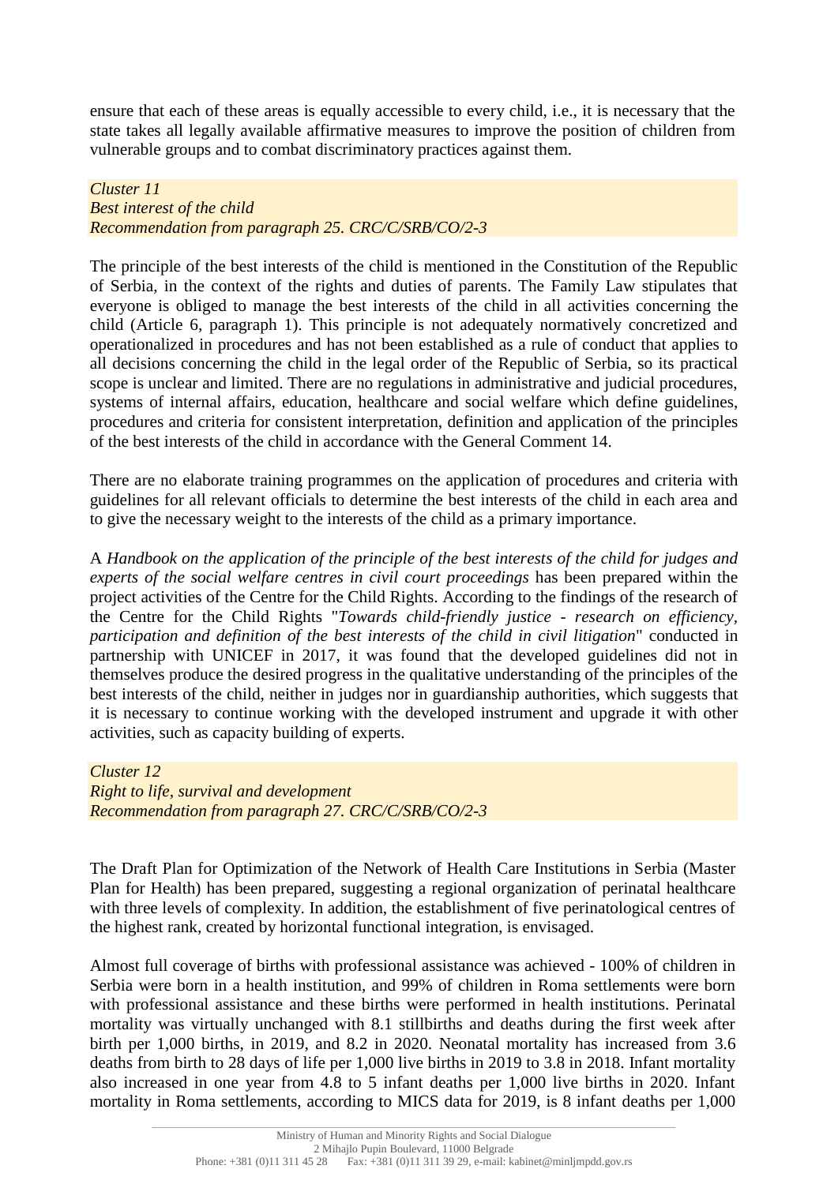ensure that each of these areas is equally accessible to every child, i.e., it is necessary that the state takes all legally available affirmative measures to improve the position of children from vulnerable groups and to combat discriminatory practices against them.

*Cluster 11*
*Best interest of the child*
*Recommendation from paragraph 25. CRC/C/SRB/CO/2-3*

The principle of the best interests of the child is mentioned in the Constitution of the Republic of Serbia, in the context of the rights and duties of parents. The Family Law stipulates that everyone is obliged to manage the best interests of the child in all activities concerning the child (Article 6, paragraph 1). This principle is not adequately normatively concretized and operationalized in procedures and has not been established as a rule of conduct that applies to all decisions concerning the child in the legal order of the Republic of Serbia, so its practical scope is unclear and limited. There are no regulations in administrative and judicial procedures, systems of internal affairs, education, healthcare and social welfare which define guidelines, procedures and criteria for consistent interpretation, definition and application of the principles of the best interests of the child in accordance with the General Comment 14.

There are no elaborate training programmes on the application of procedures and criteria with guidelines for all relevant officials to determine the best interests of the child in each area and to give the necessary weight to the interests of the child as a primary importance.

A *Handbook on the application of the principle of the best interests of the child for judges and experts of the social welfare centres in civil court proceedings* has been prepared within the project activities of the Centre for the Child Rights. According to the findings of the research of the Centre for the Child Rights "*Towards child-friendly justice - research on efficiency, participation and definition of the best interests of the child in civil litigation*" conducted in partnership with UNICEF in 2017, it was found that the developed guidelines did not in themselves produce the desired progress in the qualitative understanding of the principles of the best interests of the child, neither in judges nor in guardianship authorities, which suggests that it is necessary to continue working with the developed instrument and upgrade it with other activities, such as capacity building of experts.

*Cluster 12*
*Right to life, survival and development*
*Recommendation from paragraph 27. CRC/C/SRB/CO/2-3*

The Draft Plan for Optimization of the Network of Health Care Institutions in Serbia (Master Plan for Health) has been prepared, suggesting a regional organization of perinatal healthcare with three levels of complexity. In addition, the establishment of five perinatological centres of the highest rank, created by horizontal functional integration, is envisaged.

Almost full coverage of births with professional assistance was achieved - 100% of children in Serbia were born in a health institution, and 99% of children in Roma settlements were born with professional assistance and these births were performed in health institutions. Perinatal mortality was virtually unchanged with 8.1 stillbirths and deaths during the first week after birth per 1,000 births, in 2019, and 8.2 in 2020. Neonatal mortality has increased from 3.6 deaths from birth to 28 days of life per 1,000 live births in 2019 to 3.8 in 2018. Infant mortality also increased in one year from 4.8 to 5 infant deaths per 1,000 live births in 2020. Infant mortality in Roma settlements, according to MICS data for 2019, is 8 infant deaths per 1,000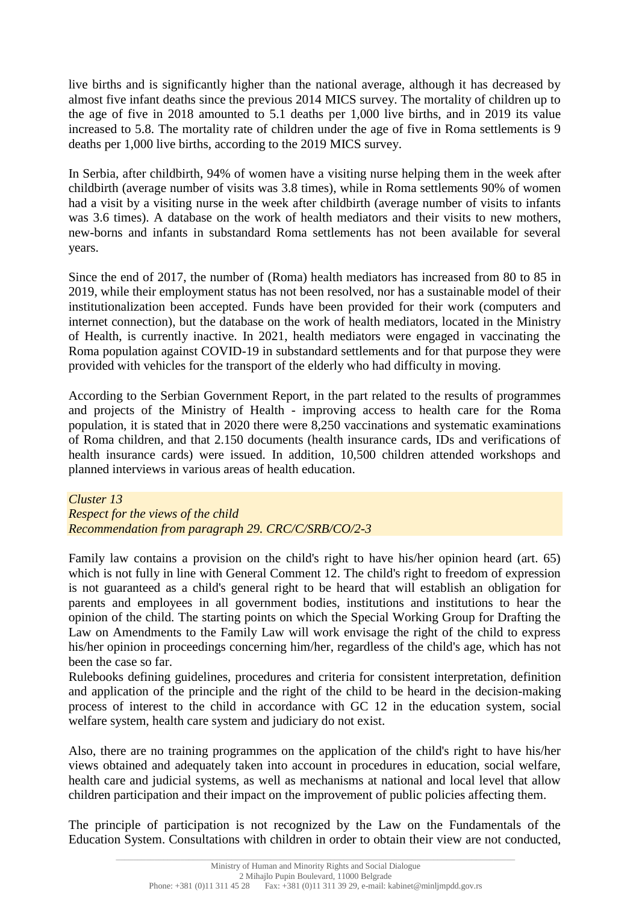live births and is significantly higher than the national average, although it has decreased by almost five infant deaths since the previous 2014 MICS survey. The mortality of children up to the age of five in 2018 amounted to 5.1 deaths per 1,000 live births, and in 2019 its value increased to 5.8. The mortality rate of children under the age of five in Roma settlements is 9 deaths per 1,000 live births, according to the 2019 MICS survey.

In Serbia, after childbirth, 94% of women have a visiting nurse helping them in the week after childbirth (average number of visits was 3.8 times), while in Roma settlements 90% of women had a visit by a visiting nurse in the week after childbirth (average number of visits to infants was 3.6 times). A database on the work of health mediators and their visits to new mothers, new-borns and infants in substandard Roma settlements has not been available for several years.

Since the end of 2017, the number of (Roma) health mediators has increased from 80 to 85 in 2019, while their employment status has not been resolved, nor has a sustainable model of their institutionalization been accepted. Funds have been provided for their work (computers and internet connection), but the database on the work of health mediators, located in the Ministry of Health, is currently inactive. In 2021, health mediators were engaged in vaccinating the Roma population against COVID-19 in substandard settlements and for that purpose they were provided with vehicles for the transport of the elderly who had difficulty in moving.

According to the Serbian Government Report, in the part related to the results of programmes and projects of the Ministry of Health - improving access to health care for the Roma population, it is stated that in 2020 there were 8,250 vaccinations and systematic examinations of Roma children, and that 2.150 documents (health insurance cards, IDs and verifications of health insurance cards) were issued. In addition, 10,500 children attended workshops and planned interviews in various areas of health education.

*Cluster 13*
*Respect for the views of the child*
*Recommendation from paragraph 29. CRC/C/SRB/CO/2-3*

Family law contains a provision on the child's right to have his/her opinion heard (art. 65) which is not fully in line with General Comment 12. The child's right to freedom of expression is not guaranteed as a child's general right to be heard that will establish an obligation for parents and employees in all government bodies, institutions and institutions to hear the opinion of the child. The starting points on which the Special Working Group for Drafting the Law on Amendments to the Family Law will work envisage the right of the child to express his/her opinion in proceedings concerning him/her, regardless of the child's age, which has not been the case so far.
Rulebooks defining guidelines, procedures and criteria for consistent interpretation, definition and application of the principle and the right of the child to be heard in the decision-making process of interest to the child in accordance with GC 12 in the education system, social welfare system, health care system and judiciary do not exist.

Also, there are no training programmes on the application of the child's right to have his/her views obtained and adequately taken into account in procedures in education, social welfare, health care and judicial systems, as well as mechanisms at national and local level that allow children participation and their impact on the improvement of public policies affecting them.

The principle of participation is not recognized by the Law on the Fundamentals of the Education System. Consultations with children in order to obtain their view are not conducted,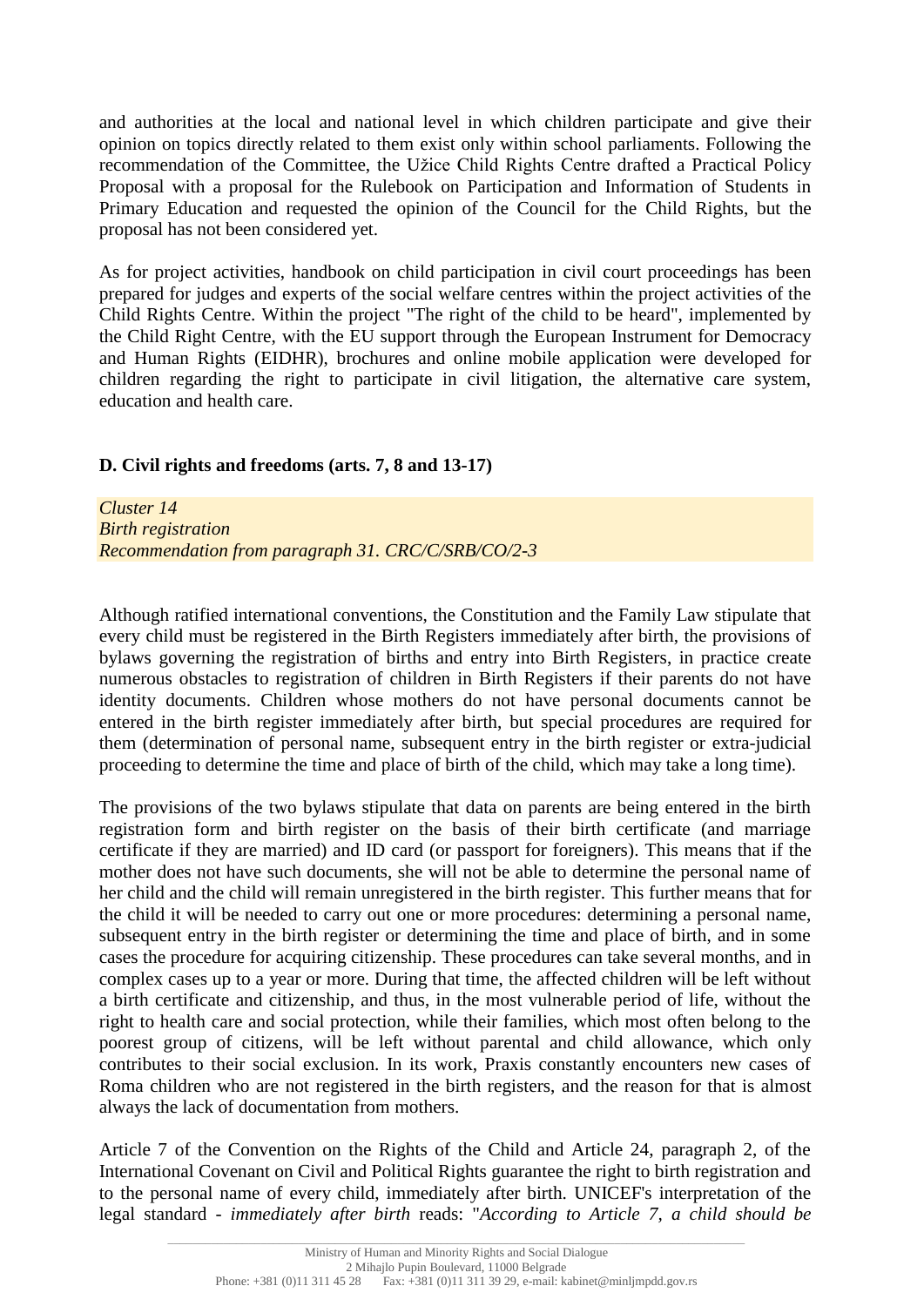and authorities at the local and national level in which children participate and give their opinion on topics directly related to them exist only within school parliaments. Following the recommendation of the Committee, the Užice Child Rights Centre drafted a Practical Policy Proposal with a proposal for the Rulebook on Participation and Information of Students in Primary Education and requested the opinion of the Council for the Child Rights, but the proposal has not been considered yet.

As for project activities, handbook on child participation in civil court proceedings has been prepared for judges and experts of the social welfare centres within the project activities of the Child Rights Centre. Within the project "The right of the child to be heard", implemented by the Child Right Centre, with the EU support through the European Instrument for Democracy and Human Rights (EIDHR), brochures and online mobile application were developed for children regarding the right to participate in civil litigation, the alternative care system, education and health care.

## D. Civil rights and freedoms (arts. 7, 8 and 13-17)

*Cluster 14*
*Birth registration*
*Recommendation from paragraph 31. CRC/C/SRB/CO/2-3*

Although ratified international conventions, the Constitution and the Family Law stipulate that every child must be registered in the Birth Registers immediately after birth, the provisions of bylaws governing the registration of births and entry into Birth Registers, in practice create numerous obstacles to registration of children in Birth Registers if their parents do not have identity documents. Children whose mothers do not have personal documents cannot be entered in the birth register immediately after birth, but special procedures are required for them (determination of personal name, subsequent entry in the birth register or extra-judicial proceeding to determine the time and place of birth of the child, which may take a long time).

The provisions of the two bylaws stipulate that data on parents are being entered in the birth registration form and birth register on the basis of their birth certificate (and marriage certificate if they are married) and ID card (or passport for foreigners). This means that if the mother does not have such documents, she will not be able to determine the personal name of her child and the child will remain unregistered in the birth register. This further means that for the child it will be needed to carry out one or more procedures: determining a personal name, subsequent entry in the birth register or determining the time and place of birth, and in some cases the procedure for acquiring citizenship. These procedures can take several months, and in complex cases up to a year or more. During that time, the affected children will be left without a birth certificate and citizenship, and thus, in the most vulnerable period of life, without the right to health care and social protection, while their families, which most often belong to the poorest group of citizens, will be left without parental and child allowance, which only contributes to their social exclusion. In its work, Praxis constantly encounters new cases of Roma children who are not registered in the birth registers, and the reason for that is almost always the lack of documentation from mothers.

Article 7 of the Convention on the Rights of the Child and Article 24, paragraph 2, of the International Covenant on Civil and Political Rights guarantee the right to birth registration and to the personal name of every child, immediately after birth. UNICEF's interpretation of the legal standard - *immediately after birth* reads: "*According to Article 7, a child should be*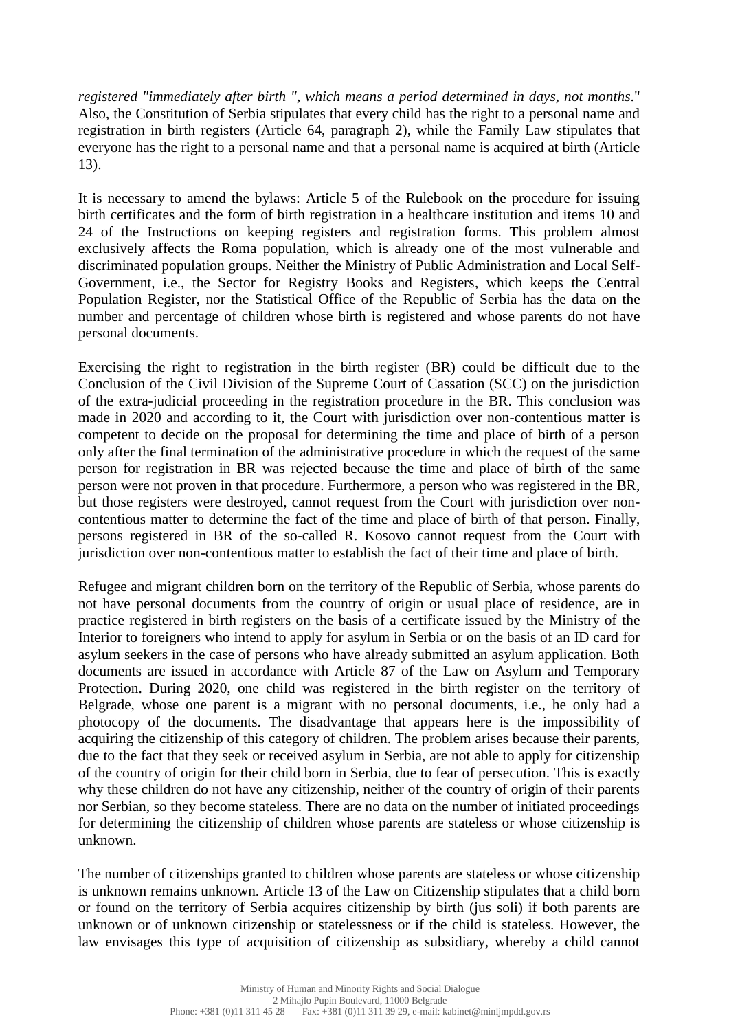*registered "immediately after birth ", which means a period determined in days, not months*." Also, the Constitution of Serbia stipulates that every child has the right to a personal name and registration in birth registers (Article 64, paragraph 2), while the Family Law stipulates that everyone has the right to a personal name and that a personal name is acquired at birth (Article 13).

It is necessary to amend the bylaws: Article 5 of the Rulebook on the procedure for issuing birth certificates and the form of birth registration in a healthcare institution and items 10 and 24 of the Instructions on keeping registers and registration forms. This problem almost exclusively affects the Roma population, which is already one of the most vulnerable and discriminated population groups. Neither the Ministry of Public Administration and Local Self-Government, i.e., the Sector for Registry Books and Registers, which keeps the Central Population Register, nor the Statistical Office of the Republic of Serbia has the data on the number and percentage of children whose birth is registered and whose parents do not have personal documents.

Exercising the right to registration in the birth register (BR) could be difficult due to the Conclusion of the Civil Division of the Supreme Court of Cassation (SCC) on the jurisdiction of the extra-judicial proceeding in the registration procedure in the BR. This conclusion was made in 2020 and according to it, the Court with jurisdiction over non-contentious matter is competent to decide on the proposal for determining the time and place of birth of a person only after the final termination of the administrative procedure in which the request of the same person for registration in BR was rejected because the time and place of birth of the same person were not proven in that procedure. Furthermore, a person who was registered in the BR, but those registers were destroyed, cannot request from the Court with jurisdiction over non-contentious matter to determine the fact of the time and place of birth of that person. Finally, persons registered in BR of the so-called R. Kosovo cannot request from the Court with jurisdiction over non-contentious matter to establish the fact of their time and place of birth.

Refugee and migrant children born on the territory of the Republic of Serbia, whose parents do not have personal documents from the country of origin or usual place of residence, are in practice registered in birth registers on the basis of a certificate issued by the Ministry of the Interior to foreigners who intend to apply for asylum in Serbia or on the basis of an ID card for asylum seekers in the case of persons who have already submitted an asylum application. Both documents are issued in accordance with Article 87 of the Law on Asylum and Temporary Protection. During 2020, one child was registered in the birth register on the territory of Belgrade, whose one parent is a migrant with no personal documents, i.e., he only had a photocopy of the documents. The disadvantage that appears here is the impossibility of acquiring the citizenship of this category of children. The problem arises because their parents, due to the fact that they seek or received asylum in Serbia, are not able to apply for citizenship of the country of origin for their child born in Serbia, due to fear of persecution. This is exactly why these children do not have any citizenship, neither of the country of origin of their parents nor Serbian, so they become stateless. There are no data on the number of initiated proceedings for determining the citizenship of children whose parents are stateless or whose citizenship is unknown.

The number of citizenships granted to children whose parents are stateless or whose citizenship is unknown remains unknown. Article 13 of the Law on Citizenship stipulates that a child born or found on the territory of Serbia acquires citizenship by birth (jus soli) if both parents are unknown or of unknown citizenship or statelessness or if the child is stateless. However, the law envisages this type of acquisition of citizenship as subsidiary, whereby a child cannot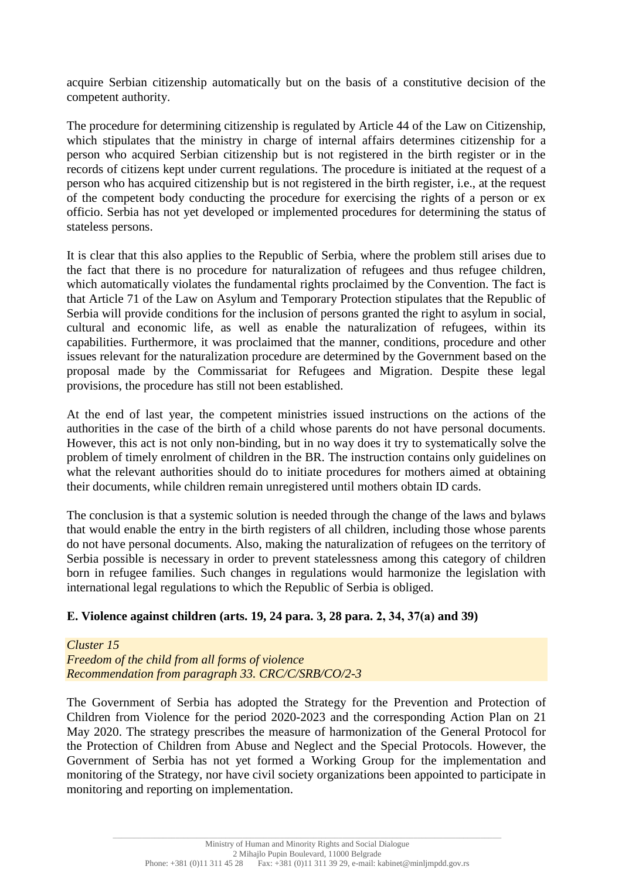acquire Serbian citizenship automatically but on the basis of a constitutive decision of the competent authority.

The procedure for determining citizenship is regulated by Article 44 of the Law on Citizenship, which stipulates that the ministry in charge of internal affairs determines citizenship for a person who acquired Serbian citizenship but is not registered in the birth register or in the records of citizens kept under current regulations. The procedure is initiated at the request of a person who has acquired citizenship but is not registered in the birth register, i.e., at the request of the competent body conducting the procedure for exercising the rights of a person or ex officio. Serbia has not yet developed or implemented procedures for determining the status of stateless persons.

It is clear that this also applies to the Republic of Serbia, where the problem still arises due to the fact that there is no procedure for naturalization of refugees and thus refugee children, which automatically violates the fundamental rights proclaimed by the Convention. The fact is that Article 71 of the Law on Asylum and Temporary Protection stipulates that the Republic of Serbia will provide conditions for the inclusion of persons granted the right to asylum in social, cultural and economic life, as well as enable the naturalization of refugees, within its capabilities. Furthermore, it was proclaimed that the manner, conditions, procedure and other issues relevant for the naturalization procedure are determined by the Government based on the proposal made by the Commissariat for Refugees and Migration. Despite these legal provisions, the procedure has still not been established.

At the end of last year, the competent ministries issued instructions on the actions of the authorities in the case of the birth of a child whose parents do not have personal documents. However, this act is not only non-binding, but in no way does it try to systematically solve the problem of timely enrolment of children in the BR. The instruction contains only guidelines on what the relevant authorities should do to initiate procedures for mothers aimed at obtaining their documents, while children remain unregistered until mothers obtain ID cards.

The conclusion is that a systemic solution is needed through the change of the laws and bylaws that would enable the entry in the birth registers of all children, including those whose parents do not have personal documents. Also, making the naturalization of refugees on the territory of Serbia possible is necessary in order to prevent statelessness among this category of children born in refugee families. Such changes in regulations would harmonize the legislation with international legal regulations to which the Republic of Serbia is obliged.

## E. Violence against children (arts. 19, 24 para. 3, 28 para. 2, 34, 37(a) and 39)

*Cluster 15*
*Freedom of the child from all forms of violence*
*Recommendation from paragraph 33. CRC/C/SRB/CO/2-3*

The Government of Serbia has adopted the Strategy for the Prevention and Protection of Children from Violence for the period 2020-2023 and the corresponding Action Plan on 21 May 2020. The strategy prescribes the measure of harmonization of the General Protocol for the Protection of Children from Abuse and Neglect and the Special Protocols. However, the Government of Serbia has not yet formed a Working Group for the implementation and monitoring of the Strategy, nor have civil society organizations been appointed to participate in monitoring and reporting on implementation.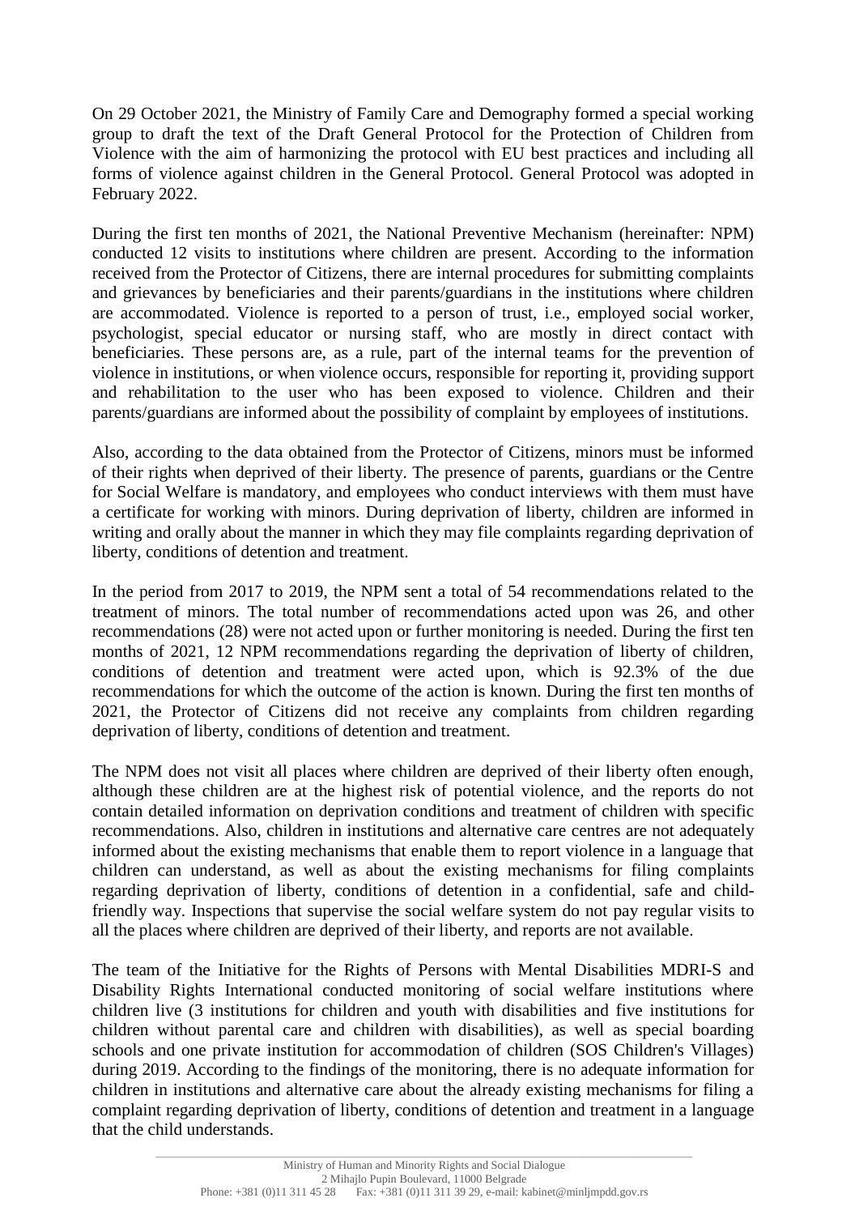On 29 October 2021, the Ministry of Family Care and Demography formed a special working group to draft the text of the Draft General Protocol for the Protection of Children from Violence with the aim of harmonizing the protocol with EU best practices and including all forms of violence against children in the General Protocol. General Protocol was adopted in February 2022.

During the first ten months of 2021, the National Preventive Mechanism (hereinafter: NPM) conducted 12 visits to institutions where children are present. According to the information received from the Protector of Citizens, there are internal procedures for submitting complaints and grievances by beneficiaries and their parents/guardians in the institutions where children are accommodated. Violence is reported to a person of trust, i.e., employed social worker, psychologist, special educator or nursing staff, who are mostly in direct contact with beneficiaries. These persons are, as a rule, part of the internal teams for the prevention of violence in institutions, or when violence occurs, responsible for reporting it, providing support and rehabilitation to the user who has been exposed to violence. Children and their parents/guardians are informed about the possibility of complaint by employees of institutions.

Also, according to the data obtained from the Protector of Citizens, minors must be informed of their rights when deprived of their liberty. The presence of parents, guardians or the Centre for Social Welfare is mandatory, and employees who conduct interviews with them must have a certificate for working with minors. During deprivation of liberty, children are informed in writing and orally about the manner in which they may file complaints regarding deprivation of liberty, conditions of detention and treatment.

In the period from 2017 to 2019, the NPM sent a total of 54 recommendations related to the treatment of minors. The total number of recommendations acted upon was 26, and other recommendations (28) were not acted upon or further monitoring is needed. During the first ten months of 2021, 12 NPM recommendations regarding the deprivation of liberty of children, conditions of detention and treatment were acted upon, which is 92.3% of the due recommendations for which the outcome of the action is known. During the first ten months of 2021, the Protector of Citizens did not receive any complaints from children regarding deprivation of liberty, conditions of detention and treatment.

The NPM does not visit all places where children are deprived of their liberty often enough, although these children are at the highest risk of potential violence, and the reports do not contain detailed information on deprivation conditions and treatment of children with specific recommendations. Also, children in institutions and alternative care centres are not adequately informed about the existing mechanisms that enable them to report violence in a language that children can understand, as well as about the existing mechanisms for filing complaints regarding deprivation of liberty, conditions of detention in a confidential, safe and child-friendly way. Inspections that supervise the social welfare system do not pay regular visits to all the places where children are deprived of their liberty, and reports are not available.

The team of the Initiative for the Rights of Persons with Mental Disabilities MDRI-S and Disability Rights International conducted monitoring of social welfare institutions where children live (3 institutions for children and youth with disabilities and five institutions for children without parental care and children with disabilities), as well as special boarding schools and one private institution for accommodation of children (SOS Children's Villages) during 2019. According to the findings of the monitoring, there is no adequate information for children in institutions and alternative care about the already existing mechanisms for filing a complaint regarding deprivation of liberty, conditions of detention and treatment in a language that the child understands.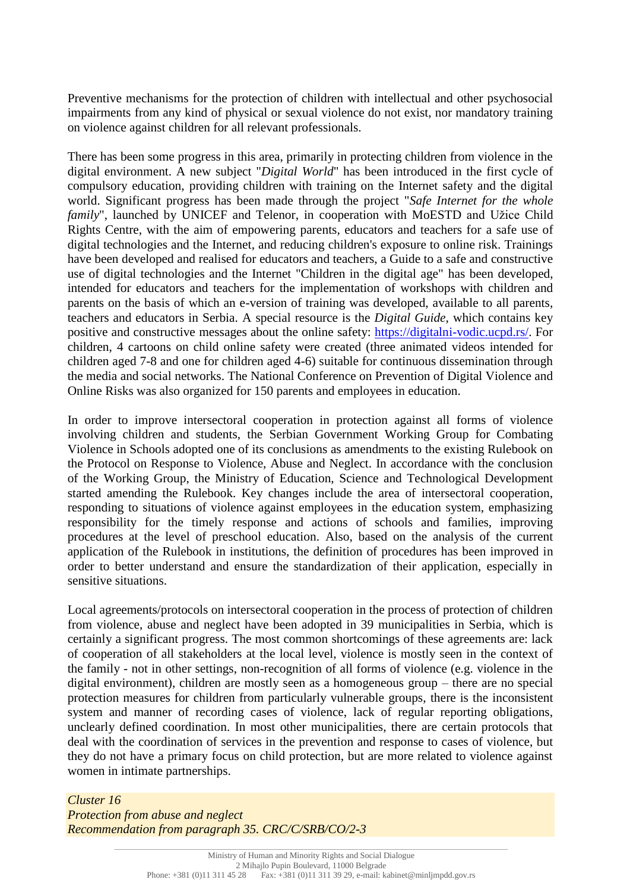Preventive mechanisms for the protection of children with intellectual and other psychosocial impairments from any kind of physical or sexual violence do not exist, nor mandatory training on violence against children for all relevant professionals.

There has been some progress in this area, primarily in protecting children from violence in the digital environment. A new subject "*Digital World*" has been introduced in the first cycle of compulsory education, providing children with training on the Internet safety and the digital world. Significant progress has been made through the project "*Safe Internet for the whole family*", launched by UNICEF and Telenor, in cooperation with MoESTD and Užice Child Rights Centre, with the aim of empowering parents, educators and teachers for a safe use of digital technologies and the Internet, and reducing children's exposure to online risk. Trainings have been developed and realised for educators and teachers, a Guide to a safe and constructive use of digital technologies and the Internet "Children in the digital age" has been developed, intended for educators and teachers for the implementation of workshops with children and parents on the basis of which an e-version of training was developed, available to all parents, teachers and educators in Serbia. A special resource is the *Digital Guide*, which contains key positive and constructive messages about the online safety: https://digitalni-vodic.ucpd.rs/. For children, 4 cartoons on child online safety were created (three animated videos intended for children aged 7-8 and one for children aged 4-6) suitable for continuous dissemination through the media and social networks. The National Conference on Prevention of Digital Violence and Online Risks was also organized for 150 parents and employees in education.

In order to improve intersectoral cooperation in protection against all forms of violence involving children and students, the Serbian Government Working Group for Combating Violence in Schools adopted one of its conclusions as amendments to the existing Rulebook on the Protocol on Response to Violence, Abuse and Neglect. In accordance with the conclusion of the Working Group, the Ministry of Education, Science and Technological Development started amending the Rulebook. Key changes include the area of intersectoral cooperation, responding to situations of violence against employees in the education system, emphasizing responsibility for the timely response and actions of schools and families, improving procedures at the level of preschool education. Also, based on the analysis of the current application of the Rulebook in institutions, the definition of procedures has been improved in order to better understand and ensure the standardization of their application, especially in sensitive situations.

Local agreements/protocols on intersectoral cooperation in the process of protection of children from violence, abuse and neglect have been adopted in 39 municipalities in Serbia, which is certainly a significant progress. The most common shortcomings of these agreements are: lack of cooperation of all stakeholders at the local level, violence is mostly seen in the context of the family - not in other settings, non-recognition of all forms of violence (e.g. violence in the digital environment), children are mostly seen as a homogeneous group – there are no special protection measures for children from particularly vulnerable groups, there is the inconsistent system and manner of recording cases of violence, lack of regular reporting obligations, unclearly defined coordination. In most other municipalities, there are certain protocols that deal with the coordination of services in the prevention and response to cases of violence, but they do not have a primary focus on child protection, but are more related to violence against women in intimate partnerships.

*Cluster 16*
*Protection from abuse and neglect*
*Recommendation from paragraph 35. CRC/C/SRB/CO/2-3*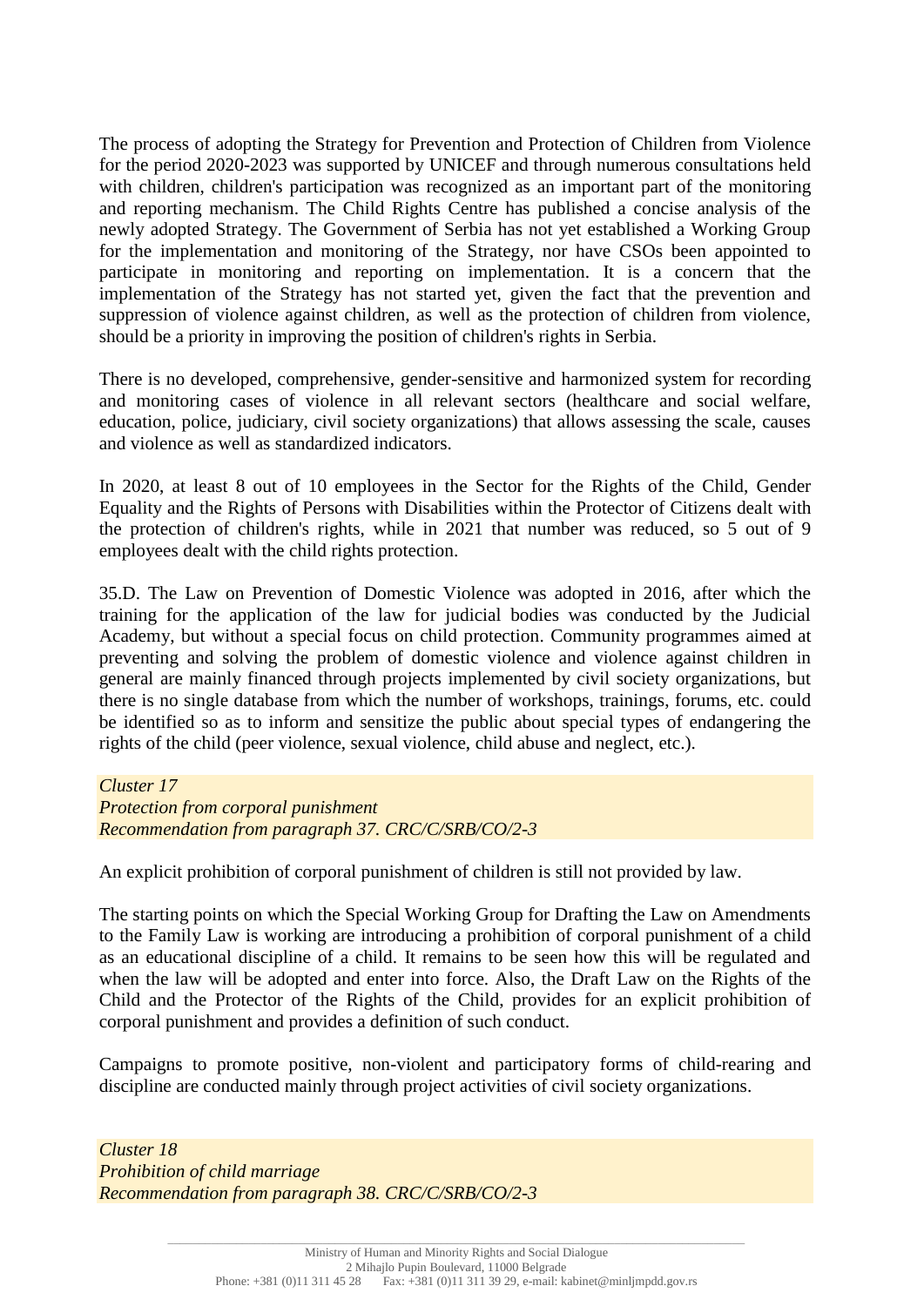The process of adopting the Strategy for Prevention and Protection of Children from Violence for the period 2020-2023 was supported by UNICEF and through numerous consultations held with children, children's participation was recognized as an important part of the monitoring and reporting mechanism. The Child Rights Centre has published a concise analysis of the newly adopted Strategy. The Government of Serbia has not yet established a Working Group for the implementation and monitoring of the Strategy, nor have CSOs been appointed to participate in monitoring and reporting on implementation. It is a concern that the implementation of the Strategy has not started yet, given the fact that the prevention and suppression of violence against children, as well as the protection of children from violence, should be a priority in improving the position of children's rights in Serbia.

There is no developed, comprehensive, gender-sensitive and harmonized system for recording and monitoring cases of violence in all relevant sectors (healthcare and social welfare, education, police, judiciary, civil society organizations) that allows assessing the scale, causes and violence as well as standardized indicators.

In 2020, at least 8 out of 10 employees in the Sector for the Rights of the Child, Gender Equality and the Rights of Persons with Disabilities within the Protector of Citizens dealt with the protection of children's rights, while in 2021 that number was reduced, so 5 out of 9 employees dealt with the child rights protection.

35.D. The Law on Prevention of Domestic Violence was adopted in 2016, after which the training for the application of the law for judicial bodies was conducted by the Judicial Academy, but without a special focus on child protection. Community programmes aimed at preventing and solving the problem of domestic violence and violence against children in general are mainly financed through projects implemented by civil society organizations, but there is no single database from which the number of workshops, trainings, forums, etc. could be identified so as to inform and sensitize the public about special types of endangering the rights of the child (peer violence, sexual violence, child abuse and neglect, etc.).

*Cluster 17*
*Protection from corporal punishment*
*Recommendation from paragraph 37. CRC/C/SRB/CO/2-3*

An explicit prohibition of corporal punishment of children is still not provided by law.

The starting points on which the Special Working Group for Drafting the Law on Amendments to the Family Law is working are introducing a prohibition of corporal punishment of a child as an educational discipline of a child. It remains to be seen how this will be regulated and when the law will be adopted and enter into force. Also, the Draft Law on the Rights of the Child and the Protector of the Rights of the Child, provides for an explicit prohibition of corporal punishment and provides a definition of such conduct.

Campaigns to promote positive, non-violent and participatory forms of child-rearing and discipline are conducted mainly through project activities of civil society organizations.

*Cluster 18*
*Prohibition of child marriage*
*Recommendation from paragraph 38. CRC/C/SRB/CO/2-3*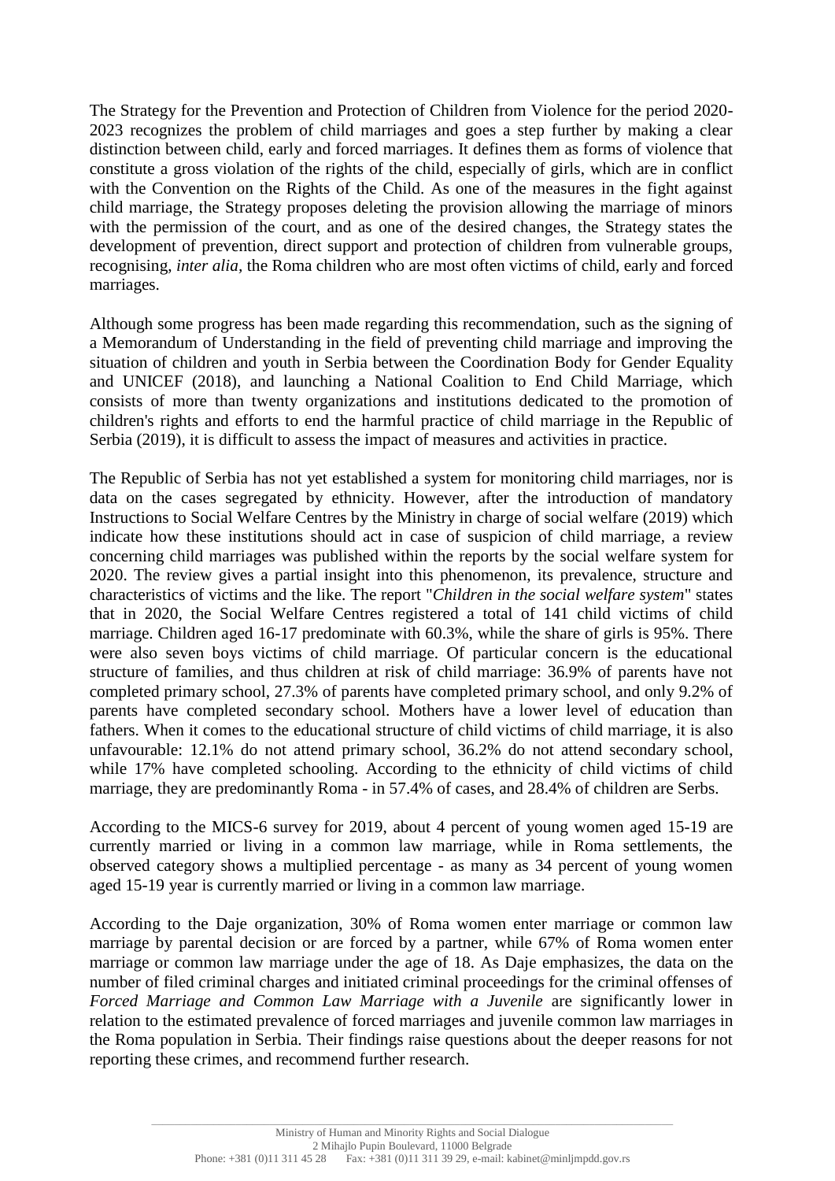The Strategy for the Prevention and Protection of Children from Violence for the period 2020-2023 recognizes the problem of child marriages and goes a step further by making a clear distinction between child, early and forced marriages. It defines them as forms of violence that constitute a gross violation of the rights of the child, especially of girls, which are in conflict with the Convention on the Rights of the Child. As one of the measures in the fight against child marriage, the Strategy proposes deleting the provision allowing the marriage of minors with the permission of the court, and as one of the desired changes, the Strategy states the development of prevention, direct support and protection of children from vulnerable groups, recognising, *inter alia*, the Roma children who are most often victims of child, early and forced marriages.

Although some progress has been made regarding this recommendation, such as the signing of a Memorandum of Understanding in the field of preventing child marriage and improving the situation of children and youth in Serbia between the Coordination Body for Gender Equality and UNICEF (2018), and launching a National Coalition to End Child Marriage, which consists of more than twenty organizations and institutions dedicated to the promotion of children's rights and efforts to end the harmful practice of child marriage in the Republic of Serbia (2019), it is difficult to assess the impact of measures and activities in practice.

The Republic of Serbia has not yet established a system for monitoring child marriages, nor is data on the cases segregated by ethnicity. However, after the introduction of mandatory Instructions to Social Welfare Centres by the Ministry in charge of social welfare (2019) which indicate how these institutions should act in case of suspicion of child marriage, a review concerning child marriages was published within the reports by the social welfare system for 2020. The review gives a partial insight into this phenomenon, its prevalence, structure and characteristics of victims and the like. The report "*Children in the social welfare system*" states that in 2020, the Social Welfare Centres registered a total of 141 child victims of child marriage. Children aged 16-17 predominate with 60.3%, while the share of girls is 95%. There were also seven boys victims of child marriage. Of particular concern is the educational structure of families, and thus children at risk of child marriage: 36.9% of parents have not completed primary school, 27.3% of parents have completed primary school, and only 9.2% of parents have completed secondary school. Mothers have a lower level of education than fathers. When it comes to the educational structure of child victims of child marriage, it is also unfavourable: 12.1% do not attend primary school, 36.2% do not attend secondary school, while 17% have completed schooling. According to the ethnicity of child victims of child marriage, they are predominantly Roma - in 57.4% of cases, and 28.4% of children are Serbs.

According to the MICS-6 survey for 2019, about 4 percent of young women aged 15-19 are currently married or living in a common law marriage, while in Roma settlements, the observed category shows a multiplied percentage - as many as 34 percent of young women aged 15-19 year is currently married or living in a common law marriage.

According to the Daje organization, 30% of Roma women enter marriage or common law marriage by parental decision or are forced by a partner, while 67% of Roma women enter marriage or common law marriage under the age of 18. As Daje emphasizes, the data on the number of filed criminal charges and initiated criminal proceedings for the criminal offenses of *Forced Marriage and Common Law Marriage with a Juvenile* are significantly lower in relation to the estimated prevalence of forced marriages and juvenile common law marriages in the Roma population in Serbia. Their findings raise questions about the deeper reasons for not reporting these crimes, and recommend further research.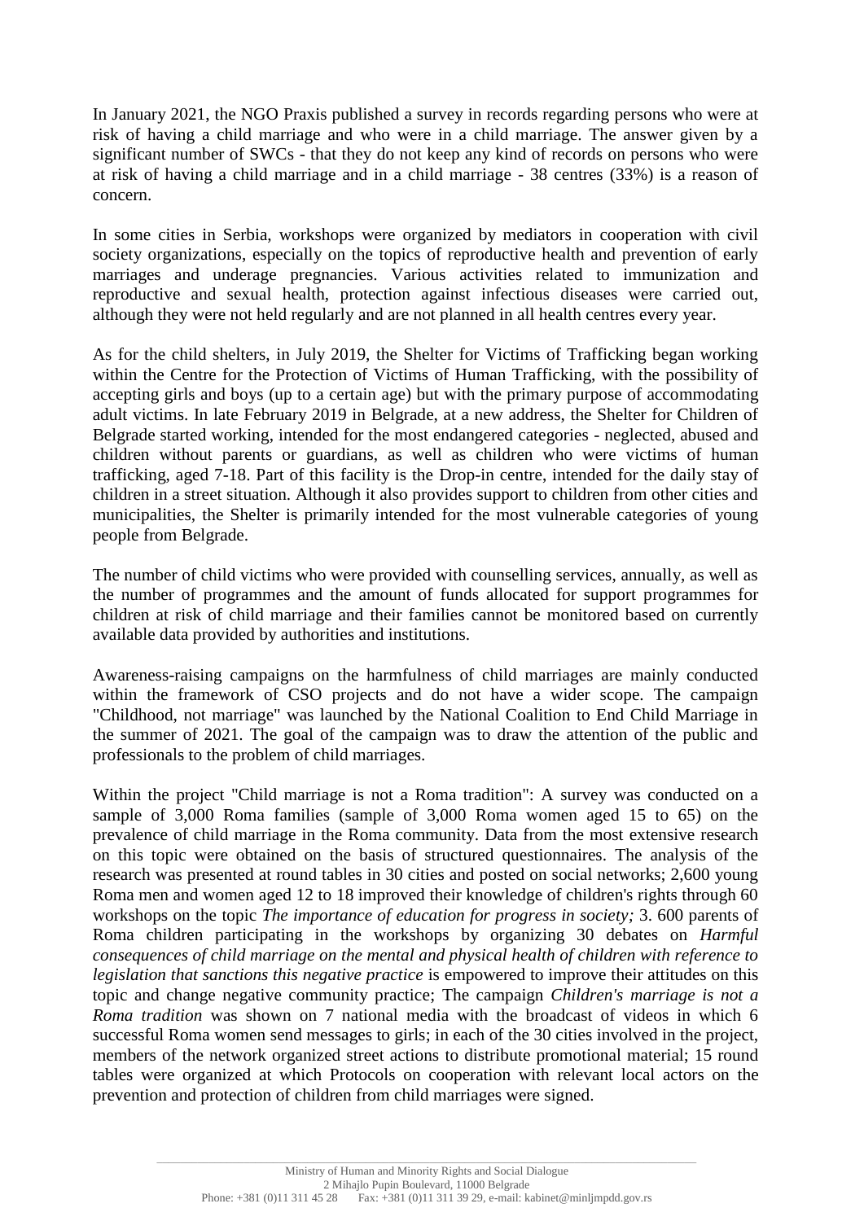In January 2021, the NGO Praxis published a survey in records regarding persons who were at risk of having a child marriage and who were in a child marriage. The answer given by a significant number of SWCs - that they do not keep any kind of records on persons who were at risk of having a child marriage and in a child marriage - 38 centres (33%) is a reason of concern.

In some cities in Serbia, workshops were organized by mediators in cooperation with civil society organizations, especially on the topics of reproductive health and prevention of early marriages and underage pregnancies. Various activities related to immunization and reproductive and sexual health, protection against infectious diseases were carried out, although they were not held regularly and are not planned in all health centres every year.

As for the child shelters, in July 2019, the Shelter for Victims of Trafficking began working within the Centre for the Protection of Victims of Human Trafficking, with the possibility of accepting girls and boys (up to a certain age) but with the primary purpose of accommodating adult victims. In late February 2019 in Belgrade, at a new address, the Shelter for Children of Belgrade started working, intended for the most endangered categories - neglected, abused and children without parents or guardians, as well as children who were victims of human trafficking, aged 7-18. Part of this facility is the Drop-in centre, intended for the daily stay of children in a street situation. Although it also provides support to children from other cities and municipalities, the Shelter is primarily intended for the most vulnerable categories of young people from Belgrade.

The number of child victims who were provided with counselling services, annually, as well as the number of programmes and the amount of funds allocated for support programmes for children at risk of child marriage and their families cannot be monitored based on currently available data provided by authorities and institutions.

Awareness-raising campaigns on the harmfulness of child marriages are mainly conducted within the framework of CSO projects and do not have a wider scope. The campaign "Childhood, not marriage" was launched by the National Coalition to End Child Marriage in the summer of 2021. The goal of the campaign was to draw the attention of the public and professionals to the problem of child marriages.

Within the project "Child marriage is not a Roma tradition": A survey was conducted on a sample of 3,000 Roma families (sample of 3,000 Roma women aged 15 to 65) on the prevalence of child marriage in the Roma community. Data from the most extensive research on this topic were obtained on the basis of structured questionnaires. The analysis of the research was presented at round tables in 30 cities and posted on social networks; 2,600 young Roma men and women aged 12 to 18 improved their knowledge of children's rights through 60 workshops on the topic *The importance of education for progress in society;* 3. 600 parents of Roma children participating in the workshops by organizing 30 debates on *Harmful consequences of child marriage on the mental and physical health of children with reference to legislation that sanctions this negative practice* is empowered to improve their attitudes on this topic and change negative community practice; The campaign *Children's marriage is not a Roma tradition* was shown on 7 national media with the broadcast of videos in which 6 successful Roma women send messages to girls; in each of the 30 cities involved in the project, members of the network organized street actions to distribute promotional material; 15 round tables were organized at which Protocols on cooperation with relevant local actors on the prevention and protection of children from child marriages were signed.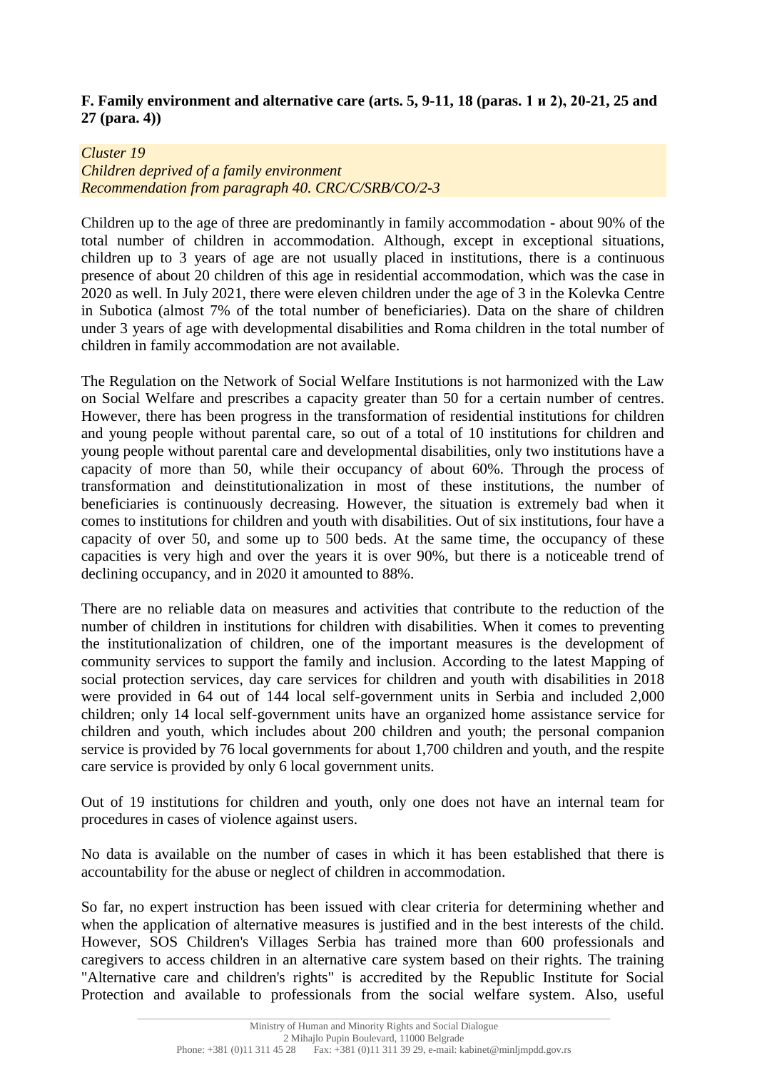**F. Family environment and alternative care (arts. 5, 9-11, 18 (paras. 1 и 2), 20-21, 25 and 27 (para. 4))**

*Cluster 19*
*Children deprived of a family environment*
*Recommendation from paragraph 40. CRC/C/SRB/CO/2-3*

Children up to the age of three are predominantly in family accommodation - about 90% of the total number of children in accommodation. Although, except in exceptional situations, children up to 3 years of age are not usually placed in institutions, there is a continuous presence of about 20 children of this age in residential accommodation, which was the case in 2020 as well. In July 2021, there were eleven children under the age of 3 in the Kolevka Centre in Subotica (almost 7% of the total number of beneficiaries). Data on the share of children under 3 years of age with developmental disabilities and Roma children in the total number of children in family accommodation are not available.

The Regulation on the Network of Social Welfare Institutions is not harmonized with the Law on Social Welfare and prescribes a capacity greater than 50 for a certain number of centres. However, there has been progress in the transformation of residential institutions for children and young people without parental care, so out of a total of 10 institutions for children and young people without parental care and developmental disabilities, only two institutions have a capacity of more than 50, while their occupancy of about 60%. Through the process of transformation and deinstitutionalization in most of these institutions, the number of beneficiaries is continuously decreasing. However, the situation is extremely bad when it comes to institutions for children and youth with disabilities. Out of six institutions, four have a capacity of over 50, and some up to 500 beds. At the same time, the occupancy of these capacities is very high and over the years it is over 90%, but there is a noticeable trend of declining occupancy, and in 2020 it amounted to 88%.

There are no reliable data on measures and activities that contribute to the reduction of the number of children in institutions for children with disabilities. When it comes to preventing the institutionalization of children, one of the important measures is the development of community services to support the family and inclusion. According to the latest Mapping of social protection services, day care services for children and youth with disabilities in 2018 were provided in 64 out of 144 local self-government units in Serbia and included 2,000 children; only 14 local self-government units have an organized home assistance service for children and youth, which includes about 200 children and youth; the personal companion service is provided by 76 local governments for about 1,700 children and youth, and the respite care service is provided by only 6 local government units.

Out of 19 institutions for children and youth, only one does not have an internal team for procedures in cases of violence against users.

No data is available on the number of cases in which it has been established that there is accountability for the abuse or neglect of children in accommodation.

So far, no expert instruction has been issued with clear criteria for determining whether and when the application of alternative measures is justified and in the best interests of the child. However, SOS Children's Villages Serbia has trained more than 600 professionals and caregivers to access children in an alternative care system based on their rights. The training "Alternative care and children's rights" is accredited by the Republic Institute for Social Protection and available to professionals from the social welfare system. Also, useful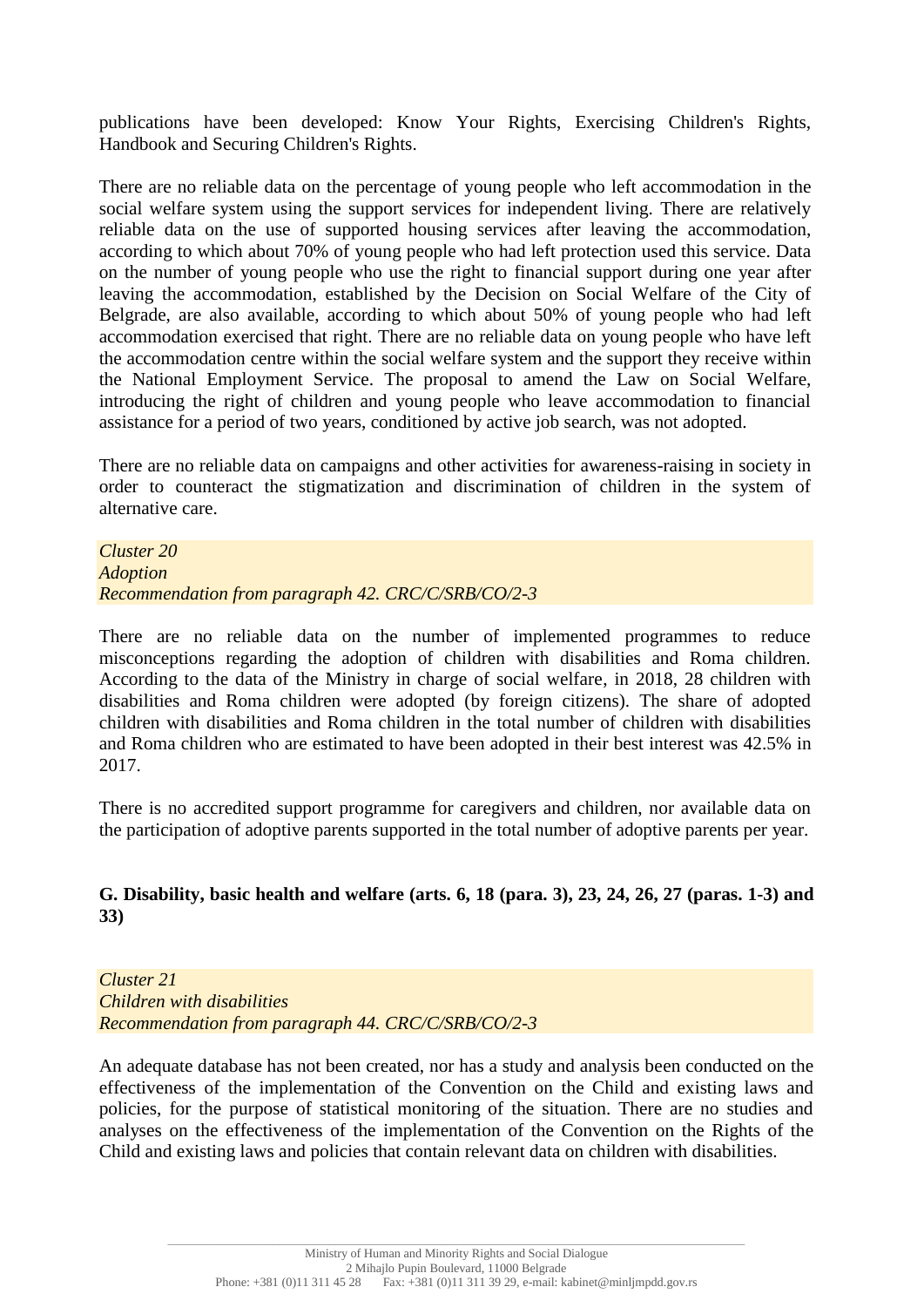publications have been developed: Know Your Rights, Exercising Children's Rights, Handbook and Securing Children's Rights.

There are no reliable data on the percentage of young people who left accommodation in the social welfare system using the support services for independent living. There are relatively reliable data on the use of supported housing services after leaving the accommodation, according to which about 70% of young people who had left protection used this service. Data on the number of young people who use the right to financial support during one year after leaving the accommodation, established by the Decision on Social Welfare of the City of Belgrade, are also available, according to which about 50% of young people who had left accommodation exercised that right. There are no reliable data on young people who have left the accommodation centre within the social welfare system and the support they receive within the National Employment Service. The proposal to amend the Law on Social Welfare, introducing the right of children and young people who leave accommodation to financial assistance for a period of two years, conditioned by active job search, was not adopted.

There are no reliable data on campaigns and other activities for awareness-raising in society in order to counteract the stigmatization and discrimination of children in the system of alternative care.

*Cluster 20*
*Adoption*
*Recommendation from paragraph 42. CRC/C/SRB/CO/2-3*

There are no reliable data on the number of implemented programmes to reduce misconceptions regarding the adoption of children with disabilities and Roma children. According to the data of the Ministry in charge of social welfare, in 2018, 28 children with disabilities and Roma children were adopted (by foreign citizens). The share of adopted children with disabilities and Roma children in the total number of children with disabilities and Roma children who are estimated to have been adopted in their best interest was 42.5% in 2017.

There is no accredited support programme for caregivers and children, nor available data on the participation of adoptive parents supported in the total number of adoptive parents per year.

## G. Disability, basic health and welfare (arts. 6, 18 (para. 3), 23, 24, 26, 27 (paras. 1-3) and 33)

*Cluster 21*
*Children with disabilities*
*Recommendation from paragraph 44. CRC/C/SRB/CO/2-3*

An adequate database has not been created, nor has a study and analysis been conducted on the effectiveness of the implementation of the Convention on the Child and existing laws and policies, for the purpose of statistical monitoring of the situation. There are no studies and analyses on the effectiveness of the implementation of the Convention on the Rights of the Child and existing laws and policies that contain relevant data on children with disabilities.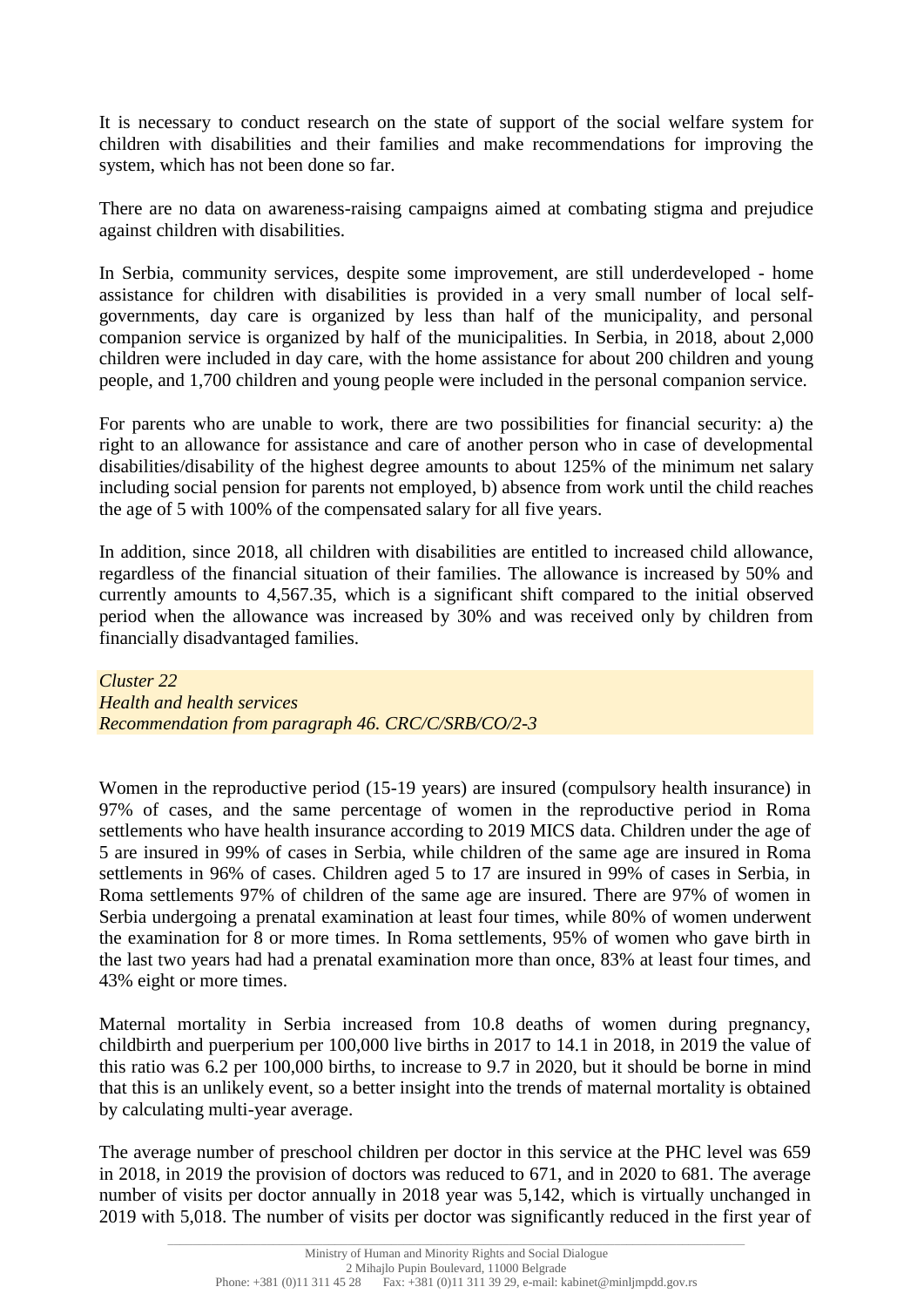It is necessary to conduct research on the state of support of the social welfare system for children with disabilities and their families and make recommendations for improving the system, which has not been done so far.

There are no data on awareness-raising campaigns aimed at combating stigma and prejudice against children with disabilities.

In Serbia, community services, despite some improvement, are still underdeveloped - home assistance for children with disabilities is provided in a very small number of local self-governments, day care is organized by less than half of the municipality, and personal companion service is organized by half of the municipalities. In Serbia, in 2018, about 2,000 children were included in day care, with the home assistance for about 200 children and young people, and 1,700 children and young people were included in the personal companion service.

For parents who are unable to work, there are two possibilities for financial security: a) the right to an allowance for assistance and care of another person who in case of developmental disabilities/disability of the highest degree amounts to about 125% of the minimum net salary including social pension for parents not employed, b) absence from work until the child reaches the age of 5 with 100% of the compensated salary for all five years.

In addition, since 2018, all children with disabilities are entitled to increased child allowance, regardless of the financial situation of their families. The allowance is increased by 50% and currently amounts to 4,567.35, which is a significant shift compared to the initial observed period when the allowance was increased by 30% and was received only by children from financially disadvantaged families.

*Cluster 22*
*Health and health services*
*Recommendation from paragraph 46. CRC/C/SRB/CO/2-3*

Women in the reproductive period (15-19 years) are insured (compulsory health insurance) in 97% of cases, and the same percentage of women in the reproductive period in Roma settlements who have health insurance according to 2019 MICS data. Children under the age of 5 are insured in 99% of cases in Serbia, while children of the same age are insured in Roma settlements in 96% of cases. Children aged 5 to 17 are insured in 99% of cases in Serbia, in Roma settlements 97% of children of the same age are insured. There are 97% of women in Serbia undergoing a prenatal examination at least four times, while 80% of women underwent the examination for 8 or more times. In Roma settlements, 95% of women who gave birth in the last two years had had a prenatal examination more than once, 83% at least four times, and 43% eight or more times.

Maternal mortality in Serbia increased from 10.8 deaths of women during pregnancy, childbirth and puerperium per 100,000 live births in 2017 to 14.1 in 2018, in 2019 the value of this ratio was 6.2 per 100,000 births, to increase to 9.7 in 2020, but it should be borne in mind that this is an unlikely event, so a better insight into the trends of maternal mortality is obtained by calculating multi-year average.

The average number of preschool children per doctor in this service at the PHC level was 659 in 2018, in 2019 the provision of doctors was reduced to 671, and in 2020 to 681. The average number of visits per doctor annually in 2018 year was 5,142, which is virtually unchanged in 2019 with 5,018. The number of visits per doctor was significantly reduced in the first year of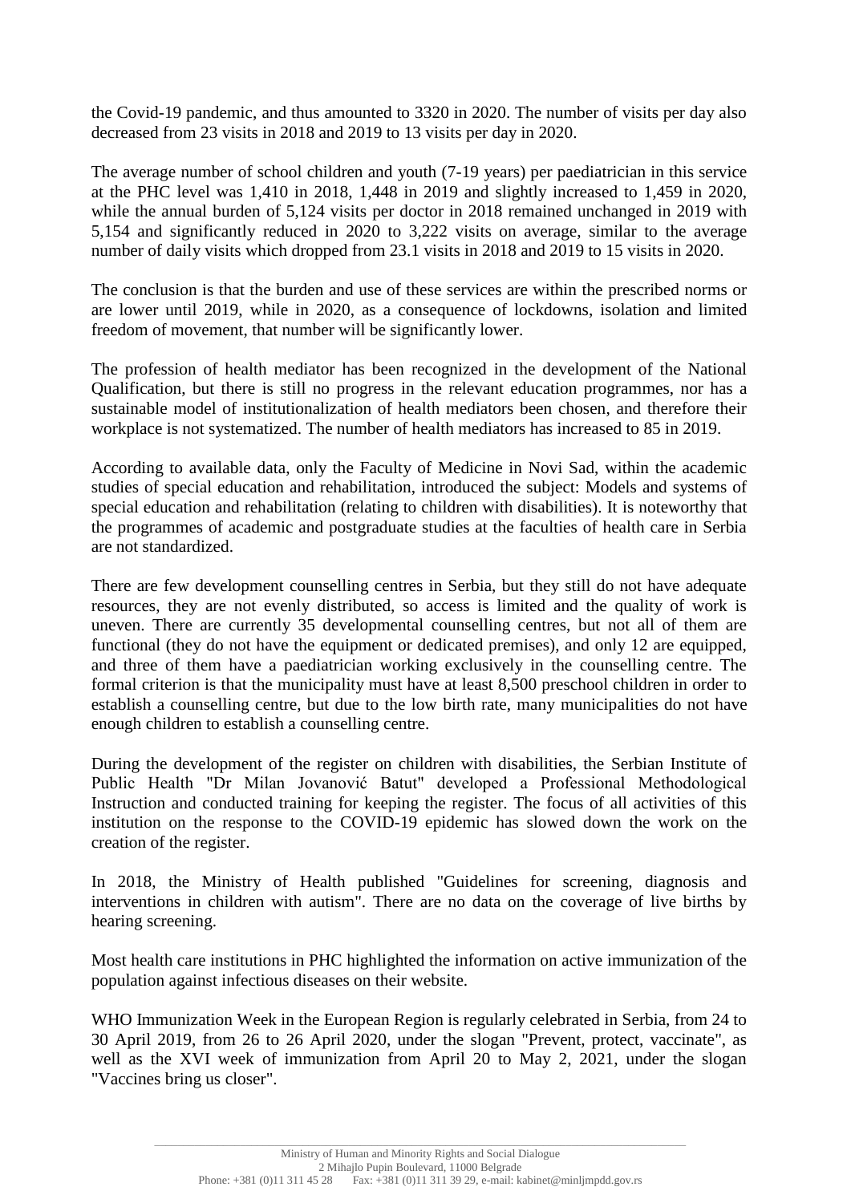the Covid-19 pandemic, and thus amounted to 3320 in 2020. The number of visits per day also decreased from 23 visits in 2018 and 2019 to 13 visits per day in 2020.

The average number of school children and youth (7-19 years) per paediatrician in this service at the PHC level was 1,410 in 2018, 1,448 in 2019 and slightly increased to 1,459 in 2020, while the annual burden of 5,124 visits per doctor in 2018 remained unchanged in 2019 with 5,154 and significantly reduced in 2020 to 3,222 visits on average, similar to the average number of daily visits which dropped from 23.1 visits in 2018 and 2019 to 15 visits in 2020.

The conclusion is that the burden and use of these services are within the prescribed norms or are lower until 2019, while in 2020, as a consequence of lockdowns, isolation and limited freedom of movement, that number will be significantly lower.

The profession of health mediator has been recognized in the development of the National Qualification, but there is still no progress in the relevant education programmes, nor has a sustainable model of institutionalization of health mediators been chosen, and therefore their workplace is not systematized. The number of health mediators has increased to 85 in 2019.

According to available data, only the Faculty of Medicine in Novi Sad, within the academic studies of special education and rehabilitation, introduced the subject: Models and systems of special education and rehabilitation (relating to children with disabilities). It is noteworthy that the programmes of academic and postgraduate studies at the faculties of health care in Serbia are not standardized.

There are few development counselling centres in Serbia, but they still do not have adequate resources, they are not evenly distributed, so access is limited and the quality of work is uneven. There are currently 35 developmental counselling centres, but not all of them are functional (they do not have the equipment or dedicated premises), and only 12 are equipped, and three of them have a paediatrician working exclusively in the counselling centre. The formal criterion is that the municipality must have at least 8,500 preschool children in order to establish a counselling centre, but due to the low birth rate, many municipalities do not have enough children to establish a counselling centre.

During the development of the register on children with disabilities, the Serbian Institute of Public Health "Dr Milan Jovanović Batut" developed a Professional Methodological Instruction and conducted training for keeping the register. The focus of all activities of this institution on the response to the COVID-19 epidemic has slowed down the work on the creation of the register.

In 2018, the Ministry of Health published "Guidelines for screening, diagnosis and interventions in children with autism". There are no data on the coverage of live births by hearing screening.

Most health care institutions in PHC highlighted the information on active immunization of the population against infectious diseases on their website.

WHO Immunization Week in the European Region is regularly celebrated in Serbia, from 24 to 30 April 2019, from 26 to 26 April 2020, under the slogan "Prevent, protect, vaccinate", as well as the XVI week of immunization from April 20 to May 2, 2021, under the slogan "Vaccines bring us closer".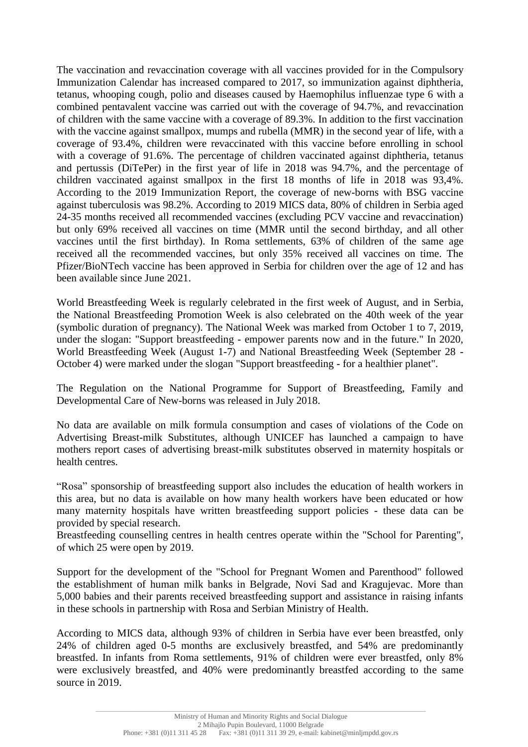The vaccination and revaccination coverage with all vaccines provided for in the Compulsory Immunization Calendar has increased compared to 2017, so immunization against diphtheria, tetanus, whooping cough, polio and diseases caused by Haemophilus influenzae type 6 with a combined pentavalent vaccine was carried out with the coverage of 94.7%, and revaccination of children with the same vaccine with a coverage of 89.3%. In addition to the first vaccination with the vaccine against smallpox, mumps and rubella (MMR) in the second year of life, with a coverage of 93.4%, children were revaccinated with this vaccine before enrolling in school with a coverage of 91.6%. The percentage of children vaccinated against diphtheria, tetanus and pertussis (DiTePer) in the first year of life in 2018 was 94.7%, and the percentage of children vaccinated against smallpox in the first 18 months of life in 2018 was 93,4%. According to the 2019 Immunization Report, the coverage of new-borns with BSG vaccine against tuberculosis was 98.2%. According to 2019 MICS data, 80% of children in Serbia aged 24-35 months received all recommended vaccines (excluding PCV vaccine and revaccination) but only 69% received all vaccines on time (MMR until the second birthday, and all other vaccines until the first birthday). In Roma settlements, 63% of children of the same age received all the recommended vaccines, but only 35% received all vaccines on time. The Pfizer/BioNTech vaccine has been approved in Serbia for children over the age of 12 and has been available since June 2021.

World Breastfeeding Week is regularly celebrated in the first week of August, and in Serbia, the National Breastfeeding Promotion Week is also celebrated on the 40th week of the year (symbolic duration of pregnancy). The National Week was marked from October 1 to 7, 2019, under the slogan: "Support breastfeeding - empower parents now and in the future." In 2020, World Breastfeeding Week (August 1-7) and National Breastfeeding Week (September 28 - October 4) were marked under the slogan "Support breastfeeding - for a healthier planet".

The Regulation on the National Programme for Support of Breastfeeding, Family and Developmental Care of New-borns was released in July 2018.

No data are available on milk formula consumption and cases of violations of the Code on Advertising Breast-milk Substitutes, although UNICEF has launched a campaign to have mothers report cases of advertising breast-milk substitutes observed in maternity hospitals or health centres.

"Rosa" sponsorship of breastfeeding support also includes the education of health workers in this area, but no data is available on how many health workers have been educated or how many maternity hospitals have written breastfeeding support policies - these data can be provided by special research.
Breastfeeding counselling centres in health centres operate within the "School for Parenting", of which 25 were open by 2019.

Support for the development of the "School for Pregnant Women and Parenthood" followed the establishment of human milk banks in Belgrade, Novi Sad and Kragujevac. More than 5,000 babies and their parents received breastfeeding support and assistance in raising infants in these schools in partnership with Rosa and Serbian Ministry of Health.

According to MICS data, although 93% of children in Serbia have ever been breastfed, only 24% of children aged 0-5 months are exclusively breastfed, and 54% are predominantly breastfed. In infants from Roma settlements, 91% of children were ever breastfed, only 8% were exclusively breastfed, and 40% were predominantly breastfed according to the same source in 2019.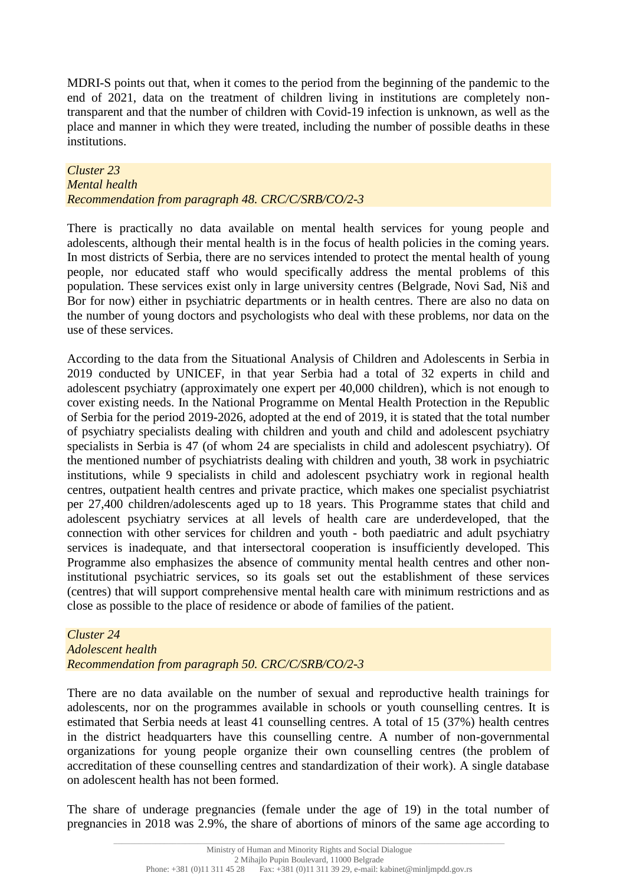MDRI-S points out that, when it comes to the period from the beginning of the pandemic to the end of 2021, data on the treatment of children living in institutions are completely non-transparent and that the number of children with Covid-19 infection is unknown, as well as the place and manner in which they were treated, including the number of possible deaths in these institutions.

*Cluster 23*
*Mental health*
*Recommendation from paragraph 48. CRC/C/SRB/CO/2-3*

There is practically no data available on mental health services for young people and adolescents, although their mental health is in the focus of health policies in the coming years. In most districts of Serbia, there are no services intended to protect the mental health of young people, nor educated staff who would specifically address the mental problems of this population. These services exist only in large university centres (Belgrade, Novi Sad, Niš and Bor for now) either in psychiatric departments or in health centres. There are also no data on the number of young doctors and psychologists who deal with these problems, nor data on the use of these services.

According to the data from the Situational Analysis of Children and Adolescents in Serbia in 2019 conducted by UNICEF, in that year Serbia had a total of 32 experts in child and adolescent psychiatry (approximately one expert per 40,000 children), which is not enough to cover existing needs. In the National Programme on Mental Health Protection in the Republic of Serbia for the period 2019-2026, adopted at the end of 2019, it is stated that the total number of psychiatry specialists dealing with children and youth and child and adolescent psychiatry specialists in Serbia is 47 (of whom 24 are specialists in child and adolescent psychiatry). Of the mentioned number of psychiatrists dealing with children and youth, 38 work in psychiatric institutions, while 9 specialists in child and adolescent psychiatry work in regional health centres, outpatient health centres and private practice, which makes one specialist psychiatrist per 27,400 children/adolescents aged up to 18 years. This Programme states that child and adolescent psychiatry services at all levels of health care are underdeveloped, that the connection with other services for children and youth - both paediatric and adult psychiatry services is inadequate, and that intersectoral cooperation is insufficiently developed. This Programme also emphasizes the absence of community mental health centres and other non-institutional psychiatric services, so its goals set out the establishment of these services (centres) that will support comprehensive mental health care with minimum restrictions and as close as possible to the place of residence or abode of families of the patient.

*Cluster 24*
*Adolescent health*
*Recommendation from paragraph 50. CRC/C/SRB/CO/2-3*

There are no data available on the number of sexual and reproductive health trainings for adolescents, nor on the programmes available in schools or youth counselling centres. It is estimated that Serbia needs at least 41 counselling centres. A total of 15 (37%) health centres in the district headquarters have this counselling centre. A number of non-governmental organizations for young people organize their own counselling centres (the problem of accreditation of these counselling centres and standardization of their work). A single database on adolescent health has not been formed.

The share of underage pregnancies (female under the age of 19) in the total number of pregnancies in 2018 was 2.9%, the share of abortions of minors of the same age according to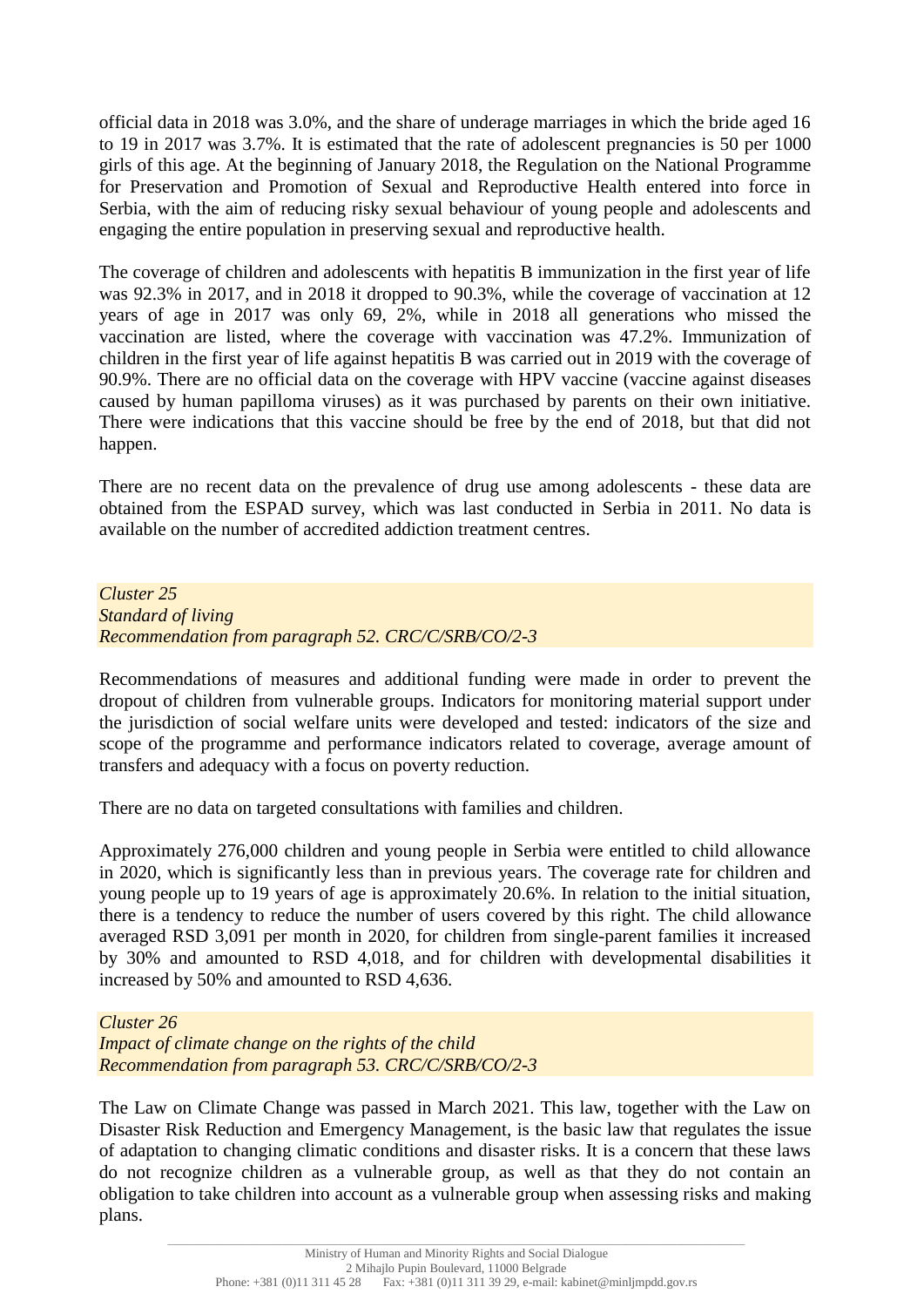official data in 2018 was 3.0%, and the share of underage marriages in which the bride aged 16 to 19 in 2017 was 3.7%. It is estimated that the rate of adolescent pregnancies is 50 per 1000 girls of this age. At the beginning of January 2018, the Regulation on the National Programme for Preservation and Promotion of Sexual and Reproductive Health entered into force in Serbia, with the aim of reducing risky sexual behaviour of young people and adolescents and engaging the entire population in preserving sexual and reproductive health.

The coverage of children and adolescents with hepatitis B immunization in the first year of life was 92.3% in 2017, and in 2018 it dropped to 90.3%, while the coverage of vaccination at 12 years of age in 2017 was only 69, 2%, while in 2018 all generations who missed the vaccination are listed, where the coverage with vaccination was 47.2%. Immunization of children in the first year of life against hepatitis B was carried out in 2019 with the coverage of 90.9%. There are no official data on the coverage with HPV vaccine (vaccine against diseases caused by human papilloma viruses) as it was purchased by parents on their own initiative. There were indications that this vaccine should be free by the end of 2018, but that did not happen.

There are no recent data on the prevalence of drug use among adolescents - these data are obtained from the ESPAD survey, which was last conducted in Serbia in 2011. No data is available on the number of accredited addiction treatment centres.

*Cluster 25*
*Standard of living*
*Recommendation from paragraph 52. CRC/C/SRB/CO/2-3*

Recommendations of measures and additional funding were made in order to prevent the dropout of children from vulnerable groups. Indicators for monitoring material support under the jurisdiction of social welfare units were developed and tested: indicators of the size and scope of the programme and performance indicators related to coverage, average amount of transfers and adequacy with a focus on poverty reduction.

There are no data on targeted consultations with families and children.

Approximately 276,000 children and young people in Serbia were entitled to child allowance in 2020, which is significantly less than in previous years. The coverage rate for children and young people up to 19 years of age is approximately 20.6%. In relation to the initial situation, there is a tendency to reduce the number of users covered by this right. The child allowance averaged RSD 3,091 per month in 2020, for children from single-parent families it increased by 30% and amounted to RSD 4,018, and for children with developmental disabilities it increased by 50% and amounted to RSD 4,636.

*Cluster 26*
*Impact of climate change on the rights of the child*
*Recommendation from paragraph 53. CRC/C/SRB/CO/2-3*

The Law on Climate Change was passed in March 2021. This law, together with the Law on Disaster Risk Reduction and Emergency Management, is the basic law that regulates the issue of adaptation to changing climatic conditions and disaster risks. It is a concern that these laws do not recognize children as a vulnerable group, as well as that they do not contain an obligation to take children into account as a vulnerable group when assessing risks and making plans.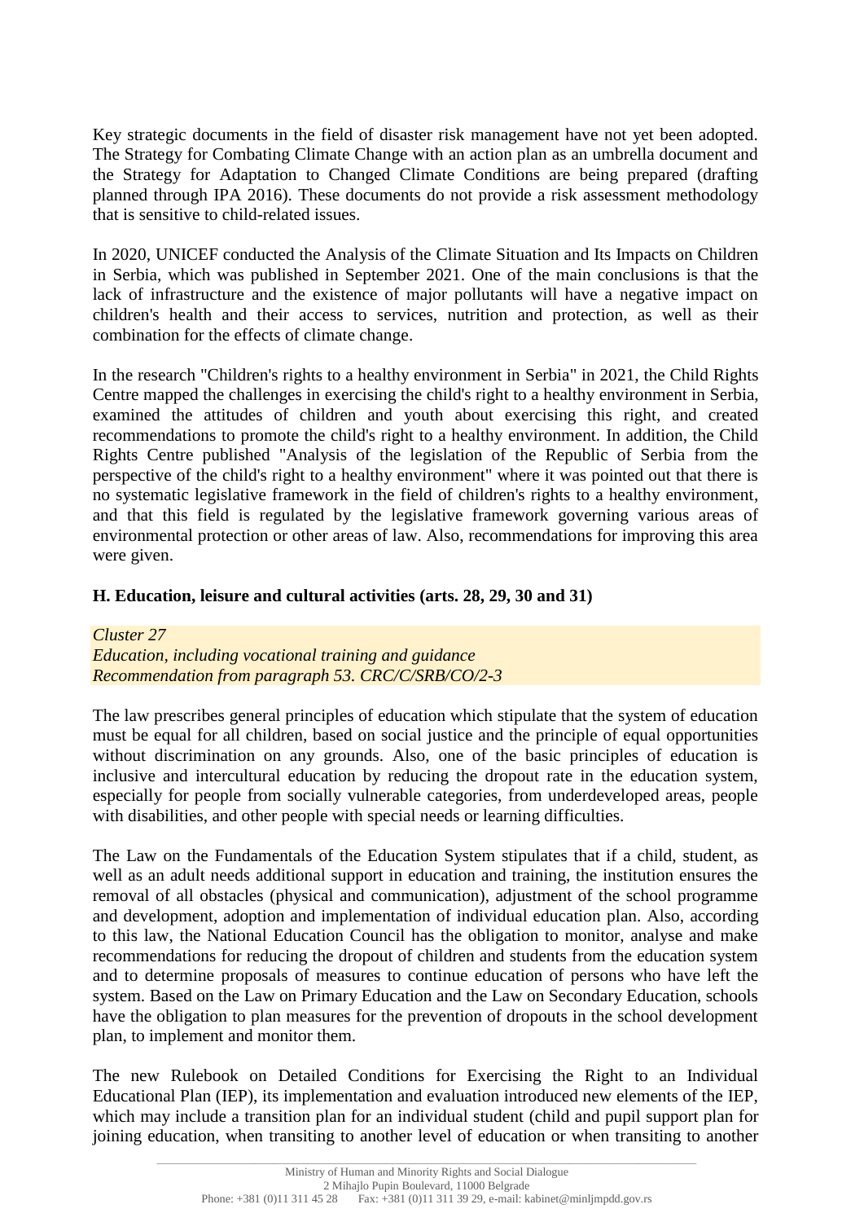Key strategic documents in the field of disaster risk management have not yet been adopted. The Strategy for Combating Climate Change with an action plan as an umbrella document and the Strategy for Adaptation to Changed Climate Conditions are being prepared (drafting planned through IPA 2016). These documents do not provide a risk assessment methodology that is sensitive to child-related issues.

In 2020, UNICEF conducted the Analysis of the Climate Situation and Its Impacts on Children in Serbia, which was published in September 2021. One of the main conclusions is that the lack of infrastructure and the existence of major pollutants will have a negative impact on children's health and their access to services, nutrition and protection, as well as their combination for the effects of climate change.

In the research "Children's rights to a healthy environment in Serbia" in 2021, the Child Rights Centre mapped the challenges in exercising the child's right to a healthy environment in Serbia, examined the attitudes of children and youth about exercising this right, and created recommendations to promote the child's right to a healthy environment. In addition, the Child Rights Centre published "Analysis of the legislation of the Republic of Serbia from the perspective of the child's right to a healthy environment" where it was pointed out that there is no systematic legislative framework in the field of children's rights to a healthy environment, and that this field is regulated by the legislative framework governing various areas of environmental protection or other areas of law. Also, recommendations for improving this area were given.

### H. Education, leisure and cultural activities (arts. 28, 29, 30 and 31)

*Cluster 27*
*Education, including vocational training and guidance*
*Recommendation from paragraph 53. CRC/C/SRB/CO/2-3*

The law prescribes general principles of education which stipulate that the system of education must be equal for all children, based on social justice and the principle of equal opportunities without discrimination on any grounds. Also, one of the basic principles of education is inclusive and intercultural education by reducing the dropout rate in the education system, especially for people from socially vulnerable categories, from underdeveloped areas, people with disabilities, and other people with special needs or learning difficulties.

The Law on the Fundamentals of the Education System stipulates that if a child, student, as well as an adult needs additional support in education and training, the institution ensures the removal of all obstacles (physical and communication), adjustment of the school programme and development, adoption and implementation of individual education plan. Also, according to this law, the National Education Council has the obligation to monitor, analyse and make recommendations for reducing the dropout of children and students from the education system and to determine proposals of measures to continue education of persons who have left the system. Based on the Law on Primary Education and the Law on Secondary Education, schools have the obligation to plan measures for the prevention of dropouts in the school development plan, to implement and monitor them.

The new Rulebook on Detailed Conditions for Exercising the Right to an Individual Educational Plan (IEP), its implementation and evaluation introduced new elements of the IEP, which may include a transition plan for an individual student (child and pupil support plan for joining education, when transiting to another level of education or when transiting to another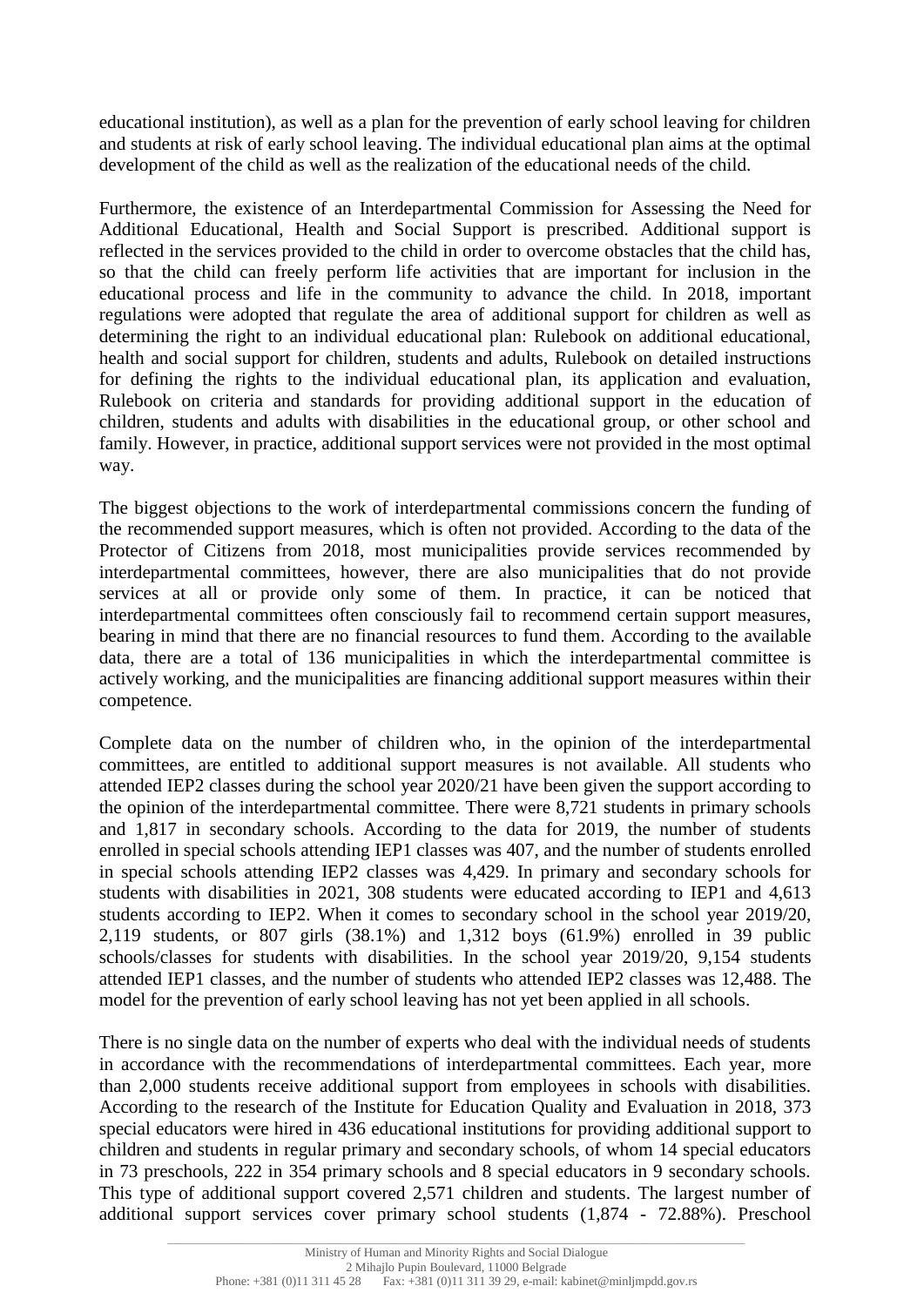educational institution), as well as a plan for the prevention of early school leaving for children and students at risk of early school leaving. The individual educational plan aims at the optimal development of the child as well as the realization of the educational needs of the child.

Furthermore, the existence of an Interdepartmental Commission for Assessing the Need for Additional Educational, Health and Social Support is prescribed. Additional support is reflected in the services provided to the child in order to overcome obstacles that the child has, so that the child can freely perform life activities that are important for inclusion in the educational process and life in the community to advance the child. In 2018, important regulations were adopted that regulate the area of additional support for children as well as determining the right to an individual educational plan: Rulebook on additional educational, health and social support for children, students and adults, Rulebook on detailed instructions for defining the rights to the individual educational plan, its application and evaluation, Rulebook on criteria and standards for providing additional support in the education of children, students and adults with disabilities in the educational group, or other school and family. However, in practice, additional support services were not provided in the most optimal way.

The biggest objections to the work of interdepartmental commissions concern the funding of the recommended support measures, which is often not provided. According to the data of the Protector of Citizens from 2018, most municipalities provide services recommended by interdepartmental committees, however, there are also municipalities that do not provide services at all or provide only some of them. In practice, it can be noticed that interdepartmental committees often consciously fail to recommend certain support measures, bearing in mind that there are no financial resources to fund them. According to the available data, there are a total of 136 municipalities in which the interdepartmental committee is actively working, and the municipalities are financing additional support measures within their competence.

Complete data on the number of children who, in the opinion of the interdepartmental committees, are entitled to additional support measures is not available. All students who attended IEP2 classes during the school year 2020/21 have been given the support according to the opinion of the interdepartmental committee. There were 8,721 students in primary schools and 1,817 in secondary schools. According to the data for 2019, the number of students enrolled in special schools attending IEP1 classes was 407, and the number of students enrolled in special schools attending IEP2 classes was 4,429. In primary and secondary schools for students with disabilities in 2021, 308 students were educated according to IEP1 and 4,613 students according to IEP2. When it comes to secondary school in the school year 2019/20, 2,119 students, or 807 girls (38.1%) and 1,312 boys (61.9%) enrolled in 39 public schools/classes for students with disabilities. In the school year 2019/20, 9,154 students attended IEP1 classes, and the number of students who attended IEP2 classes was 12,488. The model for the prevention of early school leaving has not yet been applied in all schools.

There is no single data on the number of experts who deal with the individual needs of students in accordance with the recommendations of interdepartmental committees. Each year, more than 2,000 students receive additional support from employees in schools with disabilities. According to the research of the Institute for Education Quality and Evaluation in 2018, 373 special educators were hired in 436 educational institutions for providing additional support to children and students in regular primary and secondary schools, of whom 14 special educators in 73 preschools, 222 in 354 primary schools and 8 special educators in 9 secondary schools. This type of additional support covered 2,571 children and students. The largest number of additional support services cover primary school students (1,874 - 72.88%). Preschool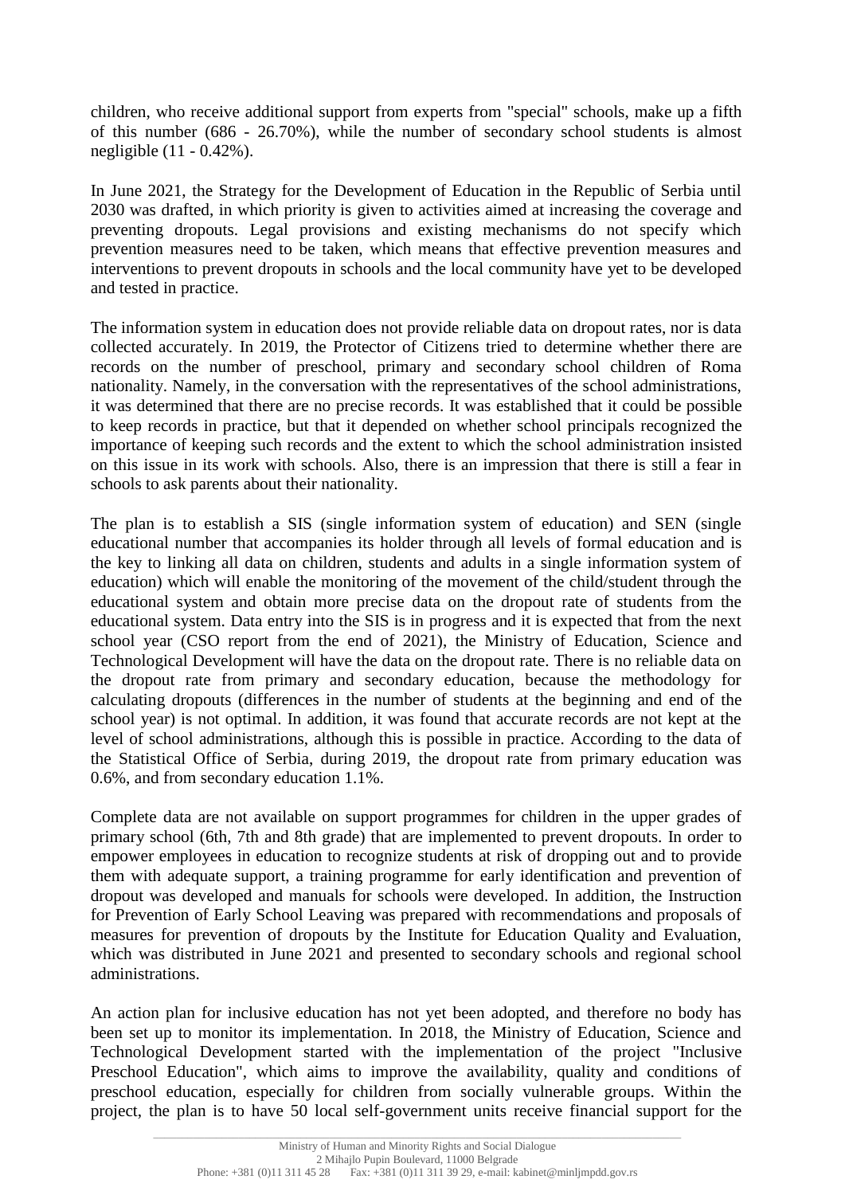children, who receive additional support from experts from "special" schools, make up a fifth of this number (686 - 26.70%), while the number of secondary school students is almost negligible (11 - 0.42%).

In June 2021, the Strategy for the Development of Education in the Republic of Serbia until 2030 was drafted, in which priority is given to activities aimed at increasing the coverage and preventing dropouts. Legal provisions and existing mechanisms do not specify which prevention measures need to be taken, which means that effective prevention measures and interventions to prevent dropouts in schools and the local community have yet to be developed and tested in practice.

The information system in education does not provide reliable data on dropout rates, nor is data collected accurately. In 2019, the Protector of Citizens tried to determine whether there are records on the number of preschool, primary and secondary school children of Roma nationality. Namely, in the conversation with the representatives of the school administrations, it was determined that there are no precise records. It was established that it could be possible to keep records in practice, but that it depended on whether school principals recognized the importance of keeping such records and the extent to which the school administration insisted on this issue in its work with schools. Also, there is an impression that there is still a fear in schools to ask parents about their nationality.

The plan is to establish a SIS (single information system of education) and SEN (single educational number that accompanies its holder through all levels of formal education and is the key to linking all data on children, students and adults in a single information system of education) which will enable the monitoring of the movement of the child/student through the educational system and obtain more precise data on the dropout rate of students from the educational system. Data entry into the SIS is in progress and it is expected that from the next school year (CSO report from the end of 2021), the Ministry of Education, Science and Technological Development will have the data on the dropout rate. There is no reliable data on the dropout rate from primary and secondary education, because the methodology for calculating dropouts (differences in the number of students at the beginning and end of the school year) is not optimal. In addition, it was found that accurate records are not kept at the level of school administrations, although this is possible in practice. According to the data of the Statistical Office of Serbia, during 2019, the dropout rate from primary education was 0.6%, and from secondary education 1.1%.

Complete data are not available on support programmes for children in the upper grades of primary school (6th, 7th and 8th grade) that are implemented to prevent dropouts. In order to empower employees in education to recognize students at risk of dropping out and to provide them with adequate support, a training programme for early identification and prevention of dropout was developed and manuals for schools were developed. In addition, the Instruction for Prevention of Early School Leaving was prepared with recommendations and proposals of measures for prevention of dropouts by the Institute for Education Quality and Evaluation, which was distributed in June 2021 and presented to secondary schools and regional school administrations.

An action plan for inclusive education has not yet been adopted, and therefore no body has been set up to monitor its implementation. In 2018, the Ministry of Education, Science and Technological Development started with the implementation of the project "Inclusive Preschool Education", which aims to improve the availability, quality and conditions of preschool education, especially for children from socially vulnerable groups. Within the project, the plan is to have 50 local self-government units receive financial support for the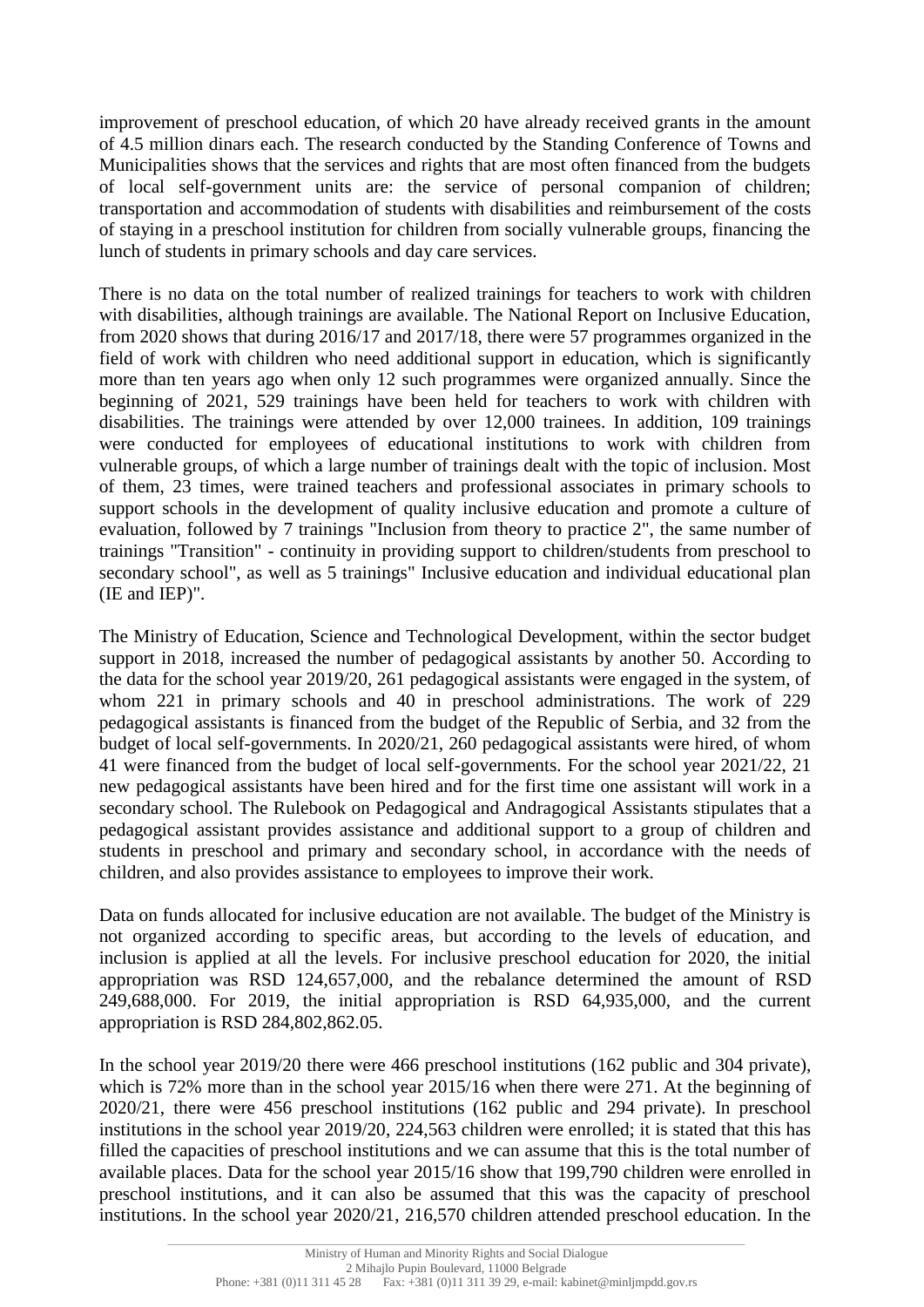improvement of preschool education, of which 20 have already received grants in the amount of 4.5 million dinars each. The research conducted by the Standing Conference of Towns and Municipalities shows that the services and rights that are most often financed from the budgets of local self-government units are: the service of personal companion of children; transportation and accommodation of students with disabilities and reimbursement of the costs of staying in a preschool institution for children from socially vulnerable groups, financing the lunch of students in primary schools and day care services.

There is no data on the total number of realized trainings for teachers to work with children with disabilities, although trainings are available. The National Report on Inclusive Education, from 2020 shows that during 2016/17 and 2017/18, there were 57 programmes organized in the field of work with children who need additional support in education, which is significantly more than ten years ago when only 12 such programmes were organized annually. Since the beginning of 2021, 529 trainings have been held for teachers to work with children with disabilities. The trainings were attended by over 12,000 trainees. In addition, 109 trainings were conducted for employees of educational institutions to work with children from vulnerable groups, of which a large number of trainings dealt with the topic of inclusion. Most of them, 23 times, were trained teachers and professional associates in primary schools to support schools in the development of quality inclusive education and promote a culture of evaluation, followed by 7 trainings "Inclusion from theory to practice 2", the same number of trainings "Transition" - continuity in providing support to children/students from preschool to secondary school", as well as 5 trainings" Inclusive education and individual educational plan (IE and IEP)".

The Ministry of Education, Science and Technological Development, within the sector budget support in 2018, increased the number of pedagogical assistants by another 50. According to the data for the school year 2019/20, 261 pedagogical assistants were engaged in the system, of whom 221 in primary schools and 40 in preschool administrations. The work of 229 pedagogical assistants is financed from the budget of the Republic of Serbia, and 32 from the budget of local self-governments. In 2020/21, 260 pedagogical assistants were hired, of whom 41 were financed from the budget of local self-governments. For the school year 2021/22, 21 new pedagogical assistants have been hired and for the first time one assistant will work in a secondary school. The Rulebook on Pedagogical and Andragogical Assistants stipulates that a pedagogical assistant provides assistance and additional support to a group of children and students in preschool and primary and secondary school, in accordance with the needs of children, and also provides assistance to employees to improve their work.

Data on funds allocated for inclusive education are not available. The budget of the Ministry is not organized according to specific areas, but according to the levels of education, and inclusion is applied at all the levels. For inclusive preschool education for 2020, the initial appropriation was RSD 124,657,000, and the rebalance determined the amount of RSD 249,688,000. For 2019, the initial appropriation is RSD 64,935,000, and the current appropriation is RSD 284,802,862.05.

In the school year 2019/20 there were 466 preschool institutions (162 public and 304 private), which is 72% more than in the school year 2015/16 when there were 271. At the beginning of 2020/21, there were 456 preschool institutions (162 public and 294 private). In preschool institutions in the school year 2019/20, 224,563 children were enrolled; it is stated that this has filled the capacities of preschool institutions and we can assume that this is the total number of available places. Data for the school year 2015/16 show that 199,790 children were enrolled in preschool institutions, and it can also be assumed that this was the capacity of preschool institutions. In the school year 2020/21, 216,570 children attended preschool education. In the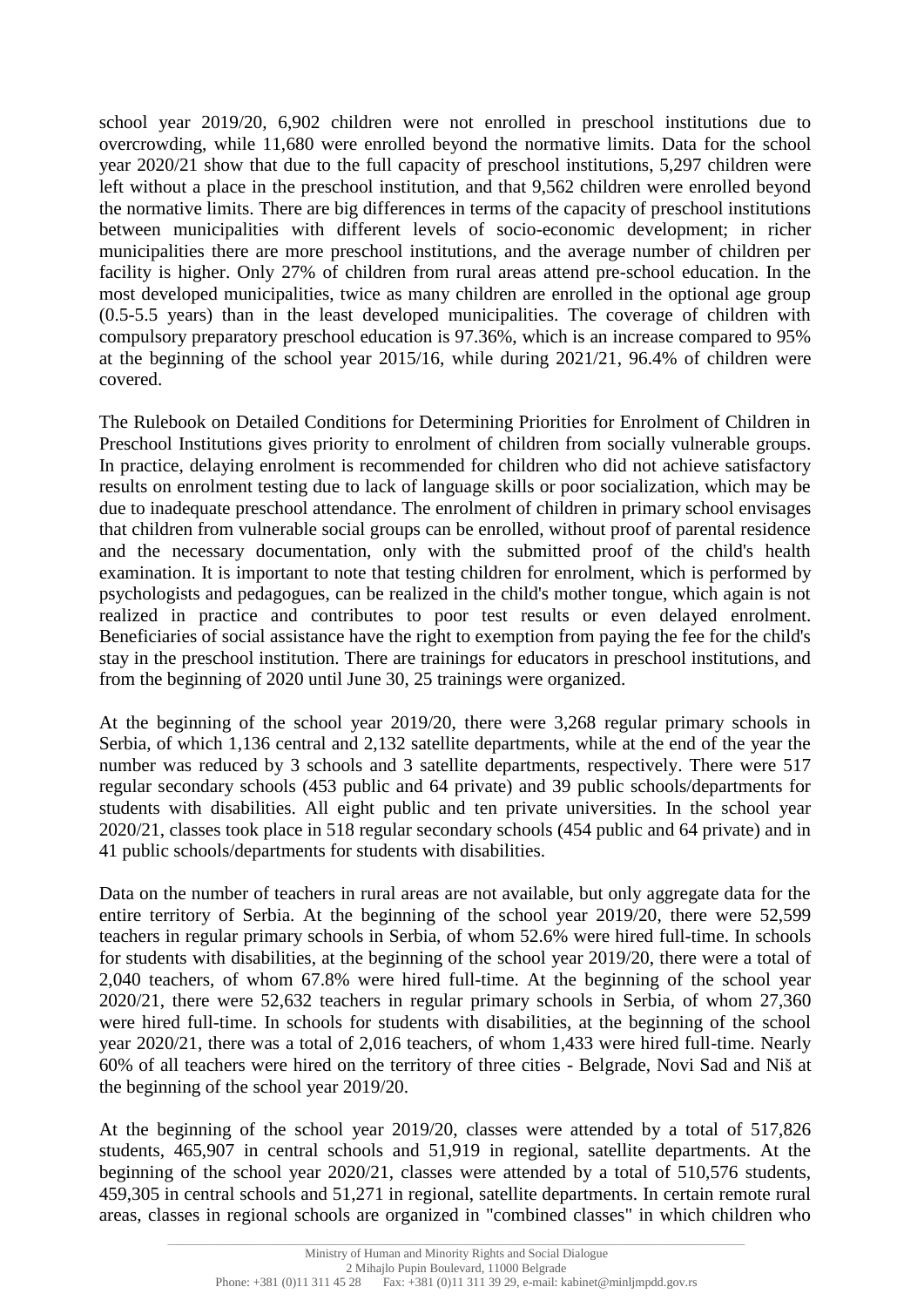school year 2019/20, 6,902 children were not enrolled in preschool institutions due to overcrowding, while 11,680 were enrolled beyond the normative limits. Data for the school year 2020/21 show that due to the full capacity of preschool institutions, 5,297 children were left without a place in the preschool institution, and that 9,562 children were enrolled beyond the normative limits. There are big differences in terms of the capacity of preschool institutions between municipalities with different levels of socio-economic development; in richer municipalities there are more preschool institutions, and the average number of children per facility is higher. Only 27% of children from rural areas attend pre-school education. In the most developed municipalities, twice as many children are enrolled in the optional age group (0.5-5.5 years) than in the least developed municipalities. The coverage of children with compulsory preparatory preschool education is 97.36%, which is an increase compared to 95% at the beginning of the school year 2015/16, while during 2021/21, 96.4% of children were covered.

The Rulebook on Detailed Conditions for Determining Priorities for Enrolment of Children in Preschool Institutions gives priority to enrolment of children from socially vulnerable groups. In practice, delaying enrolment is recommended for children who did not achieve satisfactory results on enrolment testing due to lack of language skills or poor socialization, which may be due to inadequate preschool attendance. The enrolment of children in primary school envisages that children from vulnerable social groups can be enrolled, without proof of parental residence and the necessary documentation, only with the submitted proof of the child's health examination. It is important to note that testing children for enrolment, which is performed by psychologists and pedagogues, can be realized in the child's mother tongue, which again is not realized in practice and contributes to poor test results or even delayed enrolment. Beneficiaries of social assistance have the right to exemption from paying the fee for the child's stay in the preschool institution. There are trainings for educators in preschool institutions, and from the beginning of 2020 until June 30, 25 trainings were organized.

At the beginning of the school year 2019/20, there were 3,268 regular primary schools in Serbia, of which 1,136 central and 2,132 satellite departments, while at the end of the year the number was reduced by 3 schools and 3 satellite departments, respectively. There were 517 regular secondary schools (453 public and 64 private) and 39 public schools/departments for students with disabilities. All eight public and ten private universities. In the school year 2020/21, classes took place in 518 regular secondary schools (454 public and 64 private) and in 41 public schools/departments for students with disabilities.

Data on the number of teachers in rural areas are not available, but only aggregate data for the entire territory of Serbia. At the beginning of the school year 2019/20, there were 52,599 teachers in regular primary schools in Serbia, of whom 52.6% were hired full-time. In schools for students with disabilities, at the beginning of the school year 2019/20, there were a total of 2,040 teachers, of whom 67.8% were hired full-time. At the beginning of the school year 2020/21, there were 52,632 teachers in regular primary schools in Serbia, of whom 27,360 were hired full-time. In schools for students with disabilities, at the beginning of the school year 2020/21, there was a total of 2,016 teachers, of whom 1,433 were hired full-time. Nearly 60% of all teachers were hired on the territory of three cities - Belgrade, Novi Sad and Niš at the beginning of the school year 2019/20.

At the beginning of the school year 2019/20, classes were attended by a total of 517,826 students, 465,907 in central schools and 51,919 in regional, satellite departments. At the beginning of the school year 2020/21, classes were attended by a total of 510,576 students, 459,305 in central schools and 51,271 in regional, satellite departments. In certain remote rural areas, classes in regional schools are organized in "combined classes" in which children who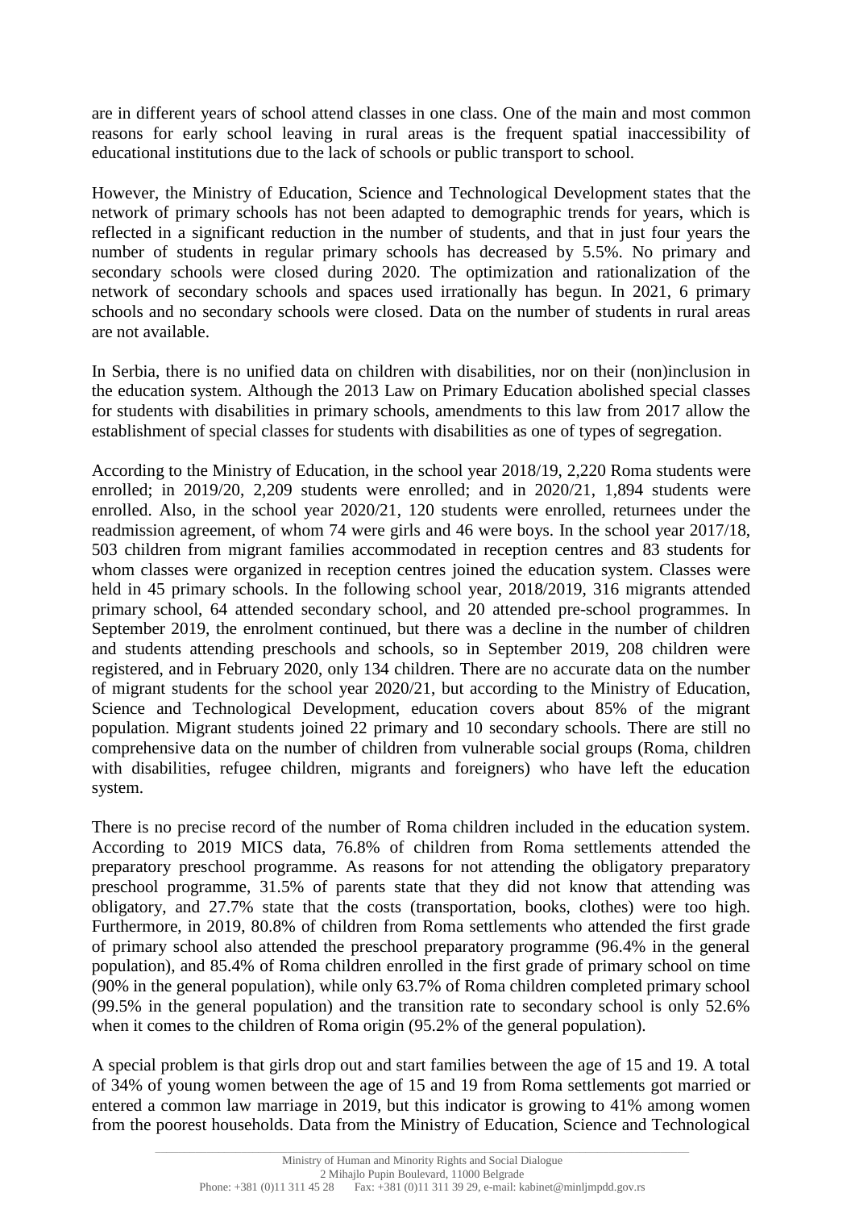are in different years of school attend classes in one class. One of the main and most common reasons for early school leaving in rural areas is the frequent spatial inaccessibility of educational institutions due to the lack of schools or public transport to school.

However, the Ministry of Education, Science and Technological Development states that the network of primary schools has not been adapted to demographic trends for years, which is reflected in a significant reduction in the number of students, and that in just four years the number of students in regular primary schools has decreased by 5.5%. No primary and secondary schools were closed during 2020. The optimization and rationalization of the network of secondary schools and spaces used irrationally has begun. In 2021, 6 primary schools and no secondary schools were closed. Data on the number of students in rural areas are not available.

In Serbia, there is no unified data on children with disabilities, nor on their (non)inclusion in the education system. Although the 2013 Law on Primary Education abolished special classes for students with disabilities in primary schools, amendments to this law from 2017 allow the establishment of special classes for students with disabilities as one of types of segregation.

According to the Ministry of Education, in the school year 2018/19, 2,220 Roma students were enrolled; in 2019/20, 2,209 students were enrolled; and in 2020/21, 1,894 students were enrolled. Also, in the school year 2020/21, 120 students were enrolled, returnees under the readmission agreement, of whom 74 were girls and 46 were boys. In the school year 2017/18, 503 children from migrant families accommodated in reception centres and 83 students for whom classes were organized in reception centres joined the education system. Classes were held in 45 primary schools. In the following school year, 2018/2019, 316 migrants attended primary school, 64 attended secondary school, and 20 attended pre-school programmes. In September 2019, the enrolment continued, but there was a decline in the number of children and students attending preschools and schools, so in September 2019, 208 children were registered, and in February 2020, only 134 children. There are no accurate data on the number of migrant students for the school year 2020/21, but according to the Ministry of Education, Science and Technological Development, education covers about 85% of the migrant population. Migrant students joined 22 primary and 10 secondary schools. There are still no comprehensive data on the number of children from vulnerable social groups (Roma, children with disabilities, refugee children, migrants and foreigners) who have left the education system.

There is no precise record of the number of Roma children included in the education system. According to 2019 MICS data, 76.8% of children from Roma settlements attended the preparatory preschool programme. As reasons for not attending the obligatory preparatory preschool programme, 31.5% of parents state that they did not know that attending was obligatory, and 27.7% state that the costs (transportation, books, clothes) were too high. Furthermore, in 2019, 80.8% of children from Roma settlements who attended the first grade of primary school also attended the preschool preparatory programme (96.4% in the general population), and 85.4% of Roma children enrolled in the first grade of primary school on time (90% in the general population), while only 63.7% of Roma children completed primary school (99.5% in the general population) and the transition rate to secondary school is only 52.6% when it comes to the children of Roma origin (95.2% of the general population).

A special problem is that girls drop out and start families between the age of 15 and 19. A total of 34% of young women between the age of 15 and 19 from Roma settlements got married or entered a common law marriage in 2019, but this indicator is growing to 41% among women from the poorest households. Data from the Ministry of Education, Science and Technological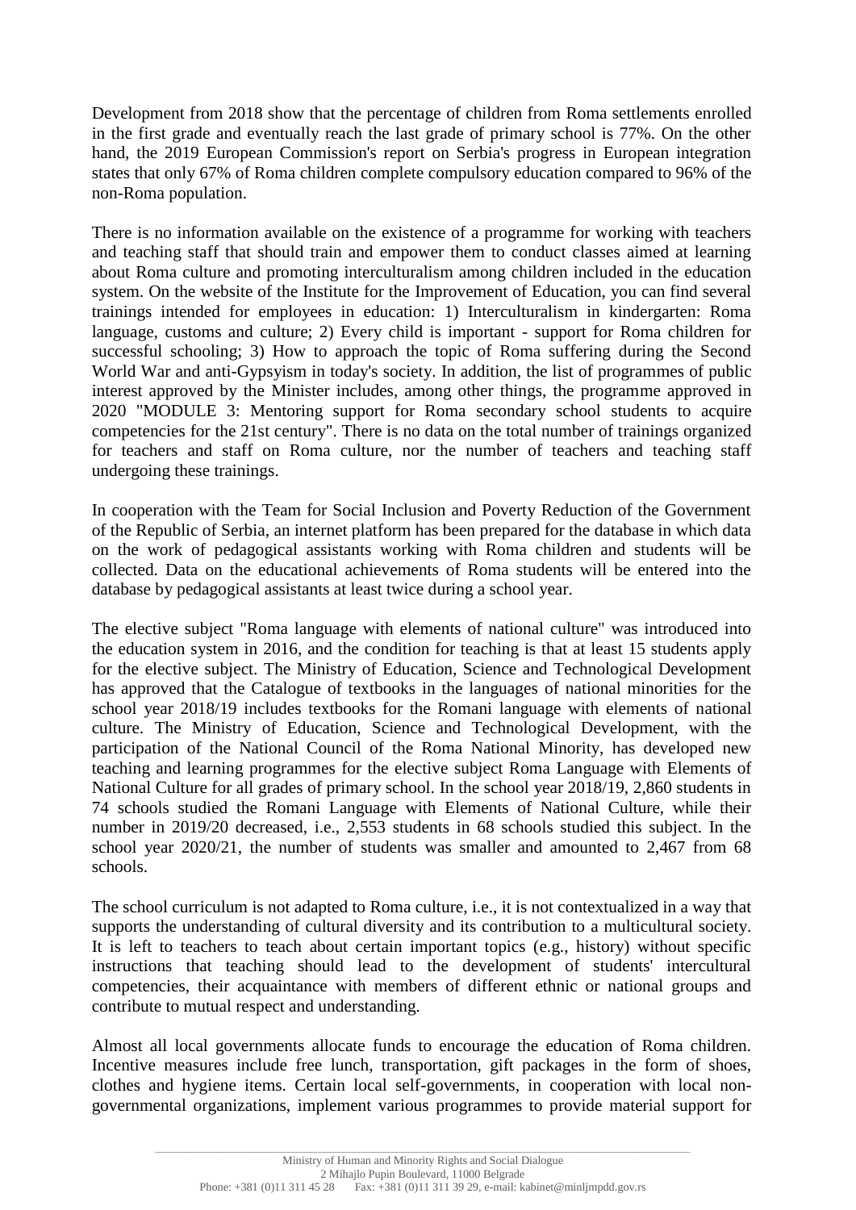Development from 2018 show that the percentage of children from Roma settlements enrolled in the first grade and eventually reach the last grade of primary school is 77%. On the other hand, the 2019 European Commission's report on Serbia's progress in European integration states that only 67% of Roma children complete compulsory education compared to 96% of the non-Roma population.

There is no information available on the existence of a programme for working with teachers and teaching staff that should train and empower them to conduct classes aimed at learning about Roma culture and promoting interculturalism among children included in the education system. On the website of the Institute for the Improvement of Education, you can find several trainings intended for employees in education: 1) Interculturalism in kindergarten: Roma language, customs and culture; 2) Every child is important - support for Roma children for successful schooling; 3) How to approach the topic of Roma suffering during the Second World War and anti-Gypsyism in today's society. In addition, the list of programmes of public interest approved by the Minister includes, among other things, the programme approved in 2020 "MODULE 3: Mentoring support for Roma secondary school students to acquire competencies for the 21st century". There is no data on the total number of trainings organized for teachers and staff on Roma culture, nor the number of teachers and teaching staff undergoing these trainings.

In cooperation with the Team for Social Inclusion and Poverty Reduction of the Government of the Republic of Serbia, an internet platform has been prepared for the database in which data on the work of pedagogical assistants working with Roma children and students will be collected. Data on the educational achievements of Roma students will be entered into the database by pedagogical assistants at least twice during a school year.

The elective subject "Roma language with elements of national culture" was introduced into the education system in 2016, and the condition for teaching is that at least 15 students apply for the elective subject. The Ministry of Education, Science and Technological Development has approved that the Catalogue of textbooks in the languages of national minorities for the school year 2018/19 includes textbooks for the Romani language with elements of national culture. The Ministry of Education, Science and Technological Development, with the participation of the National Council of the Roma National Minority, has developed new teaching and learning programmes for the elective subject Roma Language with Elements of National Culture for all grades of primary school. In the school year 2018/19, 2,860 students in 74 schools studied the Romani Language with Elements of National Culture, while their number in 2019/20 decreased, i.e., 2,553 students in 68 schools studied this subject. In the school year 2020/21, the number of students was smaller and amounted to 2,467 from 68 schools.

The school curriculum is not adapted to Roma culture, i.e., it is not contextualized in a way that supports the understanding of cultural diversity and its contribution to a multicultural society. It is left to teachers to teach about certain important topics (e.g., history) without specific instructions that teaching should lead to the development of students' intercultural competencies, their acquaintance with members of different ethnic or national groups and contribute to mutual respect and understanding.

Almost all local governments allocate funds to encourage the education of Roma children. Incentive measures include free lunch, transportation, gift packages in the form of shoes, clothes and hygiene items. Certain local self-governments, in cooperation with local non-governmental organizations, implement various programmes to provide material support for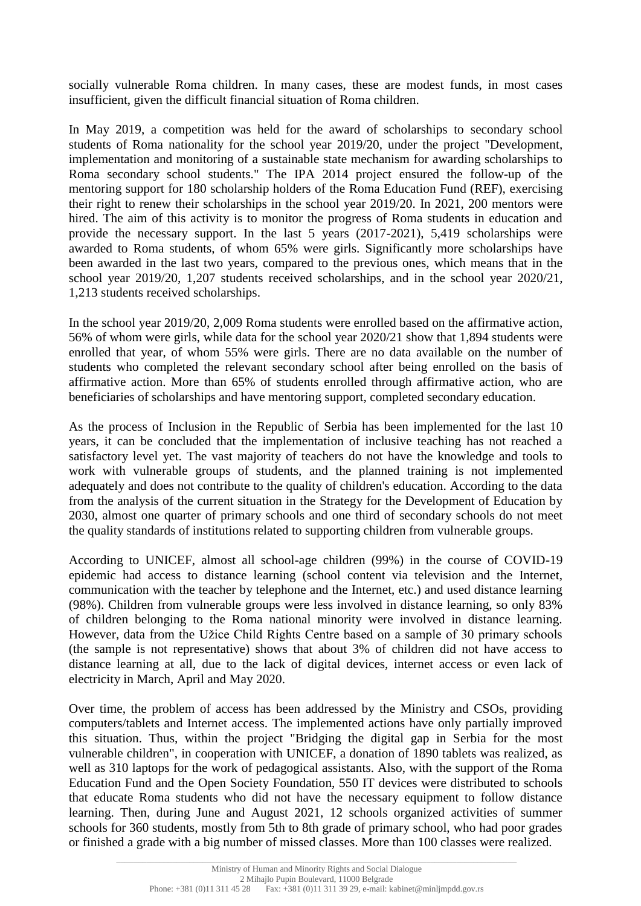socially vulnerable Roma children. In many cases, these are modest funds, in most cases insufficient, given the difficult financial situation of Roma children.

In May 2019, a competition was held for the award of scholarships to secondary school students of Roma nationality for the school year 2019/20, under the project "Development, implementation and monitoring of a sustainable state mechanism for awarding scholarships to Roma secondary school students." The IPA 2014 project ensured the follow-up of the mentoring support for 180 scholarship holders of the Roma Education Fund (REF), exercising their right to renew their scholarships in the school year 2019/20. In 2021, 200 mentors were hired. The aim of this activity is to monitor the progress of Roma students in education and provide the necessary support. In the last 5 years (2017-2021), 5,419 scholarships were awarded to Roma students, of whom 65% were girls. Significantly more scholarships have been awarded in the last two years, compared to the previous ones, which means that in the school year 2019/20, 1,207 students received scholarships, and in the school year 2020/21, 1,213 students received scholarships.

In the school year 2019/20, 2,009 Roma students were enrolled based on the affirmative action, 56% of whom were girls, while data for the school year 2020/21 show that 1,894 students were enrolled that year, of whom 55% were girls. There are no data available on the number of students who completed the relevant secondary school after being enrolled on the basis of affirmative action. More than 65% of students enrolled through affirmative action, who are beneficiaries of scholarships and have mentoring support, completed secondary education.

As the process of Inclusion in the Republic of Serbia has been implemented for the last 10 years, it can be concluded that the implementation of inclusive teaching has not reached a satisfactory level yet. The vast majority of teachers do not have the knowledge and tools to work with vulnerable groups of students, and the planned training is not implemented adequately and does not contribute to the quality of children's education. According to the data from the analysis of the current situation in the Strategy for the Development of Education by 2030, almost one quarter of primary schools and one third of secondary schools do not meet the quality standards of institutions related to supporting children from vulnerable groups.

According to UNICEF, almost all school-age children (99%) in the course of COVID-19 epidemic had access to distance learning (school content via television and the Internet, communication with the teacher by telephone and the Internet, etc.) and used distance learning (98%). Children from vulnerable groups were less involved in distance learning, so only 83% of children belonging to the Roma national minority were involved in distance learning. However, data from the Užice Child Rights Centre based on a sample of 30 primary schools (the sample is not representative) shows that about 3% of children did not have access to distance learning at all, due to the lack of digital devices, internet access or even lack of electricity in March, April and May 2020.

Over time, the problem of access has been addressed by the Ministry and CSOs, providing computers/tablets and Internet access. The implemented actions have only partially improved this situation. Thus, within the project "Bridging the digital gap in Serbia for the most vulnerable children", in cooperation with UNICEF, a donation of 1890 tablets was realized, as well as 310 laptops for the work of pedagogical assistants. Also, with the support of the Roma Education Fund and the Open Society Foundation, 550 IT devices were distributed to schools that educate Roma students who did not have the necessary equipment to follow distance learning. Then, during June and August 2021, 12 schools organized activities of summer schools for 360 students, mostly from 5th to 8th grade of primary school, who had poor grades or finished a grade with a big number of missed classes. More than 100 classes were realized.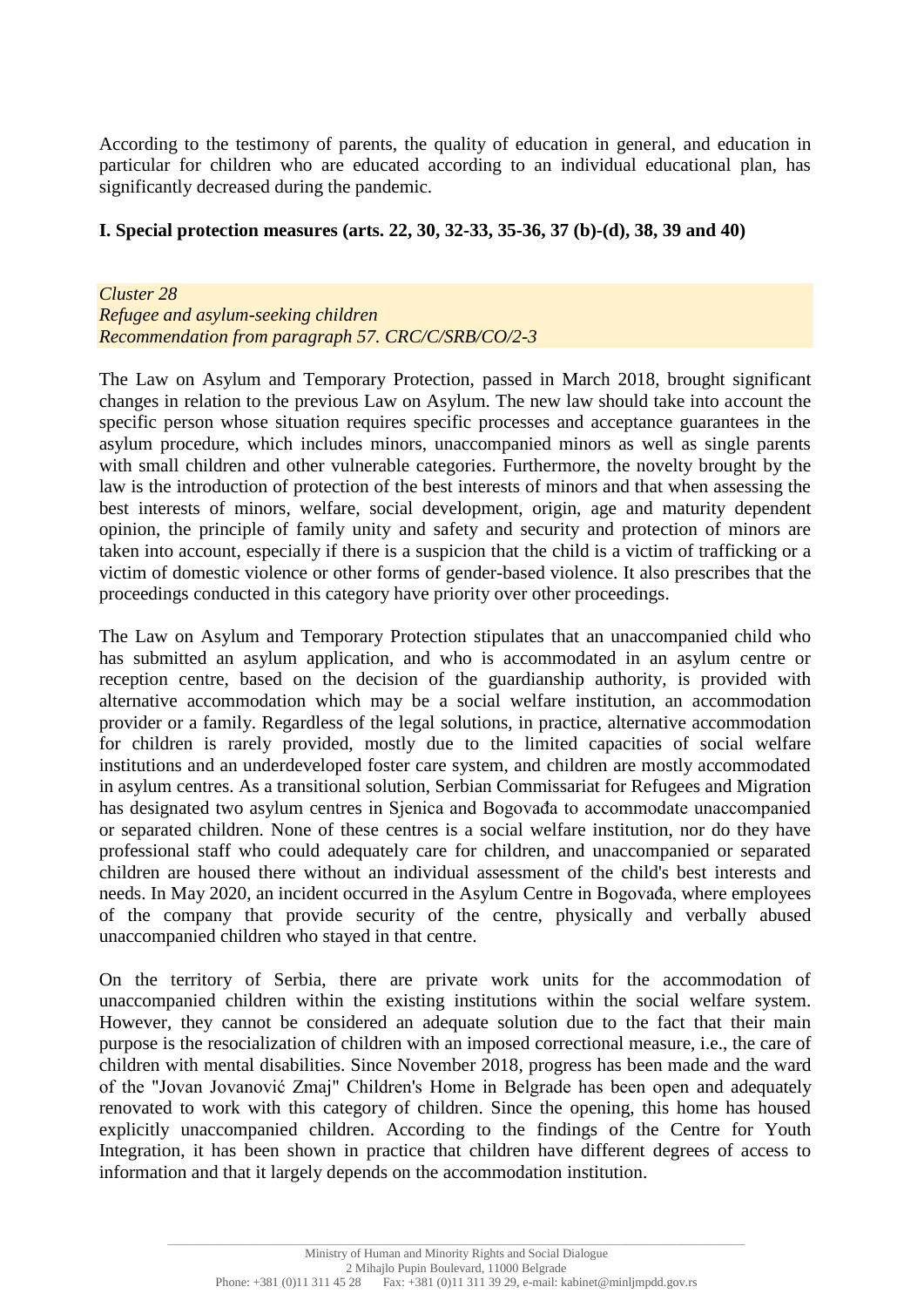According to the testimony of parents, the quality of education in general, and education in particular for children who are educated according to an individual educational plan, has significantly decreased during the pandemic.

**I. Special protection measures (arts. 22, 30, 32-33, 35-36, 37 (b)-(d), 38, 39 and 40)**

*Cluster 28*
*Refugee and asylum-seeking children*
*Recommendation from paragraph 57. CRC/C/SRB/CO/2-3*

The Law on Asylum and Temporary Protection, passed in March 2018, brought significant changes in relation to the previous Law on Asylum. The new law should take into account the specific person whose situation requires specific processes and acceptance guarantees in the asylum procedure, which includes minors, unaccompanied minors as well as single parents with small children and other vulnerable categories. Furthermore, the novelty brought by the law is the introduction of protection of the best interests of minors and that when assessing the best interests of minors, welfare, social development, origin, age and maturity dependent opinion, the principle of family unity and safety and security and protection of minors are taken into account, especially if there is a suspicion that the child is a victim of trafficking or a victim of domestic violence or other forms of gender-based violence. It also prescribes that the proceedings conducted in this category have priority over other proceedings.

The Law on Asylum and Temporary Protection stipulates that an unaccompanied child who has submitted an asylum application, and who is accommodated in an asylum centre or reception centre, based on the decision of the guardianship authority, is provided with alternative accommodation which may be a social welfare institution, an accommodation provider or a family. Regardless of the legal solutions, in practice, alternative accommodation for children is rarely provided, mostly due to the limited capacities of social welfare institutions and an underdeveloped foster care system, and children are mostly accommodated in asylum centres. As a transitional solution, Serbian Commissariat for Refugees and Migration has designated two asylum centres in Sjenica and Bogovađa to accommodate unaccompanied or separated children. None of these centres is a social welfare institution, nor do they have professional staff who could adequately care for children, and unaccompanied or separated children are housed there without an individual assessment of the child's best interests and needs. In May 2020, an incident occurred in the Asylum Centre in Bogovađa, where employees of the company that provide security of the centre, physically and verbally abused unaccompanied children who stayed in that centre.

On the territory of Serbia, there are private work units for the accommodation of unaccompanied children within the existing institutions within the social welfare system. However, they cannot be considered an adequate solution due to the fact that their main purpose is the resocialization of children with an imposed correctional measure, i.e., the care of children with mental disabilities. Since November 2018, progress has been made and the ward of the "Jovan Jovanović Zmaj" Children's Home in Belgrade has been open and adequately renovated to work with this category of children. Since the opening, this home has housed explicitly unaccompanied children. According to the findings of the Centre for Youth Integration, it has been shown in practice that children have different degrees of access to information and that it largely depends on the accommodation institution.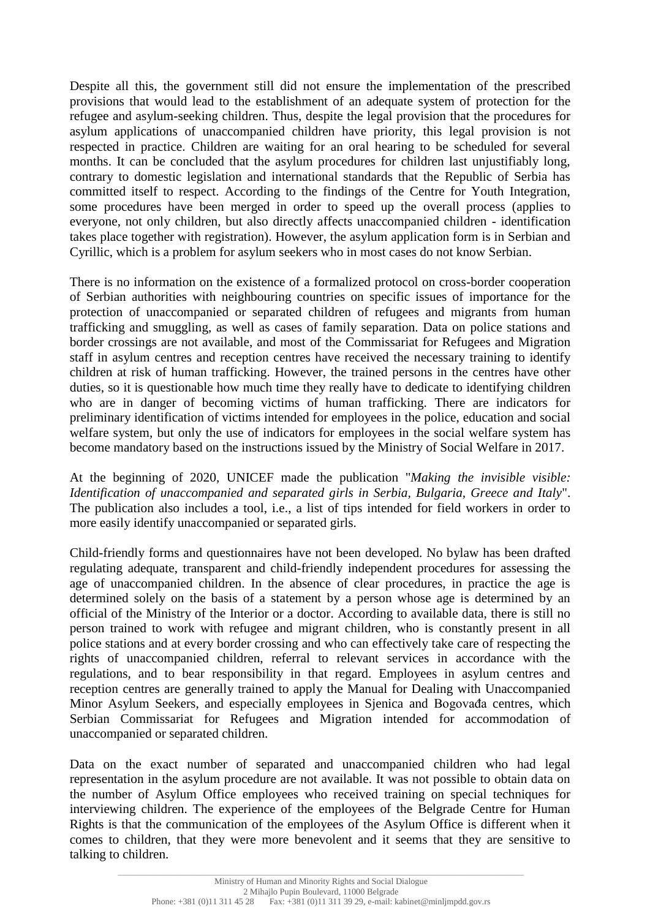Despite all this, the government still did not ensure the implementation of the prescribed provisions that would lead to the establishment of an adequate system of protection for the refugee and asylum-seeking children. Thus, despite the legal provision that the procedures for asylum applications of unaccompanied children have priority, this legal provision is not respected in practice. Children are waiting for an oral hearing to be scheduled for several months. It can be concluded that the asylum procedures for children last unjustifiably long, contrary to domestic legislation and international standards that the Republic of Serbia has committed itself to respect. According to the findings of the Centre for Youth Integration, some procedures have been merged in order to speed up the overall process (applies to everyone, not only children, but also directly affects unaccompanied children - identification takes place together with registration). However, the asylum application form is in Serbian and Cyrillic, which is a problem for asylum seekers who in most cases do not know Serbian.

There is no information on the existence of a formalized protocol on cross-border cooperation of Serbian authorities with neighbouring countries on specific issues of importance for the protection of unaccompanied or separated children of refugees and migrants from human trafficking and smuggling, as well as cases of family separation. Data on police stations and border crossings are not available, and most of the Commissariat for Refugees and Migration staff in asylum centres and reception centres have received the necessary training to identify children at risk of human trafficking. However, the trained persons in the centres have other duties, so it is questionable how much time they really have to dedicate to identifying children who are in danger of becoming victims of human trafficking. There are indicators for preliminary identification of victims intended for employees in the police, education and social welfare system, but only the use of indicators for employees in the social welfare system has become mandatory based on the instructions issued by the Ministry of Social Welfare in 2017.

At the beginning of 2020, UNICEF made the publication "*Making the invisible visible: Identification of unaccompanied and separated girls in Serbia, Bulgaria, Greece and Italy*". The publication also includes a tool, i.e., a list of tips intended for field workers in order to more easily identify unaccompanied or separated girls.

Child-friendly forms and questionnaires have not been developed. No bylaw has been drafted regulating adequate, transparent and child-friendly independent procedures for assessing the age of unaccompanied children. In the absence of clear procedures, in practice the age is determined solely on the basis of a statement by a person whose age is determined by an official of the Ministry of the Interior or a doctor. According to available data, there is still no person trained to work with refugee and migrant children, who is constantly present in all police stations and at every border crossing and who can effectively take care of respecting the rights of unaccompanied children, referral to relevant services in accordance with the regulations, and to bear responsibility in that regard. Employees in asylum centres and reception centres are generally trained to apply the Manual for Dealing with Unaccompanied Minor Asylum Seekers, and especially employees in Sjenica and Bogovađa centres, which Serbian Commissariat for Refugees and Migration intended for accommodation of unaccompanied or separated children.

Data on the exact number of separated and unaccompanied children who had legal representation in the asylum procedure are not available. It was not possible to obtain data on the number of Asylum Office employees who received training on special techniques for interviewing children. The experience of the employees of the Belgrade Centre for Human Rights is that the communication of the employees of the Asylum Office is different when it comes to children, that they were more benevolent and it seems that they are sensitive to talking to children.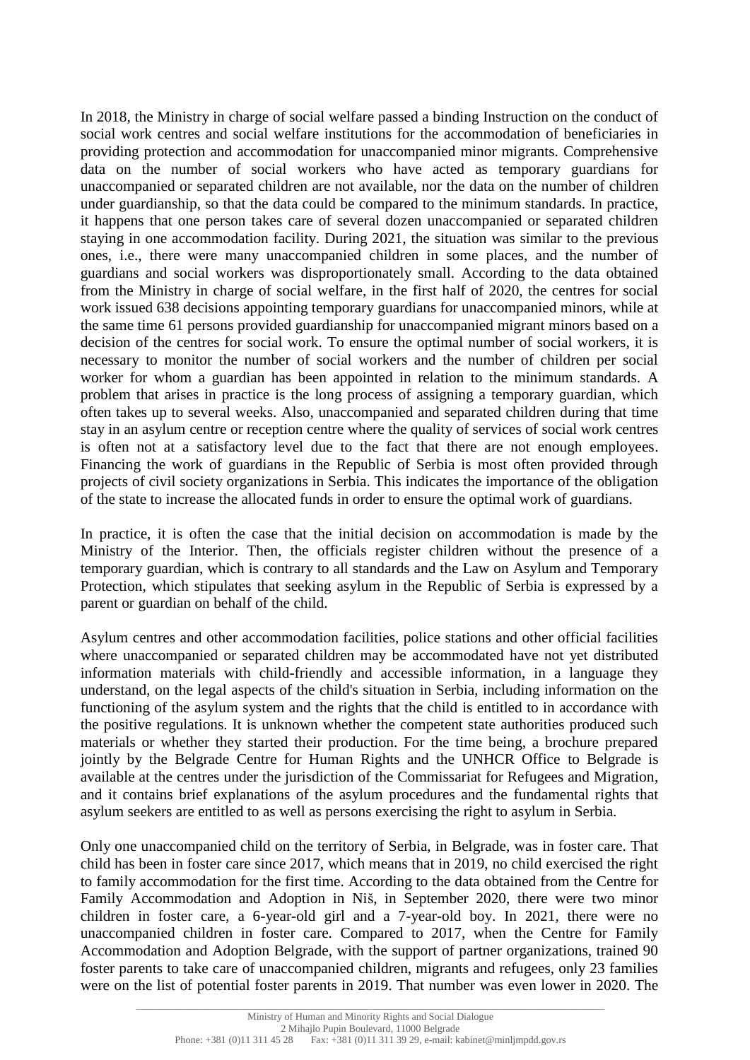In 2018, the Ministry in charge of social welfare passed a binding Instruction on the conduct of social work centres and social welfare institutions for the accommodation of beneficiaries in providing protection and accommodation for unaccompanied minor migrants. Comprehensive data on the number of social workers who have acted as temporary guardians for unaccompanied or separated children are not available, nor the data on the number of children under guardianship, so that the data could be compared to the minimum standards. In practice, it happens that one person takes care of several dozen unaccompanied or separated children staying in one accommodation facility. During 2021, the situation was similar to the previous ones, i.e., there were many unaccompanied children in some places, and the number of guardians and social workers was disproportionately small. According to the data obtained from the Ministry in charge of social welfare, in the first half of 2020, the centres for social work issued 638 decisions appointing temporary guardians for unaccompanied minors, while at the same time 61 persons provided guardianship for unaccompanied migrant minors based on a decision of the centres for social work. To ensure the optimal number of social workers, it is necessary to monitor the number of social workers and the number of children per social worker for whom a guardian has been appointed in relation to the minimum standards. A problem that arises in practice is the long process of assigning a temporary guardian, which often takes up to several weeks. Also, unaccompanied and separated children during that time stay in an asylum centre or reception centre where the quality of services of social work centres is often not at a satisfactory level due to the fact that there are not enough employees. Financing the work of guardians in the Republic of Serbia is most often provided through projects of civil society organizations in Serbia. This indicates the importance of the obligation of the state to increase the allocated funds in order to ensure the optimal work of guardians.

In practice, it is often the case that the initial decision on accommodation is made by the Ministry of the Interior. Then, the officials register children without the presence of a temporary guardian, which is contrary to all standards and the Law on Asylum and Temporary Protection, which stipulates that seeking asylum in the Republic of Serbia is expressed by a parent or guardian on behalf of the child.

Asylum centres and other accommodation facilities, police stations and other official facilities where unaccompanied or separated children may be accommodated have not yet distributed information materials with child-friendly and accessible information, in a language they understand, on the legal aspects of the child's situation in Serbia, including information on the functioning of the asylum system and the rights that the child is entitled to in accordance with the positive regulations. It is unknown whether the competent state authorities produced such materials or whether they started their production. For the time being, a brochure prepared jointly by the Belgrade Centre for Human Rights and the UNHCR Office to Belgrade is available at the centres under the jurisdiction of the Commissariat for Refugees and Migration, and it contains brief explanations of the asylum procedures and the fundamental rights that asylum seekers are entitled to as well as persons exercising the right to asylum in Serbia.

Only one unaccompanied child on the territory of Serbia, in Belgrade, was in foster care. That child has been in foster care since 2017, which means that in 2019, no child exercised the right to family accommodation for the first time. According to the data obtained from the Centre for Family Accommodation and Adoption in Niš, in September 2020, there were two minor children in foster care, a 6-year-old girl and a 7-year-old boy. In 2021, there were no unaccompanied children in foster care. Compared to 2017, when the Centre for Family Accommodation and Adoption Belgrade, with the support of partner organizations, trained 90 foster parents to take care of unaccompanied children, migrants and refugees, only 23 families were on the list of potential foster parents in 2019. That number was even lower in 2020. The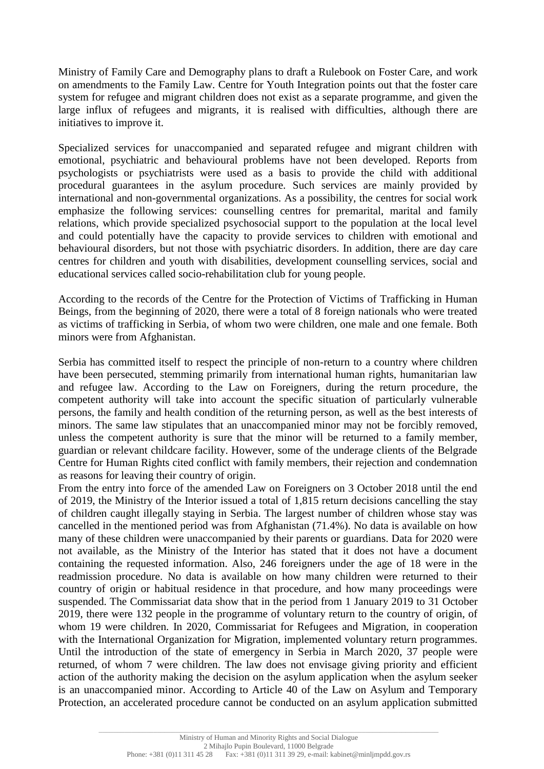Ministry of Family Care and Demography plans to draft a Rulebook on Foster Care, and work on amendments to the Family Law. Centre for Youth Integration points out that the foster care system for refugee and migrant children does not exist as a separate programme, and given the large influx of refugees and migrants, it is realised with difficulties, although there are initiatives to improve it.

Specialized services for unaccompanied and separated refugee and migrant children with emotional, psychiatric and behavioural problems have not been developed. Reports from psychologists or psychiatrists were used as a basis to provide the child with additional procedural guarantees in the asylum procedure. Such services are mainly provided by international and non-governmental organizations. As a possibility, the centres for social work emphasize the following services: counselling centres for premarital, marital and family relations, which provide specialized psychosocial support to the population at the local level and could potentially have the capacity to provide services to children with emotional and behavioural disorders, but not those with psychiatric disorders. In addition, there are day care centres for children and youth with disabilities, development counselling services, social and educational services called socio-rehabilitation club for young people.

According to the records of the Centre for the Protection of Victims of Trafficking in Human Beings, from the beginning of 2020, there were a total of 8 foreign nationals who were treated as victims of trafficking in Serbia, of whom two were children, one male and one female. Both minors were from Afghanistan.

Serbia has committed itself to respect the principle of non-return to a country where children have been persecuted, stemming primarily from international human rights, humanitarian law and refugee law. According to the Law on Foreigners, during the return procedure, the competent authority will take into account the specific situation of particularly vulnerable persons, the family and health condition of the returning person, as well as the best interests of minors. The same law stipulates that an unaccompanied minor may not be forcibly removed, unless the competent authority is sure that the minor will be returned to a family member, guardian or relevant childcare facility. However, some of the underage clients of the Belgrade Centre for Human Rights cited conflict with family members, their rejection and condemnation as reasons for leaving their country of origin.

From the entry into force of the amended Law on Foreigners on 3 October 2018 until the end of 2019, the Ministry of the Interior issued a total of 1,815 return decisions cancelling the stay of children caught illegally staying in Serbia. The largest number of children whose stay was cancelled in the mentioned period was from Afghanistan (71.4%). No data is available on how many of these children were unaccompanied by their parents or guardians. Data for 2020 were not available, as the Ministry of the Interior has stated that it does not have a document containing the requested information. Also, 246 foreigners under the age of 18 were in the readmission procedure. No data is available on how many children were returned to their country of origin or habitual residence in that procedure, and how many proceedings were suspended. The Commissariat data show that in the period from 1 January 2019 to 31 October 2019, there were 132 people in the programme of voluntary return to the country of origin, of whom 19 were children. In 2020, Commissariat for Refugees and Migration, in cooperation with the International Organization for Migration, implemented voluntary return programmes. Until the introduction of the state of emergency in Serbia in March 2020, 37 people were returned, of whom 7 were children. The law does not envisage giving priority and efficient action of the authority making the decision on the asylum application when the asylum seeker is an unaccompanied minor. According to Article 40 of the Law on Asylum and Temporary Protection, an accelerated procedure cannot be conducted on an asylum application submitted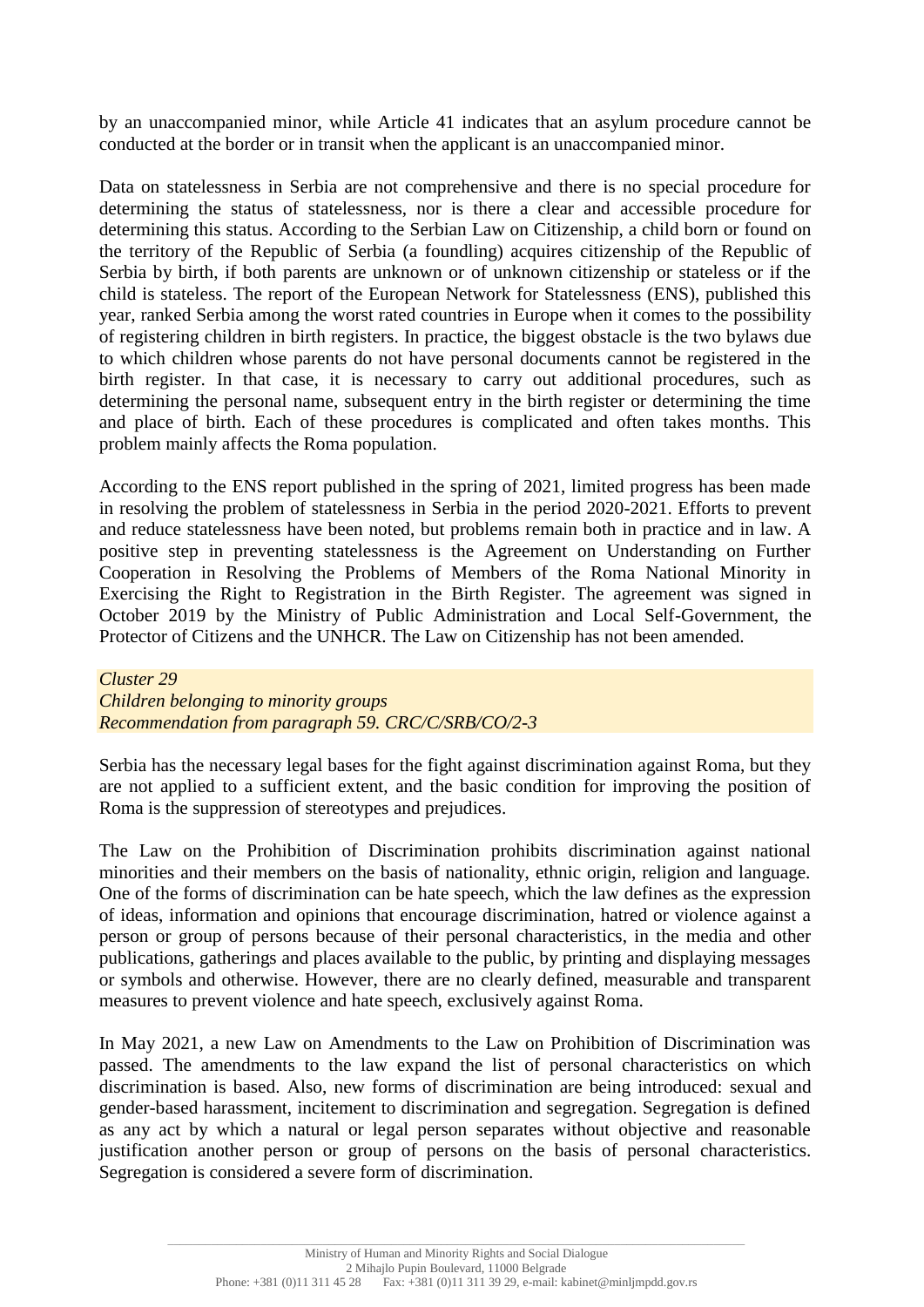by an unaccompanied minor, while Article 41 indicates that an asylum procedure cannot be conducted at the border or in transit when the applicant is an unaccompanied minor.

Data on statelessness in Serbia are not comprehensive and there is no special procedure for determining the status of statelessness, nor is there a clear and accessible procedure for determining this status. According to the Serbian Law on Citizenship, a child born or found on the territory of the Republic of Serbia (a foundling) acquires citizenship of the Republic of Serbia by birth, if both parents are unknown or of unknown citizenship or stateless or if the child is stateless. The report of the European Network for Statelessness (ENS), published this year, ranked Serbia among the worst rated countries in Europe when it comes to the possibility of registering children in birth registers. In practice, the biggest obstacle is the two bylaws due to which children whose parents do not have personal documents cannot be registered in the birth register. In that case, it is necessary to carry out additional procedures, such as determining the personal name, subsequent entry in the birth register or determining the time and place of birth. Each of these procedures is complicated and often takes months. This problem mainly affects the Roma population.

According to the ENS report published in the spring of 2021, limited progress has been made in resolving the problem of statelessness in Serbia in the period 2020-2021. Efforts to prevent and reduce statelessness have been noted, but problems remain both in practice and in law. A positive step in preventing statelessness is the Agreement on Understanding on Further Cooperation in Resolving the Problems of Members of the Roma National Minority in Exercising the Right to Registration in the Birth Register. The agreement was signed in October 2019 by the Ministry of Public Administration and Local Self-Government, the Protector of Citizens and the UNHCR. The Law on Citizenship has not been amended.

*Cluster 29*
*Children belonging to minority groups*
*Recommendation from paragraph 59. CRC/C/SRB/CO/2-3*

Serbia has the necessary legal bases for the fight against discrimination against Roma, but they are not applied to a sufficient extent, and the basic condition for improving the position of Roma is the suppression of stereotypes and prejudices.

The Law on the Prohibition of Discrimination prohibits discrimination against national minorities and their members on the basis of nationality, ethnic origin, religion and language. One of the forms of discrimination can be hate speech, which the law defines as the expression of ideas, information and opinions that encourage discrimination, hatred or violence against a person or group of persons because of their personal characteristics, in the media and other publications, gatherings and places available to the public, by printing and displaying messages or symbols and otherwise. However, there are no clearly defined, measurable and transparent measures to prevent violence and hate speech, exclusively against Roma.

In May 2021, a new Law on Amendments to the Law on Prohibition of Discrimination was passed. The amendments to the law expand the list of personal characteristics on which discrimination is based. Also, new forms of discrimination are being introduced: sexual and gender-based harassment, incitement to discrimination and segregation. Segregation is defined as any act by which a natural or legal person separates without objective and reasonable justification another person or group of persons on the basis of personal characteristics. Segregation is considered a severe form of discrimination.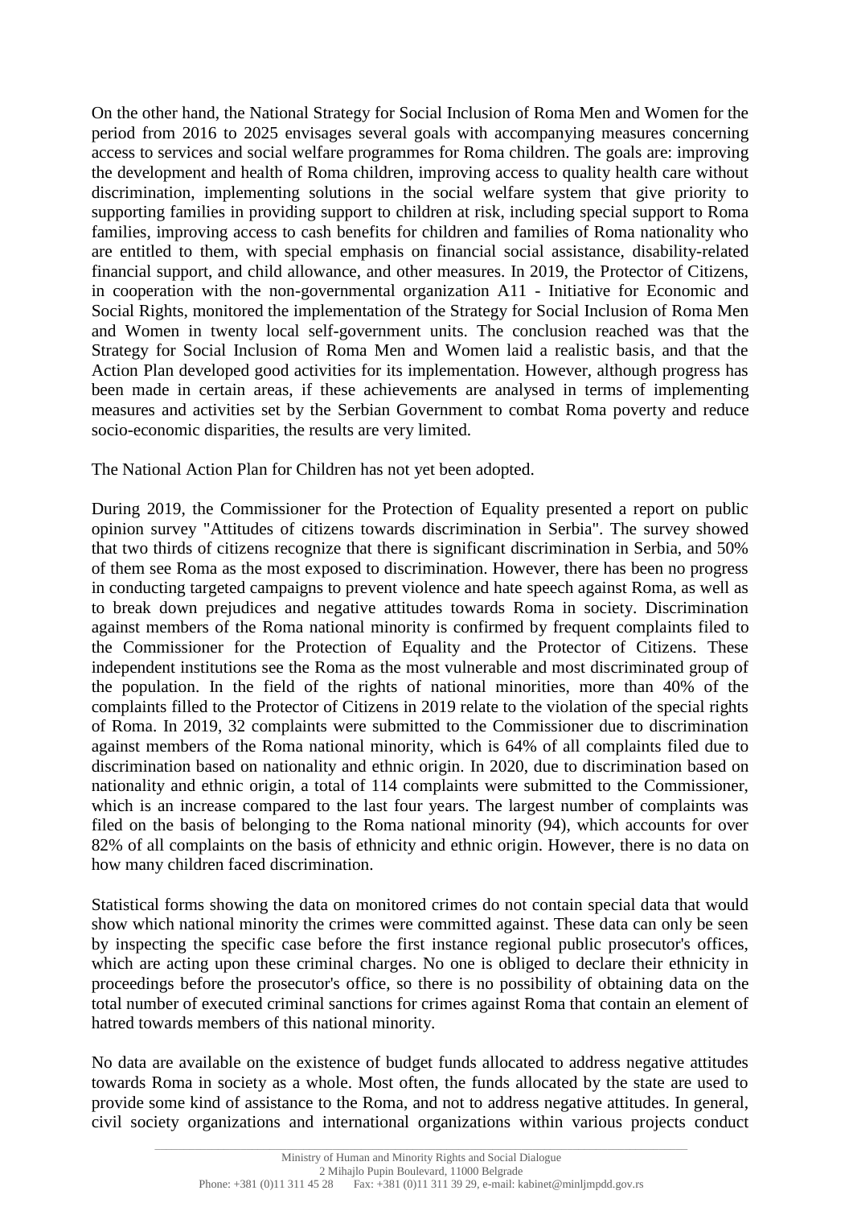On the other hand, the National Strategy for Social Inclusion of Roma Men and Women for the period from 2016 to 2025 envisages several goals with accompanying measures concerning access to services and social welfare programmes for Roma children. The goals are: improving the development and health of Roma children, improving access to quality health care without discrimination, implementing solutions in the social welfare system that give priority to supporting families in providing support to children at risk, including special support to Roma families, improving access to cash benefits for children and families of Roma nationality who are entitled to them, with special emphasis on financial social assistance, disability-related financial support, and child allowance, and other measures. In 2019, the Protector of Citizens, in cooperation with the non-governmental organization A11 - Initiative for Economic and Social Rights, monitored the implementation of the Strategy for Social Inclusion of Roma Men and Women in twenty local self-government units. The conclusion reached was that the Strategy for Social Inclusion of Roma Men and Women laid a realistic basis, and that the Action Plan developed good activities for its implementation. However, although progress has been made in certain areas, if these achievements are analysed in terms of implementing measures and activities set by the Serbian Government to combat Roma poverty and reduce socio-economic disparities, the results are very limited.

The National Action Plan for Children has not yet been adopted.

During 2019, the Commissioner for the Protection of Equality presented a report on public opinion survey "Attitudes of citizens towards discrimination in Serbia". The survey showed that two thirds of citizens recognize that there is significant discrimination in Serbia, and 50% of them see Roma as the most exposed to discrimination. However, there has been no progress in conducting targeted campaigns to prevent violence and hate speech against Roma, as well as to break down prejudices and negative attitudes towards Roma in society. Discrimination against members of the Roma national minority is confirmed by frequent complaints filed to the Commissioner for the Protection of Equality and the Protector of Citizens. These independent institutions see the Roma as the most vulnerable and most discriminated group of the population. In the field of the rights of national minorities, more than 40% of the complaints filled to the Protector of Citizens in 2019 relate to the violation of the special rights of Roma. In 2019, 32 complaints were submitted to the Commissioner due to discrimination against members of the Roma national minority, which is 64% of all complaints filed due to discrimination based on nationality and ethnic origin. In 2020, due to discrimination based on nationality and ethnic origin, a total of 114 complaints were submitted to the Commissioner, which is an increase compared to the last four years. The largest number of complaints was filed on the basis of belonging to the Roma national minority (94), which accounts for over 82% of all complaints on the basis of ethnicity and ethnic origin. However, there is no data on how many children faced discrimination.

Statistical forms showing the data on monitored crimes do not contain special data that would show which national minority the crimes were committed against. These data can only be seen by inspecting the specific case before the first instance regional public prosecutor's offices, which are acting upon these criminal charges. No one is obliged to declare their ethnicity in proceedings before the prosecutor's office, so there is no possibility of obtaining data on the total number of executed criminal sanctions for crimes against Roma that contain an element of hatred towards members of this national minority.

No data are available on the existence of budget funds allocated to address negative attitudes towards Roma in society as a whole. Most often, the funds allocated by the state are used to provide some kind of assistance to the Roma, and not to address negative attitudes. In general, civil society organizations and international organizations within various projects conduct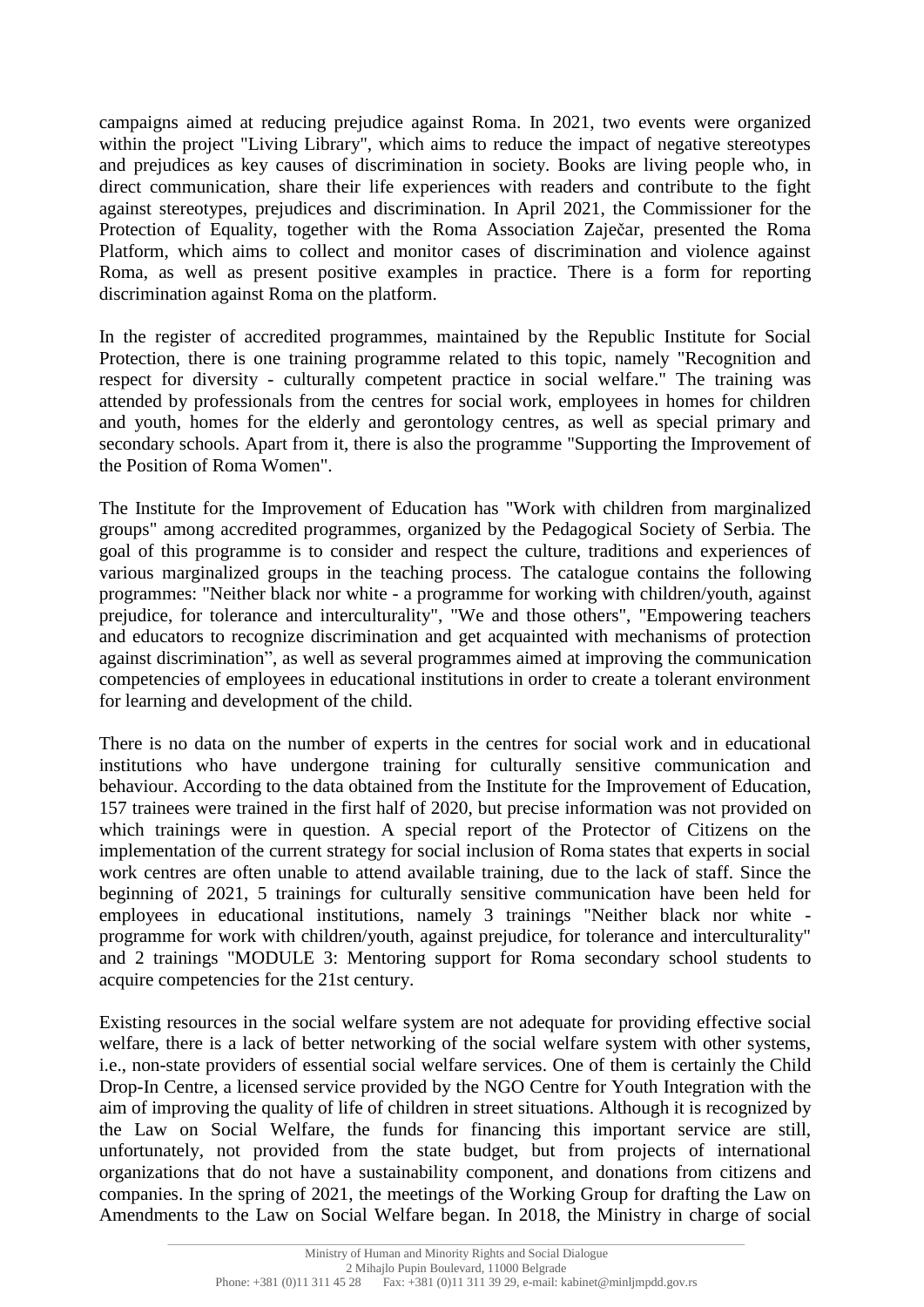campaigns aimed at reducing prejudice against Roma. In 2021, two events were organized within the project "Living Library", which aims to reduce the impact of negative stereotypes and prejudices as key causes of discrimination in society. Books are living people who, in direct communication, share their life experiences with readers and contribute to the fight against stereotypes, prejudices and discrimination. In April 2021, the Commissioner for the Protection of Equality, together with the Roma Association Zaječar, presented the Roma Platform, which aims to collect and monitor cases of discrimination and violence against Roma, as well as present positive examples in practice. There is a form for reporting discrimination against Roma on the platform.

In the register of accredited programmes, maintained by the Republic Institute for Social Protection, there is one training programme related to this topic, namely "Recognition and respect for diversity - culturally competent practice in social welfare." The training was attended by professionals from the centres for social work, employees in homes for children and youth, homes for the elderly and gerontology centres, as well as special primary and secondary schools. Apart from it, there is also the programme "Supporting the Improvement of the Position of Roma Women".

The Institute for the Improvement of Education has "Work with children from marginalized groups" among accredited programmes, organized by the Pedagogical Society of Serbia. The goal of this programme is to consider and respect the culture, traditions and experiences of various marginalized groups in the teaching process. The catalogue contains the following programmes: "Neither black nor white - a programme for working with children/youth, against prejudice, for tolerance and interculturality", "We and those others", "Empowering teachers and educators to recognize discrimination and get acquainted with mechanisms of protection against discrimination", as well as several programmes aimed at improving the communication competencies of employees in educational institutions in order to create a tolerant environment for learning and development of the child.

There is no data on the number of experts in the centres for social work and in educational institutions who have undergone training for culturally sensitive communication and behaviour. According to the data obtained from the Institute for the Improvement of Education, 157 trainees were trained in the first half of 2020, but precise information was not provided on which trainings were in question. A special report of the Protector of Citizens on the implementation of the current strategy for social inclusion of Roma states that experts in social work centres are often unable to attend available training, due to the lack of staff. Since the beginning of 2021, 5 trainings for culturally sensitive communication have been held for employees in educational institutions, namely 3 trainings "Neither black nor white - programme for work with children/youth, against prejudice, for tolerance and interculturality" and 2 trainings "MODULE 3: Mentoring support for Roma secondary school students to acquire competencies for the 21st century.

Existing resources in the social welfare system are not adequate for providing effective social welfare, there is a lack of better networking of the social welfare system with other systems, i.e., non-state providers of essential social welfare services. One of them is certainly the Child Drop-In Centre, a licensed service provided by the NGO Centre for Youth Integration with the aim of improving the quality of life of children in street situations. Although it is recognized by the Law on Social Welfare, the funds for financing this important service are still, unfortunately, not provided from the state budget, but from projects of international organizations that do not have a sustainability component, and donations from citizens and companies. In the spring of 2021, the meetings of the Working Group for drafting the Law on Amendments to the Law on Social Welfare began. In 2018, the Ministry in charge of social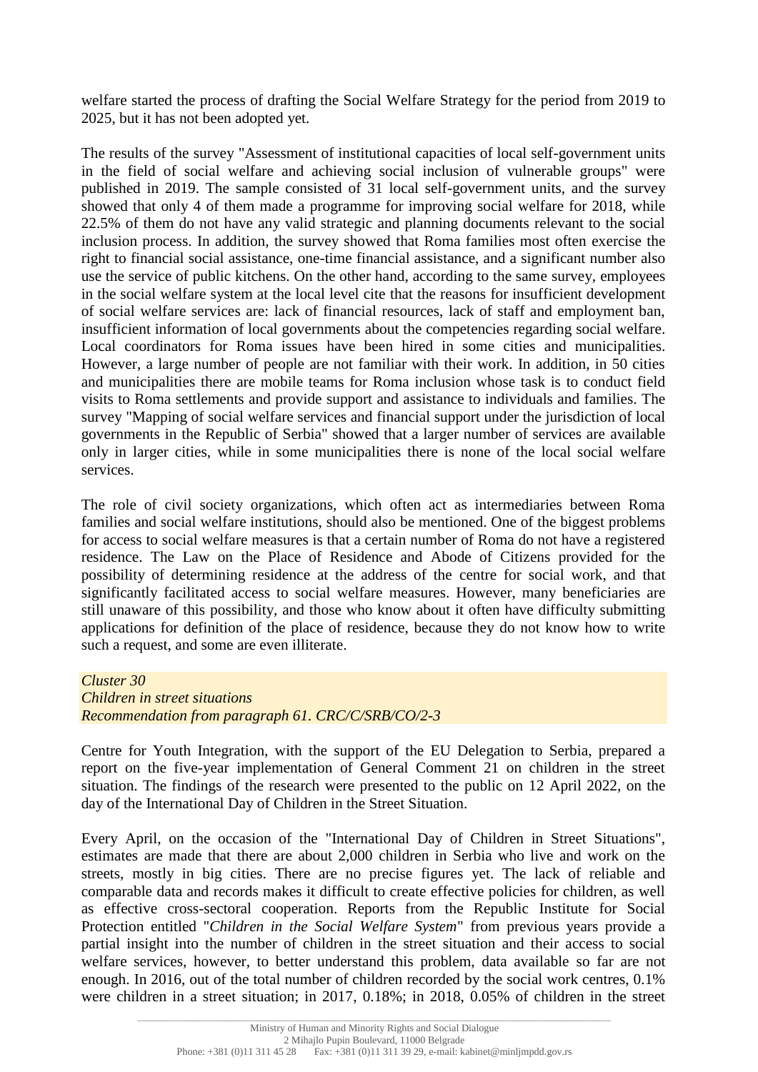welfare started the process of drafting the Social Welfare Strategy for the period from 2019 to 2025, but it has not been adopted yet.

The results of the survey "Assessment of institutional capacities of local self-government units in the field of social welfare and achieving social inclusion of vulnerable groups" were published in 2019. The sample consisted of 31 local self-government units, and the survey showed that only 4 of them made a programme for improving social welfare for 2018, while 22.5% of them do not have any valid strategic and planning documents relevant to the social inclusion process. In addition, the survey showed that Roma families most often exercise the right to financial social assistance, one-time financial assistance, and a significant number also use the service of public kitchens. On the other hand, according to the same survey, employees in the social welfare system at the local level cite that the reasons for insufficient development of social welfare services are: lack of financial resources, lack of staff and employment ban, insufficient information of local governments about the competencies regarding social welfare. Local coordinators for Roma issues have been hired in some cities and municipalities. However, a large number of people are not familiar with their work. In addition, in 50 cities and municipalities there are mobile teams for Roma inclusion whose task is to conduct field visits to Roma settlements and provide support and assistance to individuals and families. The survey "Mapping of social welfare services and financial support under the jurisdiction of local governments in the Republic of Serbia" showed that a larger number of services are available only in larger cities, while in some municipalities there is none of the local social welfare services.

The role of civil society organizations, which often act as intermediaries between Roma families and social welfare institutions, should also be mentioned. One of the biggest problems for access to social welfare measures is that a certain number of Roma do not have a registered residence. The Law on the Place of Residence and Abode of Citizens provided for the possibility of determining residence at the address of the centre for social work, and that significantly facilitated access to social welfare measures. However, many beneficiaries are still unaware of this possibility, and those who know about it often have difficulty submitting applications for definition of the place of residence, because they do not know how to write such a request, and some are even illiterate.

*Cluster 30*
*Children in street situations*
*Recommendation from paragraph 61. CRC/C/SRB/CO/2-3*

Centre for Youth Integration, with the support of the EU Delegation to Serbia, prepared a report on the five-year implementation of General Comment 21 on children in the street situation. The findings of the research were presented to the public on 12 April 2022, on the day of the International Day of Children in the Street Situation.

Every April, on the occasion of the "International Day of Children in Street Situations", estimates are made that there are about 2,000 children in Serbia who live and work on the streets, mostly in big cities. There are no precise figures yet. The lack of reliable and comparable data and records makes it difficult to create effective policies for children, as well as effective cross-sectoral cooperation. Reports from the Republic Institute for Social Protection entitled "*Children in the Social Welfare System*" from previous years provide a partial insight into the number of children in the street situation and their access to social welfare services, however, to better understand this problem, data available so far are not enough. In 2016, out of the total number of children recorded by the social work centres, 0.1% were children in a street situation; in 2017, 0.18%; in 2018, 0.05% of children in the street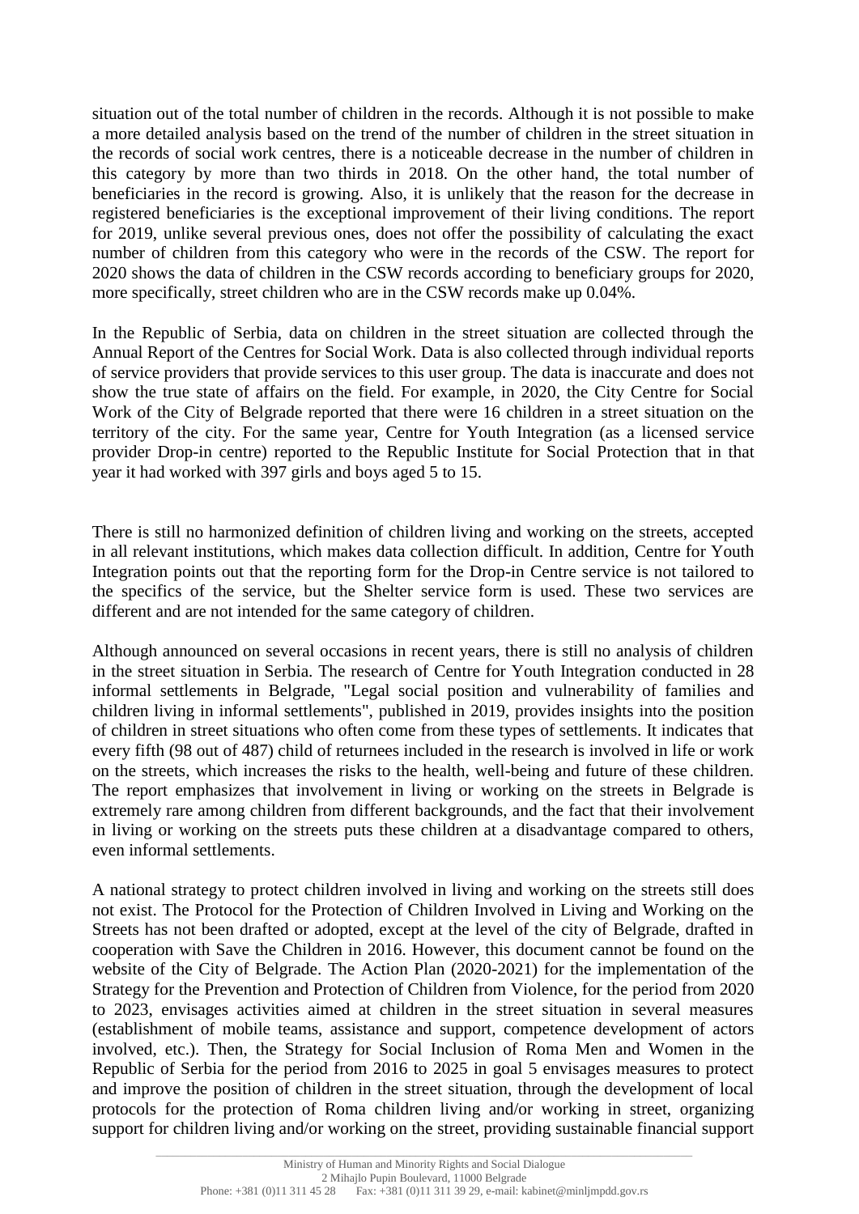situation out of the total number of children in the records. Although it is not possible to make a more detailed analysis based on the trend of the number of children in the street situation in the records of social work centres, there is a noticeable decrease in the number of children in this category by more than two thirds in 2018. On the other hand, the total number of beneficiaries in the record is growing. Also, it is unlikely that the reason for the decrease in registered beneficiaries is the exceptional improvement of their living conditions. The report for 2019, unlike several previous ones, does not offer the possibility of calculating the exact number of children from this category who were in the records of the CSW. The report for 2020 shows the data of children in the CSW records according to beneficiary groups for 2020, more specifically, street children who are in the CSW records make up 0.04%.

In the Republic of Serbia, data on children in the street situation are collected through the Annual Report of the Centres for Social Work. Data is also collected through individual reports of service providers that provide services to this user group. The data is inaccurate and does not show the true state of affairs on the field. For example, in 2020, the City Centre for Social Work of the City of Belgrade reported that there were 16 children in a street situation on the territory of the city. For the same year, Centre for Youth Integration (as a licensed service provider Drop-in centre) reported to the Republic Institute for Social Protection that in that year it had worked with 397 girls and boys aged 5 to 15.

There is still no harmonized definition of children living and working on the streets, accepted in all relevant institutions, which makes data collection difficult. In addition, Centre for Youth Integration points out that the reporting form for the Drop-in Centre service is not tailored to the specifics of the service, but the Shelter service form is used. These two services are different and are not intended for the same category of children.

Although announced on several occasions in recent years, there is still no analysis of children in the street situation in Serbia. The research of Centre for Youth Integration conducted in 28 informal settlements in Belgrade, "Legal social position and vulnerability of families and children living in informal settlements", published in 2019, provides insights into the position of children in street situations who often come from these types of settlements. It indicates that every fifth (98 out of 487) child of returnees included in the research is involved in life or work on the streets, which increases the risks to the health, well-being and future of these children. The report emphasizes that involvement in living or working on the streets in Belgrade is extremely rare among children from different backgrounds, and the fact that their involvement in living or working on the streets puts these children at a disadvantage compared to others, even informal settlements.

A national strategy to protect children involved in living and working on the streets still does not exist. The Protocol for the Protection of Children Involved in Living and Working on the Streets has not been drafted or adopted, except at the level of the city of Belgrade, drafted in cooperation with Save the Children in 2016. However, this document cannot be found on the website of the City of Belgrade. The Action Plan (2020-2021) for the implementation of the Strategy for the Prevention and Protection of Children from Violence, for the period from 2020 to 2023, envisages activities aimed at children in the street situation in several measures (establishment of mobile teams, assistance and support, competence development of actors involved, etc.). Then, the Strategy for Social Inclusion of Roma Men and Women in the Republic of Serbia for the period from 2016 to 2025 in goal 5 envisages measures to protect and improve the position of children in the street situation, through the development of local protocols for the protection of Roma children living and/or working in street, organizing support for children living and/or working on the street, providing sustainable financial support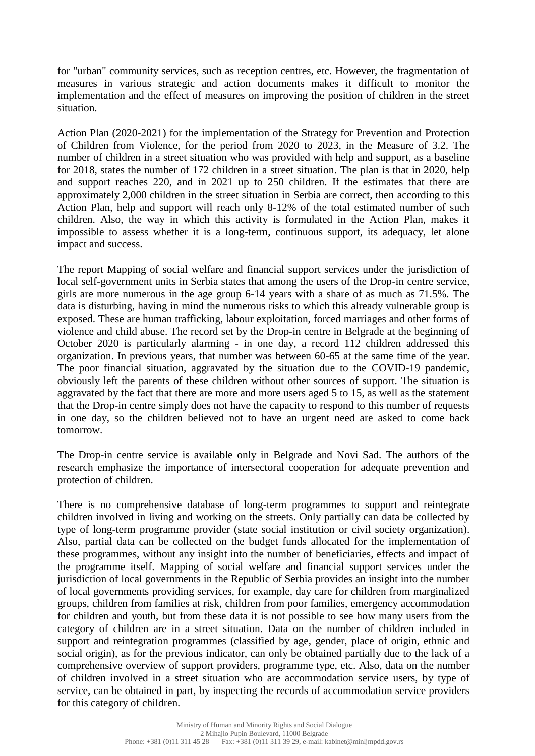for "urban" community services, such as reception centres, etc. However, the fragmentation of measures in various strategic and action documents makes it difficult to monitor the implementation and the effect of measures on improving the position of children in the street situation.

Action Plan (2020-2021) for the implementation of the Strategy for Prevention and Protection of Children from Violence, for the period from 2020 to 2023, in the Measure of 3.2. The number of children in a street situation who was provided with help and support, as a baseline for 2018, states the number of 172 children in a street situation. The plan is that in 2020, help and support reaches 220, and in 2021 up to 250 children. If the estimates that there are approximately 2,000 children in the street situation in Serbia are correct, then according to this Action Plan, help and support will reach only 8-12% of the total estimated number of such children. Also, the way in which this activity is formulated in the Action Plan, makes it impossible to assess whether it is a long-term, continuous support, its adequacy, let alone impact and success.

The report Mapping of social welfare and financial support services under the jurisdiction of local self-government units in Serbia states that among the users of the Drop-in centre service, girls are more numerous in the age group 6-14 years with a share of as much as 71.5%. The data is disturbing, having in mind the numerous risks to which this already vulnerable group is exposed. These are human trafficking, labour exploitation, forced marriages and other forms of violence and child abuse. The record set by the Drop-in centre in Belgrade at the beginning of October 2020 is particularly alarming - in one day, a record 112 children addressed this organization. In previous years, that number was between 60-65 at the same time of the year. The poor financial situation, aggravated by the situation due to the COVID-19 pandemic, obviously left the parents of these children without other sources of support. The situation is aggravated by the fact that there are more and more users aged 5 to 15, as well as the statement that the Drop-in centre simply does not have the capacity to respond to this number of requests in one day, so the children believed not to have an urgent need are asked to come back tomorrow.

The Drop-in centre service is available only in Belgrade and Novi Sad. The authors of the research emphasize the importance of intersectoral cooperation for adequate prevention and protection of children.

There is no comprehensive database of long-term programmes to support and reintegrate children involved in living and working on the streets. Only partially can data be collected by type of long-term programme provider (state social institution or civil society organization). Also, partial data can be collected on the budget funds allocated for the implementation of these programmes, without any insight into the number of beneficiaries, effects and impact of the programme itself. Mapping of social welfare and financial support services under the jurisdiction of local governments in the Republic of Serbia provides an insight into the number of local governments providing services, for example, day care for children from marginalized groups, children from families at risk, children from poor families, emergency accommodation for children and youth, but from these data it is not possible to see how many users from the category of children are in a street situation. Data on the number of children included in support and reintegration programmes (classified by age, gender, place of origin, ethnic and social origin), as for the previous indicator, can only be obtained partially due to the lack of a comprehensive overview of support providers, programme type, etc. Also, data on the number of children involved in a street situation who are accommodation service users, by type of service, can be obtained in part, by inspecting the records of accommodation service providers for this category of children.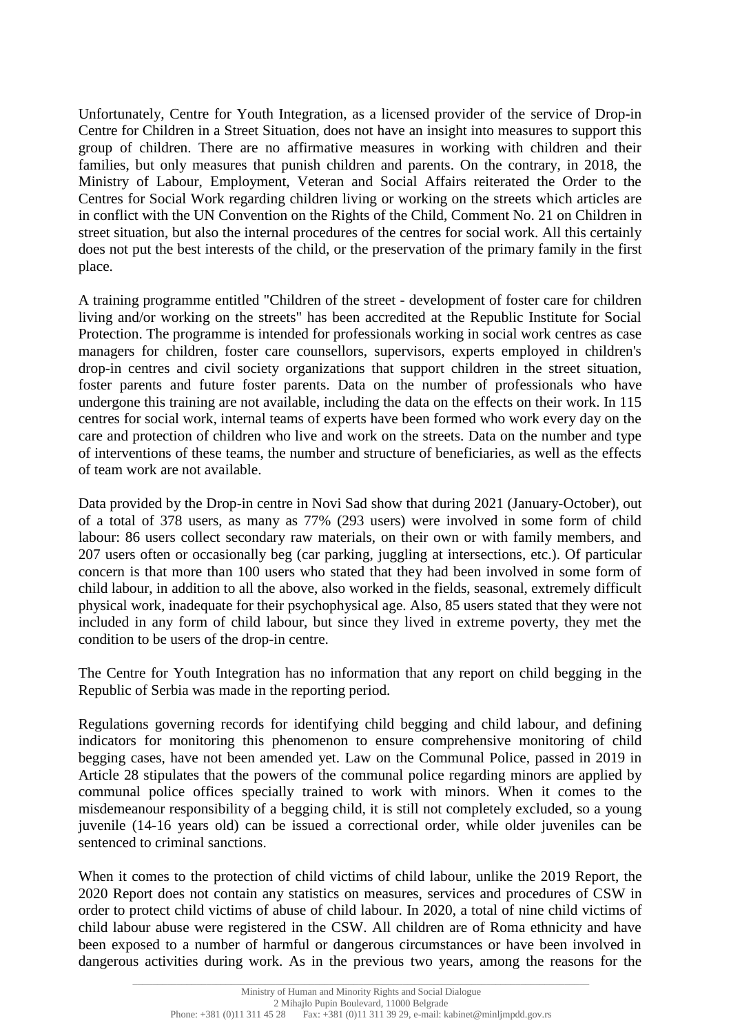Unfortunately, Centre for Youth Integration, as a licensed provider of the service of Drop-in Centre for Children in a Street Situation, does not have an insight into measures to support this group of children. There are no affirmative measures in working with children and their families, but only measures that punish children and parents. On the contrary, in 2018, the Ministry of Labour, Employment, Veteran and Social Affairs reiterated the Order to the Centres for Social Work regarding children living or working on the streets which articles are in conflict with the UN Convention on the Rights of the Child, Comment No. 21 on Children in street situation, but also the internal procedures of the centres for social work. All this certainly does not put the best interests of the child, or the preservation of the primary family in the first place.

A training programme entitled "Children of the street - development of foster care for children living and/or working on the streets" has been accredited at the Republic Institute for Social Protection. The programme is intended for professionals working in social work centres as case managers for children, foster care counsellors, supervisors, experts employed in children's drop-in centres and civil society organizations that support children in the street situation, foster parents and future foster parents. Data on the number of professionals who have undergone this training are not available, including the data on the effects on their work. In 115 centres for social work, internal teams of experts have been formed who work every day on the care and protection of children who live and work on the streets. Data on the number and type of interventions of these teams, the number and structure of beneficiaries, as well as the effects of team work are not available.

Data provided by the Drop-in centre in Novi Sad show that during 2021 (January-October), out of a total of 378 users, as many as 77% (293 users) were involved in some form of child labour: 86 users collect secondary raw materials, on their own or with family members, and 207 users often or occasionally beg (car parking, juggling at intersections, etc.). Of particular concern is that more than 100 users who stated that they had been involved in some form of child labour, in addition to all the above, also worked in the fields, seasonal, extremely difficult physical work, inadequate for their psychophysical age. Also, 85 users stated that they were not included in any form of child labour, but since they lived in extreme poverty, they met the condition to be users of the drop-in centre.

The Centre for Youth Integration has no information that any report on child begging in the Republic of Serbia was made in the reporting period.

Regulations governing records for identifying child begging and child labour, and defining indicators for monitoring this phenomenon to ensure comprehensive monitoring of child begging cases, have not been amended yet. Law on the Communal Police, passed in 2019 in Article 28 stipulates that the powers of the communal police regarding minors are applied by communal police offices specially trained to work with minors. When it comes to the misdemeanour responsibility of a begging child, it is still not completely excluded, so a young juvenile (14-16 years old) can be issued a correctional order, while older juveniles can be sentenced to criminal sanctions.

When it comes to the protection of child victims of child labour, unlike the 2019 Report, the 2020 Report does not contain any statistics on measures, services and procedures of CSW in order to protect child victims of abuse of child labour. In 2020, a total of nine child victims of child labour abuse were registered in the CSW. All children are of Roma ethnicity and have been exposed to a number of harmful or dangerous circumstances or have been involved in dangerous activities during work. As in the previous two years, among the reasons for the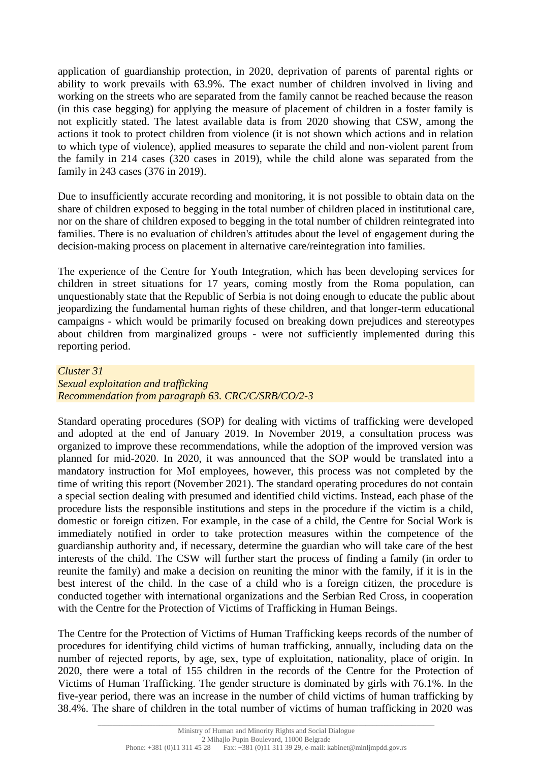application of guardianship protection, in 2020, deprivation of parents of parental rights or ability to work prevails with 63.9%. The exact number of children involved in living and working on the streets who are separated from the family cannot be reached because the reason (in this case begging) for applying the measure of placement of children in a foster family is not explicitly stated. The latest available data is from 2020 showing that CSW, among the actions it took to protect children from violence (it is not shown which actions and in relation to which type of violence), applied measures to separate the child and non-violent parent from the family in 214 cases (320 cases in 2019), while the child alone was separated from the family in 243 cases (376 in 2019).

Due to insufficiently accurate recording and monitoring, it is not possible to obtain data on the share of children exposed to begging in the total number of children placed in institutional care, nor on the share of children exposed to begging in the total number of children reintegrated into families. There is no evaluation of children's attitudes about the level of engagement during the decision-making process on placement in alternative care/reintegration into families.

The experience of the Centre for Youth Integration, which has been developing services for children in street situations for 17 years, coming mostly from the Roma population, can unquestionably state that the Republic of Serbia is not doing enough to educate the public about jeopardizing the fundamental human rights of these children, and that longer-term educational campaigns - which would be primarily focused on breaking down prejudices and stereotypes about children from marginalized groups - were not sufficiently implemented during this reporting period.

*Cluster 31*
*Sexual exploitation and trafficking*
*Recommendation from paragraph 63. CRC/C/SRB/CO/2-3*

Standard operating procedures (SOP) for dealing with victims of trafficking were developed and adopted at the end of January 2019. In November 2019, a consultation process was organized to improve these recommendations, while the adoption of the improved version was planned for mid-2020. In 2020, it was announced that the SOP would be translated into a mandatory instruction for MoI employees, however, this process was not completed by the time of writing this report (November 2021). The standard operating procedures do not contain a special section dealing with presumed and identified child victims. Instead, each phase of the procedure lists the responsible institutions and steps in the procedure if the victim is a child, domestic or foreign citizen. For example, in the case of a child, the Centre for Social Work is immediately notified in order to take protection measures within the competence of the guardianship authority and, if necessary, determine the guardian who will take care of the best interests of the child. The CSW will further start the process of finding a family (in order to reunite the family) and make a decision on reuniting the minor with the family, if it is in the best interest of the child. In the case of a child who is a foreign citizen, the procedure is conducted together with international organizations and the Serbian Red Cross, in cooperation with the Centre for the Protection of Victims of Trafficking in Human Beings.

The Centre for the Protection of Victims of Human Trafficking keeps records of the number of procedures for identifying child victims of human trafficking, annually, including data on the number of rejected reports, by age, sex, type of exploitation, nationality, place of origin. In 2020, there were a total of 155 children in the records of the Centre for the Protection of Victims of Human Trafficking. The gender structure is dominated by girls with 76.1%. In the five-year period, there was an increase in the number of child victims of human trafficking by 38.4%. The share of children in the total number of victims of human trafficking in 2020 was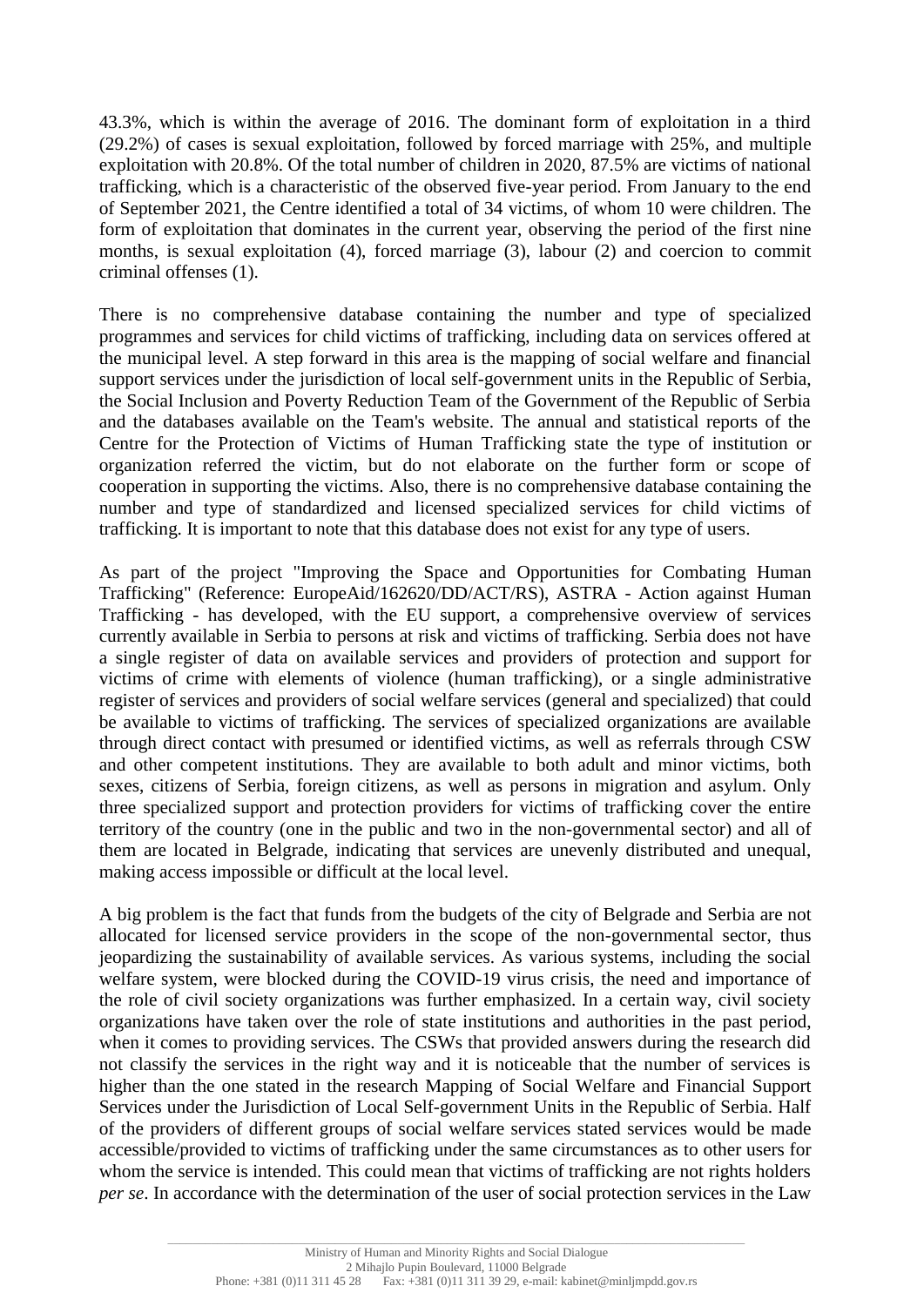43.3%, which is within the average of 2016. The dominant form of exploitation in a third (29.2%) of cases is sexual exploitation, followed by forced marriage with 25%, and multiple exploitation with 20.8%. Of the total number of children in 2020, 87.5% are victims of national trafficking, which is a characteristic of the observed five-year period. From January to the end of September 2021, the Centre identified a total of 34 victims, of whom 10 were children. The form of exploitation that dominates in the current year, observing the period of the first nine months, is sexual exploitation (4), forced marriage (3), labour (2) and coercion to commit criminal offenses (1).

There is no comprehensive database containing the number and type of specialized programmes and services for child victims of trafficking, including data on services offered at the municipal level. A step forward in this area is the mapping of social welfare and financial support services under the jurisdiction of local self-government units in the Republic of Serbia, the Social Inclusion and Poverty Reduction Team of the Government of the Republic of Serbia and the databases available on the Team's website. The annual and statistical reports of the Centre for the Protection of Victims of Human Trafficking state the type of institution or organization referred the victim, but do not elaborate on the further form or scope of cooperation in supporting the victims. Also, there is no comprehensive database containing the number and type of standardized and licensed specialized services for child victims of trafficking. It is important to note that this database does not exist for any type of users.

As part of the project "Improving the Space and Opportunities for Combating Human Trafficking" (Reference: EuropeAid/162620/DD/ACT/RS), ASTRA - Action against Human Trafficking - has developed, with the EU support, a comprehensive overview of services currently available in Serbia to persons at risk and victims of trafficking. Serbia does not have a single register of data on available services and providers of protection and support for victims of crime with elements of violence (human trafficking), or a single administrative register of services and providers of social welfare services (general and specialized) that could be available to victims of trafficking. The services of specialized organizations are available through direct contact with presumed or identified victims, as well as referrals through CSW and other competent institutions. They are available to both adult and minor victims, both sexes, citizens of Serbia, foreign citizens, as well as persons in migration and asylum. Only three specialized support and protection providers for victims of trafficking cover the entire territory of the country (one in the public and two in the non-governmental sector) and all of them are located in Belgrade, indicating that services are unevenly distributed and unequal, making access impossible or difficult at the local level.

A big problem is the fact that funds from the budgets of the city of Belgrade and Serbia are not allocated for licensed service providers in the scope of the non-governmental sector, thus jeopardizing the sustainability of available services. As various systems, including the social welfare system, were blocked during the COVID-19 virus crisis, the need and importance of the role of civil society organizations was further emphasized. In a certain way, civil society organizations have taken over the role of state institutions and authorities in the past period, when it comes to providing services. The CSWs that provided answers during the research did not classify the services in the right way and it is noticeable that the number of services is higher than the one stated in the research Mapping of Social Welfare and Financial Support Services under the Jurisdiction of Local Self-government Units in the Republic of Serbia. Half of the providers of different groups of social welfare services stated services would be made accessible/provided to victims of trafficking under the same circumstances as to other users for whom the service is intended. This could mean that victims of trafficking are not rights holders *per se*. In accordance with the determination of the user of social protection services in the Law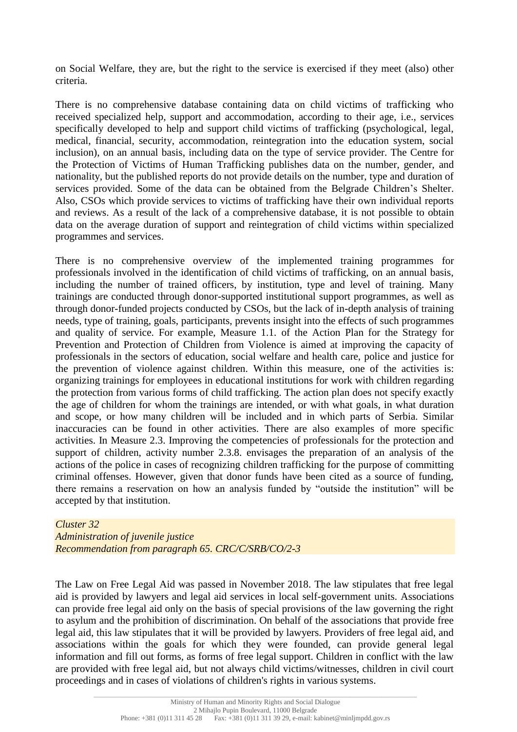on Social Welfare, they are, but the right to the service is exercised if they meet (also) other criteria.

There is no comprehensive database containing data on child victims of trafficking who received specialized help, support and accommodation, according to their age, i.e., services specifically developed to help and support child victims of trafficking (psychological, legal, medical, financial, security, accommodation, reintegration into the education system, social inclusion), on an annual basis, including data on the type of service provider. The Centre for the Protection of Victims of Human Trafficking publishes data on the number, gender, and nationality, but the published reports do not provide details on the number, type and duration of services provided. Some of the data can be obtained from the Belgrade Children's Shelter. Also, CSOs which provide services to victims of trafficking have their own individual reports and reviews. As a result of the lack of a comprehensive database, it is not possible to obtain data on the average duration of support and reintegration of child victims within specialized programmes and services.

There is no comprehensive overview of the implemented training programmes for professionals involved in the identification of child victims of trafficking, on an annual basis, including the number of trained officers, by institution, type and level of training. Many trainings are conducted through donor-supported institutional support programmes, as well as through donor-funded projects conducted by CSOs, but the lack of in-depth analysis of training needs, type of training, goals, participants, prevents insight into the effects of such programmes and quality of service. For example, Measure 1.1. of the Action Plan for the Strategy for Prevention and Protection of Children from Violence is aimed at improving the capacity of professionals in the sectors of education, social welfare and health care, police and justice for the prevention of violence against children. Within this measure, one of the activities is: organizing trainings for employees in educational institutions for work with children regarding the protection from various forms of child trafficking. The action plan does not specify exactly the age of children for whom the trainings are intended, or with what goals, in what duration and scope, or how many children will be included and in which parts of Serbia. Similar inaccuracies can be found in other activities. There are also examples of more specific activities. In Measure 2.3. Improving the competencies of professionals for the protection and support of children, activity number 2.3.8. envisages the preparation of an analysis of the actions of the police in cases of recognizing children trafficking for the purpose of committing criminal offenses. However, given that donor funds have been cited as a source of funding, there remains a reservation on how an analysis funded by "outside the institution" will be accepted by that institution.

*Cluster 32*
*Administration of juvenile justice*
*Recommendation from paragraph 65. CRC/C/SRB/CO/2-3*

The Law on Free Legal Aid was passed in November 2018. The law stipulates that free legal aid is provided by lawyers and legal aid services in local self-government units. Associations can provide free legal aid only on the basis of special provisions of the law governing the right to asylum and the prohibition of discrimination. On behalf of the associations that provide free legal aid, this law stipulates that it will be provided by lawyers. Providers of free legal aid, and associations within the goals for which they were founded, can provide general legal information and fill out forms, as forms of free legal support. Children in conflict with the law are provided with free legal aid, but not always child victims/witnesses, children in civil court proceedings and in cases of violations of children's rights in various systems.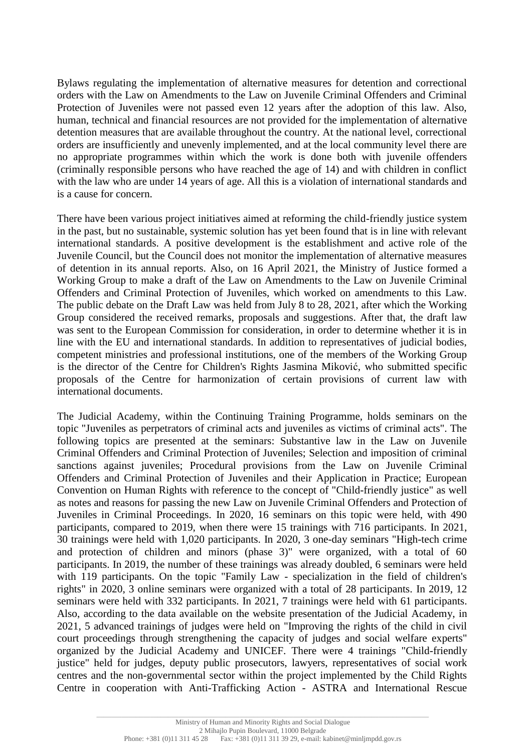Bylaws regulating the implementation of alternative measures for detention and correctional orders with the Law on Amendments to the Law on Juvenile Criminal Offenders and Criminal Protection of Juveniles were not passed even 12 years after the adoption of this law. Also, human, technical and financial resources are not provided for the implementation of alternative detention measures that are available throughout the country. At the national level, correctional orders are insufficiently and unevenly implemented, and at the local community level there are no appropriate programmes within which the work is done both with juvenile offenders (criminally responsible persons who have reached the age of 14) and with children in conflict with the law who are under 14 years of age. All this is a violation of international standards and is a cause for concern.

There have been various project initiatives aimed at reforming the child-friendly justice system in the past, but no sustainable, systemic solution has yet been found that is in line with relevant international standards. A positive development is the establishment and active role of the Juvenile Council, but the Council does not monitor the implementation of alternative measures of detention in its annual reports. Also, on 16 April 2021, the Ministry of Justice formed a Working Group to make a draft of the Law on Amendments to the Law on Juvenile Criminal Offenders and Criminal Protection of Juveniles, which worked on amendments to this Law. The public debate on the Draft Law was held from July 8 to 28, 2021, after which the Working Group considered the received remarks, proposals and suggestions. After that, the draft law was sent to the European Commission for consideration, in order to determine whether it is in line with the EU and international standards. In addition to representatives of judicial bodies, competent ministries and professional institutions, one of the members of the Working Group is the director of the Centre for Children's Rights Jasmina Miković, who submitted specific proposals of the Centre for harmonization of certain provisions of current law with international documents.

The Judicial Academy, within the Continuing Training Programme, holds seminars on the topic "Juveniles as perpetrators of criminal acts and juveniles as victims of criminal acts". The following topics are presented at the seminars: Substantive law in the Law on Juvenile Criminal Offenders and Criminal Protection of Juveniles; Selection and imposition of criminal sanctions against juveniles; Procedural provisions from the Law on Juvenile Criminal Offenders and Criminal Protection of Juveniles and their Application in Practice; European Convention on Human Rights with reference to the concept of "Child-friendly justice" as well as notes and reasons for passing the new Law on Juvenile Criminal Offenders and Protection of Juveniles in Criminal Proceedings. In 2020, 16 seminars on this topic were held, with 490 participants, compared to 2019, when there were 15 trainings with 716 participants. In 2021, 30 trainings were held with 1,020 participants. In 2020, 3 one-day seminars "High-tech crime and protection of children and minors (phase 3)" were organized, with a total of 60 participants. In 2019, the number of these trainings was already doubled, 6 seminars were held with 119 participants. On the topic "Family Law - specialization in the field of children's rights" in 2020, 3 online seminars were organized with a total of 28 participants. In 2019, 12 seminars were held with 332 participants. In 2021, 7 trainings were held with 61 participants. Also, according to the data available on the website presentation of the Judicial Academy, in 2021, 5 advanced trainings of judges were held on "Improving the rights of the child in civil court proceedings through strengthening the capacity of judges and social welfare experts" organized by the Judicial Academy and UNICEF. There were 4 trainings "Child-friendly justice" held for judges, deputy public prosecutors, lawyers, representatives of social work centres and the non-governmental sector within the project implemented by the Child Rights Centre in cooperation with Anti-Trafficking Action - ASTRA and International Rescue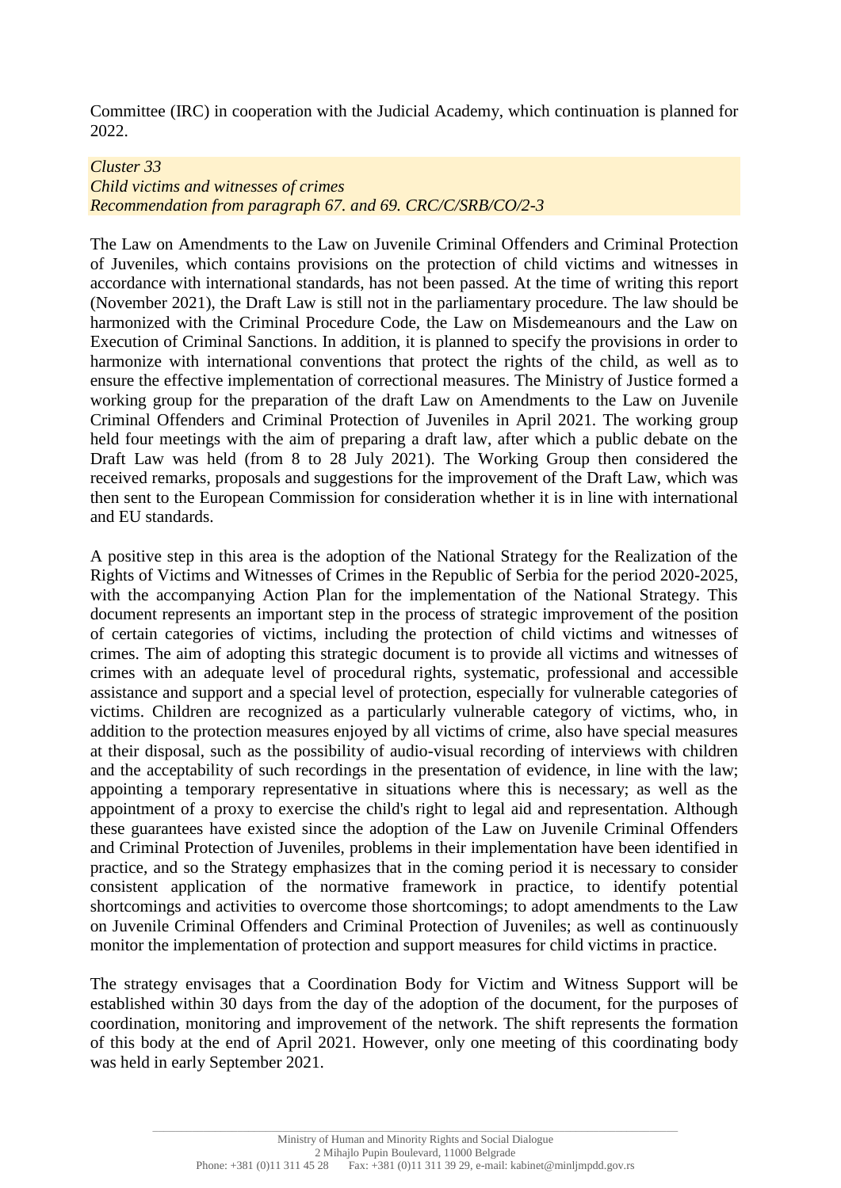Committee (IRC) in cooperation with the Judicial Academy, which continuation is planned for 2022.

*Cluster 33*
*Child victims and witnesses of crimes*
*Recommendation from paragraph 67. and 69. CRC/C/SRB/CO/2-3*

The Law on Amendments to the Law on Juvenile Criminal Offenders and Criminal Protection of Juveniles, which contains provisions on the protection of child victims and witnesses in accordance with international standards, has not been passed. At the time of writing this report (November 2021), the Draft Law is still not in the parliamentary procedure. The law should be harmonized with the Criminal Procedure Code, the Law on Misdemeanours and the Law on Execution of Criminal Sanctions. In addition, it is planned to specify the provisions in order to harmonize with international conventions that protect the rights of the child, as well as to ensure the effective implementation of correctional measures. The Ministry of Justice formed a working group for the preparation of the draft Law on Amendments to the Law on Juvenile Criminal Offenders and Criminal Protection of Juveniles in April 2021. The working group held four meetings with the aim of preparing a draft law, after which a public debate on the Draft Law was held (from 8 to 28 July 2021). The Working Group then considered the received remarks, proposals and suggestions for the improvement of the Draft Law, which was then sent to the European Commission for consideration whether it is in line with international and EU standards.

A positive step in this area is the adoption of the National Strategy for the Realization of the Rights of Victims and Witnesses of Crimes in the Republic of Serbia for the period 2020-2025, with the accompanying Action Plan for the implementation of the National Strategy. This document represents an important step in the process of strategic improvement of the position of certain categories of victims, including the protection of child victims and witnesses of crimes. The aim of adopting this strategic document is to provide all victims and witnesses of crimes with an adequate level of procedural rights, systematic, professional and accessible assistance and support and a special level of protection, especially for vulnerable categories of victims. Children are recognized as a particularly vulnerable category of victims, who, in addition to the protection measures enjoyed by all victims of crime, also have special measures at their disposal, such as the possibility of audio-visual recording of interviews with children and the acceptability of such recordings in the presentation of evidence, in line with the law; appointing a temporary representative in situations where this is necessary; as well as the appointment of a proxy to exercise the child's right to legal aid and representation. Although these guarantees have existed since the adoption of the Law on Juvenile Criminal Offenders and Criminal Protection of Juveniles, problems in their implementation have been identified in practice, and so the Strategy emphasizes that in the coming period it is necessary to consider consistent application of the normative framework in practice, to identify potential shortcomings and activities to overcome those shortcomings; to adopt amendments to the Law on Juvenile Criminal Offenders and Criminal Protection of Juveniles; as well as continuously monitor the implementation of protection and support measures for child victims in practice.

The strategy envisages that a Coordination Body for Victim and Witness Support will be established within 30 days from the day of the adoption of the document, for the purposes of coordination, monitoring and improvement of the network. The shift represents the formation of this body at the end of April 2021. However, only one meeting of this coordinating body was held in early September 2021.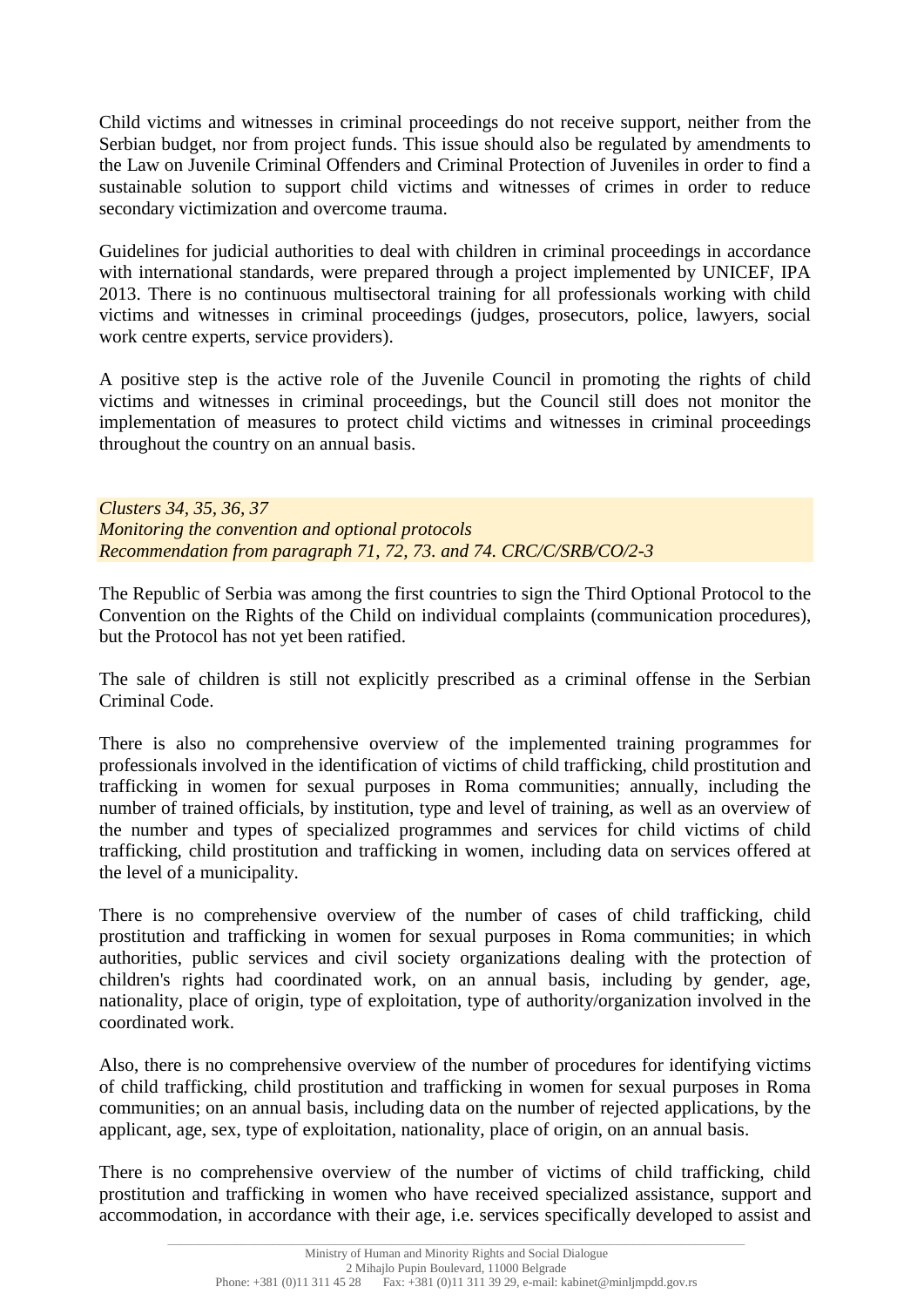Child victims and witnesses in criminal proceedings do not receive support, neither from the Serbian budget, nor from project funds. This issue should also be regulated by amendments to the Law on Juvenile Criminal Offenders and Criminal Protection of Juveniles in order to find a sustainable solution to support child victims and witnesses of crimes in order to reduce secondary victimization and overcome trauma.

Guidelines for judicial authorities to deal with children in criminal proceedings in accordance with international standards, were prepared through a project implemented by UNICEF, IPA 2013. There is no continuous multisectoral training for all professionals working with child victims and witnesses in criminal proceedings (judges, prosecutors, police, lawyers, social work centre experts, service providers).

A positive step is the active role of the Juvenile Council in promoting the rights of child victims and witnesses in criminal proceedings, but the Council still does not monitor the implementation of measures to protect child victims and witnesses in criminal proceedings throughout the country on an annual basis.

*Clusters 34, 35, 36, 37*
*Monitoring the convention and optional protocols*
*Recommendation from paragraph 71, 72, 73. and 74. CRC/C/SRB/CO/2-3*

The Republic of Serbia was among the first countries to sign the Third Optional Protocol to the Convention on the Rights of the Child on individual complaints (communication procedures), but the Protocol has not yet been ratified.

The sale of children is still not explicitly prescribed as a criminal offense in the Serbian Criminal Code.

There is also no comprehensive overview of the implemented training programmes for professionals involved in the identification of victims of child trafficking, child prostitution and trafficking in women for sexual purposes in Roma communities; annually, including the number of trained officials, by institution, type and level of training, as well as an overview of the number and types of specialized programmes and services for child victims of child trafficking, child prostitution and trafficking in women, including data on services offered at the level of a municipality.

There is no comprehensive overview of the number of cases of child trafficking, child prostitution and trafficking in women for sexual purposes in Roma communities; in which authorities, public services and civil society organizations dealing with the protection of children's rights had coordinated work, on an annual basis, including by gender, age, nationality, place of origin, type of exploitation, type of authority/organization involved in the coordinated work.

Also, there is no comprehensive overview of the number of procedures for identifying victims of child trafficking, child prostitution and trafficking in women for sexual purposes in Roma communities; on an annual basis, including data on the number of rejected applications, by the applicant, age, sex, type of exploitation, nationality, place of origin, on an annual basis.

There is no comprehensive overview of the number of victims of child trafficking, child prostitution and trafficking in women who have received specialized assistance, support and accommodation, in accordance with their age, i.e. services specifically developed to assist and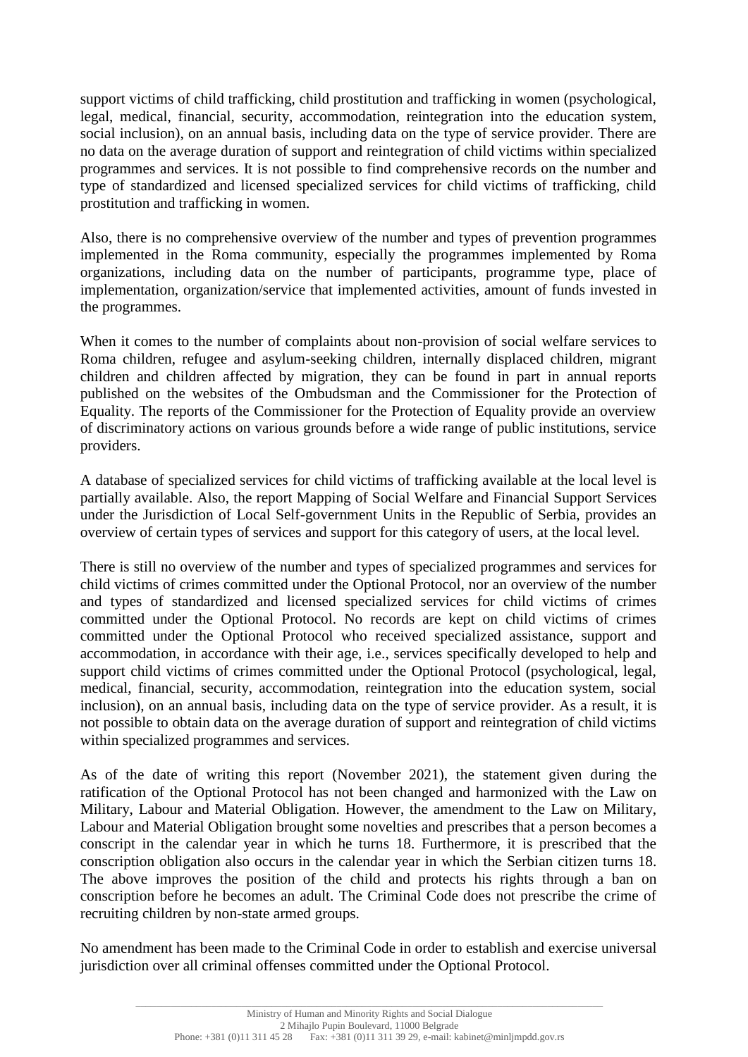support victims of child trafficking, child prostitution and trafficking in women (psychological, legal, medical, financial, security, accommodation, reintegration into the education system, social inclusion), on an annual basis, including data on the type of service provider. There are no data on the average duration of support and reintegration of child victims within specialized programmes and services. It is not possible to find comprehensive records on the number and type of standardized and licensed specialized services for child victims of trafficking, child prostitution and trafficking in women.

Also, there is no comprehensive overview of the number and types of prevention programmes implemented in the Roma community, especially the programmes implemented by Roma organizations, including data on the number of participants, programme type, place of implementation, organization/service that implemented activities, amount of funds invested in the programmes.

When it comes to the number of complaints about non-provision of social welfare services to Roma children, refugee and asylum-seeking children, internally displaced children, migrant children and children affected by migration, they can be found in part in annual reports published on the websites of the Ombudsman and the Commissioner for the Protection of Equality. The reports of the Commissioner for the Protection of Equality provide an overview of discriminatory actions on various grounds before a wide range of public institutions, service providers.

A database of specialized services for child victims of trafficking available at the local level is partially available. Also, the report Mapping of Social Welfare and Financial Support Services under the Jurisdiction of Local Self-government Units in the Republic of Serbia, provides an overview of certain types of services and support for this category of users, at the local level.

There is still no overview of the number and types of specialized programmes and services for child victims of crimes committed under the Optional Protocol, nor an overview of the number and types of standardized and licensed specialized services for child victims of crimes committed under the Optional Protocol. No records are kept on child victims of crimes committed under the Optional Protocol who received specialized assistance, support and accommodation, in accordance with their age, i.e., services specifically developed to help and support child victims of crimes committed under the Optional Protocol (psychological, legal, medical, financial, security, accommodation, reintegration into the education system, social inclusion), on an annual basis, including data on the type of service provider. As a result, it is not possible to obtain data on the average duration of support and reintegration of child victims within specialized programmes and services.

As of the date of writing this report (November 2021), the statement given during the ratification of the Optional Protocol has not been changed and harmonized with the Law on Military, Labour and Material Obligation. However, the amendment to the Law on Military, Labour and Material Obligation brought some novelties and prescribes that a person becomes a conscript in the calendar year in which he turns 18. Furthermore, it is prescribed that the conscription obligation also occurs in the calendar year in which the Serbian citizen turns 18. The above improves the position of the child and protects his rights through a ban on conscription before he becomes an adult. The Criminal Code does not prescribe the crime of recruiting children by non-state armed groups.

No amendment has been made to the Criminal Code in order to establish and exercise universal jurisdiction over all criminal offenses committed under the Optional Protocol.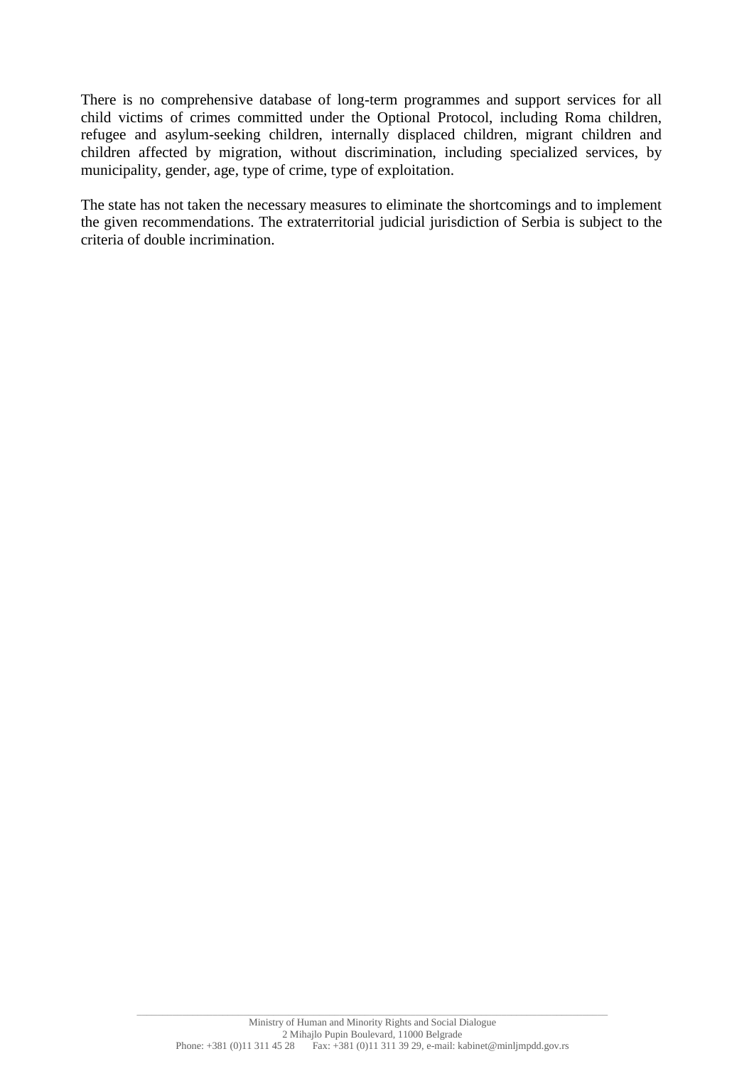There is no comprehensive database of long-term programmes and support services for all child victims of crimes committed under the Optional Protocol, including Roma children, refugee and asylum-seeking children, internally displaced children, migrant children and children affected by migration, without discrimination, including specialized services, by municipality, gender, age, type of crime, type of exploitation.

The state has not taken the necessary measures to eliminate the shortcomings and to implement the given recommendations. The extraterritorial judicial jurisdiction of Serbia is subject to the criteria of double incrimination.